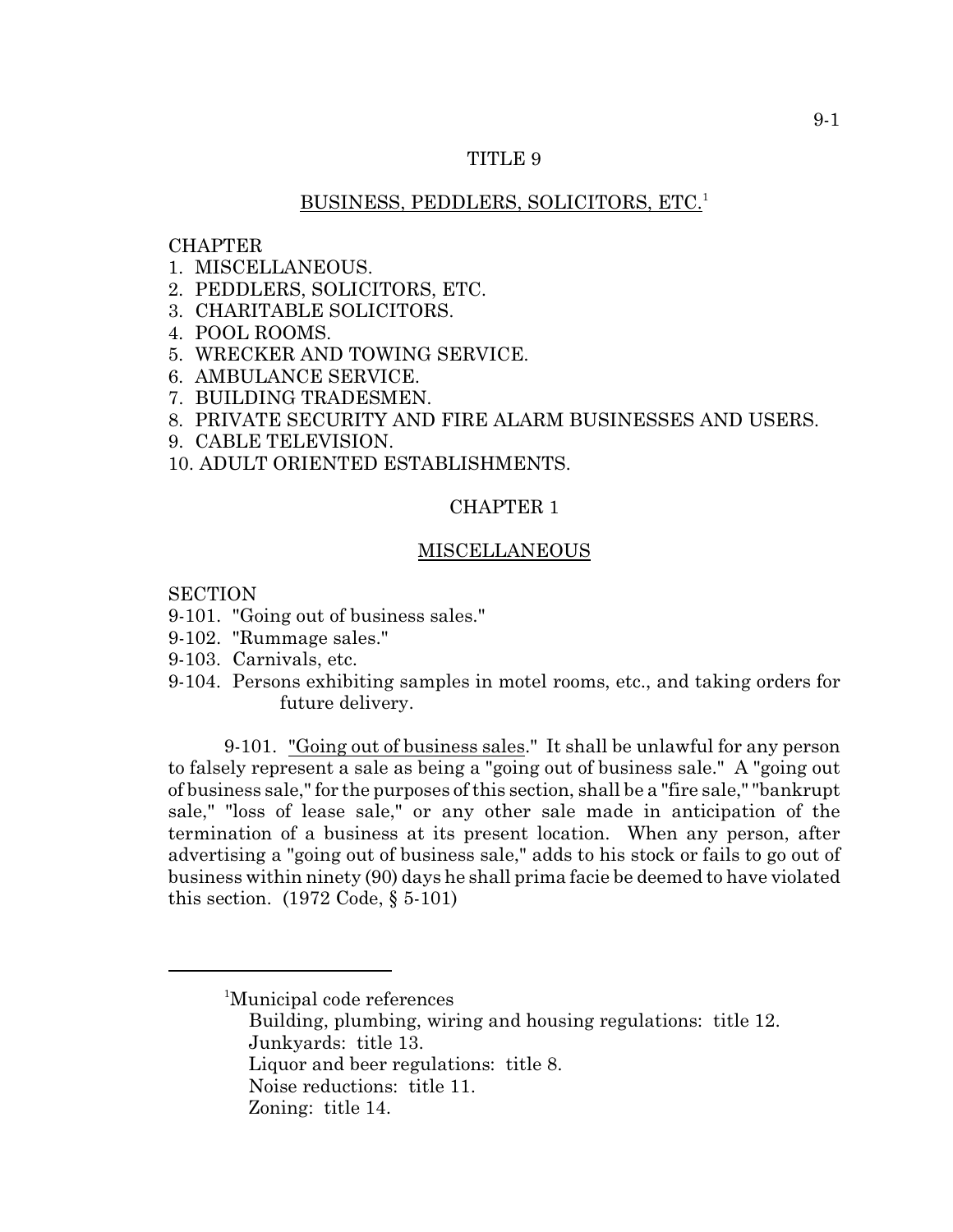# TITLE 9

## BUSINESS, PEDDLERS, SOLICITORS, ETC.[1]

CHAPTER
1. MISCELLANEOUS.
2. PEDDLERS, SOLICITORS, ETC.
3. CHARITABLE SOLICITORS.
4. POOL ROOMS.
5. WRECKER AND TOWING SERVICE.
6. AMBULANCE SERVICE.
7. BUILDING TRADESMEN.
8. PRIVATE SECURITY AND FIRE ALARM BUSINESSES AND USERS.
9. CABLE TELEVISION.
10. ADULT ORIENTED ESTABLISHMENTS.

## CHAPTER 1

## MISCELLANEOUS

SECTION
9-101. "Going out of business sales."
9-102. "Rummage sales."
9-103. Carnivals, etc.
9-104. Persons exhibiting samples in motel rooms, etc., and taking orders for future delivery.

9-101. "Going out of business sales." It shall be unlawful for any person to falsely represent a sale as being a "going out of business sale." A "going out of business sale," for the purposes of this section, shall be a "fire sale," "bankrupt sale," "loss of lease sale," or any other sale made in anticipation of the termination of a business at its present location. When any person, after advertising a "going out of business sale," adds to his stock or fails to go out of business within ninety (90) days he shall prima facie be deemed to have violated this section. (1972 Code, § 5-101)

---

[1]Municipal code references
Building, plumbing, wiring and housing regulations: title 12.
Junkyards: title 13.
Liquor and beer regulations: title 8.
Noise reductions: title 11.
Zoning: title 14.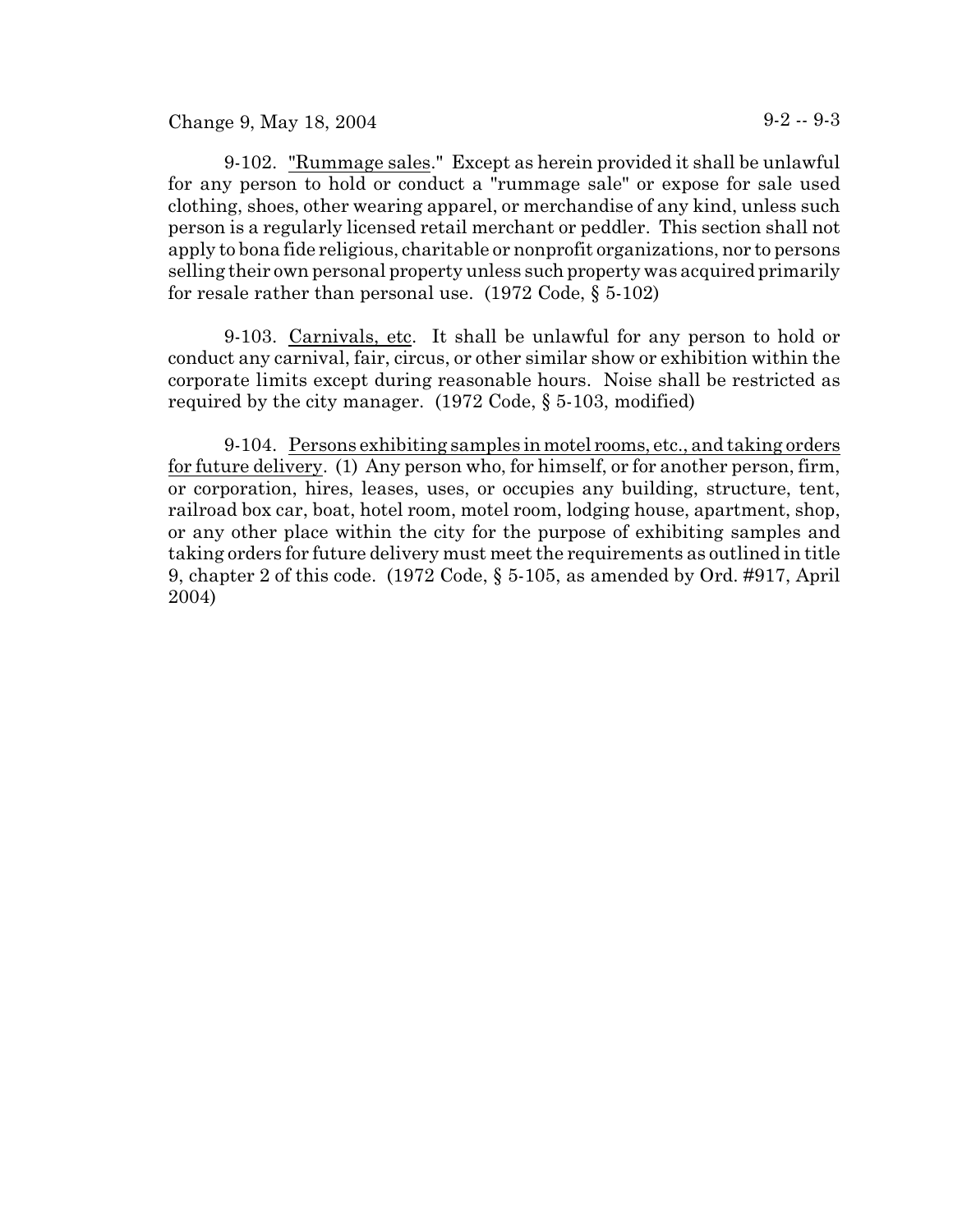9-102. "Rummage sales." Except as herein provided it shall be unlawful for any person to hold or conduct a "rummage sale" or expose for sale used clothing, shoes, other wearing apparel, or merchandise of any kind, unless such person is a regularly licensed retail merchant or peddler. This section shall not apply to bona fide religious, charitable or nonprofit organizations, nor to persons selling their own personal property unless such property was acquired primarily for resale rather than personal use. (1972 Code, § 5-102)

9-103. Carnivals, etc. It shall be unlawful for any person to hold or conduct any carnival, fair, circus, or other similar show or exhibition within the corporate limits except during reasonable hours. Noise shall be restricted as required by the city manager. (1972 Code, § 5-103, modified)

9-104. Persons exhibiting samples in motel rooms, etc., and taking orders for future delivery. (1) Any person who, for himself, or for another person, firm, or corporation, hires, leases, uses, or occupies any building, structure, tent, railroad box car, boat, hotel room, motel room, lodging house, apartment, shop, or any other place within the city for the purpose of exhibiting samples and taking orders for future delivery must meet the requirements as outlined in title 9, chapter 2 of this code. (1972 Code, § 5-105, as amended by Ord. #917, April 2004)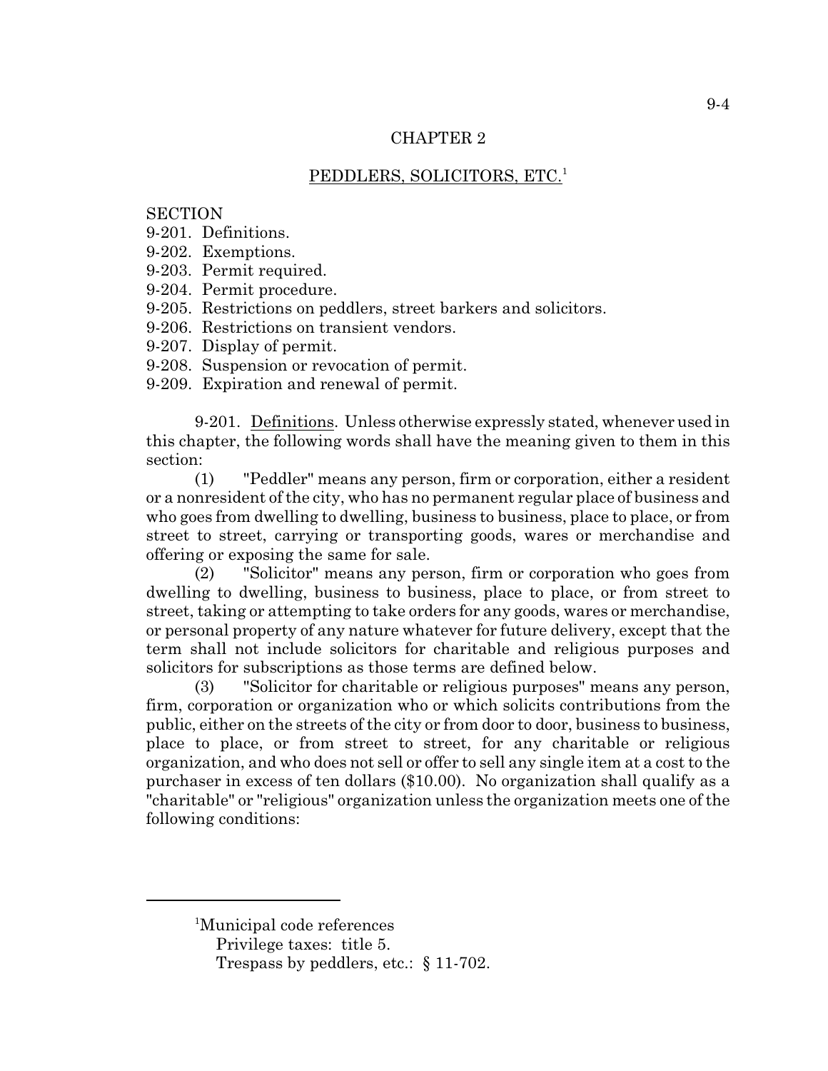# CHAPTER 2

## PEDDLERS, SOLICITORS, ETC.[1]

SECTION
9-201. Definitions.
9-202. Exemptions.
9-203. Permit required.
9-204. Permit procedure.
9-205. Restrictions on peddlers, street barkers and solicitors.
9-206. Restrictions on transient vendors.
9-207. Display of permit.
9-208. Suspension or revocation of permit.
9-209. Expiration and renewal of permit.

9-201. Definitions. Unless otherwise expressly stated, whenever used in this chapter, the following words shall have the meaning given to them in this section:

(1) "Peddler" means any person, firm or corporation, either a resident or a nonresident of the city, who has no permanent regular place of business and who goes from dwelling to dwelling, business to business, place to place, or from street to street, carrying or transporting goods, wares or merchandise and offering or exposing the same for sale.

(2) "Solicitor" means any person, firm or corporation who goes from dwelling to dwelling, business to business, place to place, or from street to street, taking or attempting to take orders for any goods, wares or merchandise, or personal property of any nature whatever for future delivery, except that the term shall not include solicitors for charitable and religious purposes and solicitors for subscriptions as those terms are defined below.

(3) "Solicitor for charitable or religious purposes" means any person, firm, corporation or organization who or which solicits contributions from the public, either on the streets of the city or from door to door, business to business, place to place, or from street to street, for any charitable or religious organization, and who does not sell or offer to sell any single item at a cost to the purchaser in excess of ten dollars ($10.00). No organization shall qualify as a "charitable" or "religious" organization unless the organization meets one of the following conditions:

---

[1]Municipal code references
Privilege taxes: title 5.
Trespass by peddlers, etc.: § 11-702.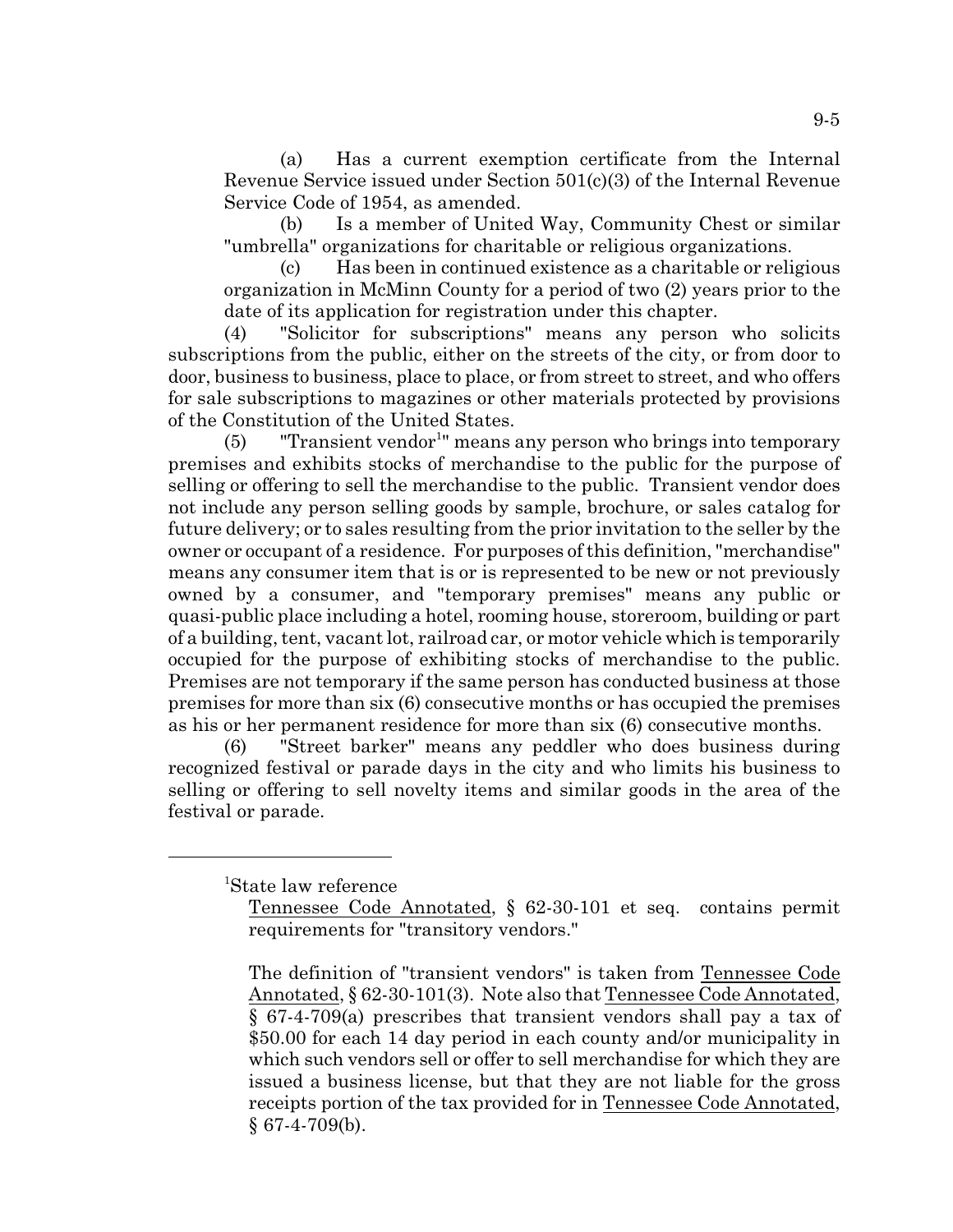(a) Has a current exemption certificate from the Internal Revenue Service issued under Section 501(c)(3) of the Internal Revenue Service Code of 1954, as amended.

(b) Is a member of United Way, Community Chest or similar "umbrella" organizations for charitable or religious organizations.

(c) Has been in continued existence as a charitable or religious organization in McMinn County for a period of two (2) years prior to the date of its application for registration under this chapter.

(4) "Solicitor for subscriptions" means any person who solicits subscriptions from the public, either on the streets of the city, or from door to door, business to business, place to place, or from street to street, and who offers for sale subscriptions to magazines or other materials protected by provisions of the Constitution of the United States.

(5) "Transient vendor[1]" means any person who brings into temporary premises and exhibits stocks of merchandise to the public for the purpose of selling or offering to sell the merchandise to the public. Transient vendor does not include any person selling goods by sample, brochure, or sales catalog for future delivery; or to sales resulting from the prior invitation to the seller by the owner or occupant of a residence. For purposes of this definition, "merchandise" means any consumer item that is or is represented to be new or not previously owned by a consumer, and "temporary premises" means any public or quasi-public place including a hotel, rooming house, storeroom, building or part of a building, tent, vacant lot, railroad car, or motor vehicle which is temporarily occupied for the purpose of exhibiting stocks of merchandise to the public. Premises are not temporary if the same person has conducted business at those premises for more than six (6) consecutive months or has occupied the premises as his or her permanent residence for more than six (6) consecutive months.

(6) "Street barker" means any peddler who does business during recognized festival or parade days in the city and who limits his business to selling or offering to sell novelty items and similar goods in the area of the festival or parade.

---

[1]State law reference

Tennessee Code Annotated, § 62-30-101 et seq. contains permit requirements for "transitory vendors."

The definition of "transient vendors" is taken from Tennessee Code Annotated, § 62-30-101(3). Note also that Tennessee Code Annotated, § 67-4-709(a) prescribes that transient vendors shall pay a tax of $50.00 for each 14 day period in each county and/or municipality in which such vendors sell or offer to sell merchandise for which they are issued a business license, but that they are not liable for the gross receipts portion of the tax provided for in Tennessee Code Annotated, § 67-4-709(b).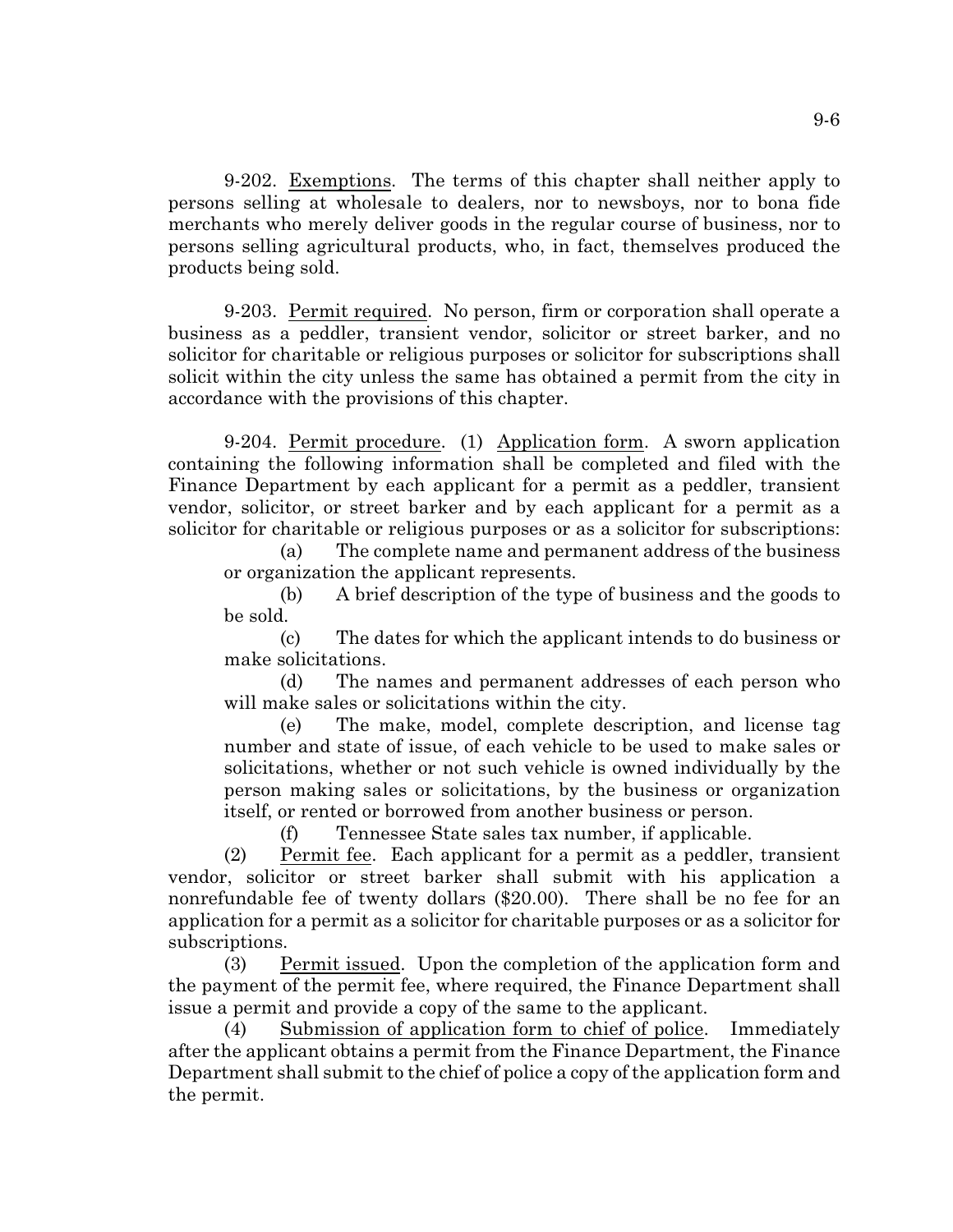9-202. Exemptions. The terms of this chapter shall neither apply to persons selling at wholesale to dealers, nor to newsboys, nor to bona fide merchants who merely deliver goods in the regular course of business, nor to persons selling agricultural products, who, in fact, themselves produced the products being sold.

9-203. Permit required. No person, firm or corporation shall operate a business as a peddler, transient vendor, solicitor or street barker, and no solicitor for charitable or religious purposes or solicitor for subscriptions shall solicit within the city unless the same has obtained a permit from the city in accordance with the provisions of this chapter.

9-204. Permit procedure. (1) Application form. A sworn application containing the following information shall be completed and filed with the Finance Department by each applicant for a permit as a peddler, transient vendor, solicitor, or street barker and by each applicant for a permit as a solicitor for charitable or religious purposes or as a solicitor for subscriptions:

(a) The complete name and permanent address of the business or organization the applicant represents.

(b) A brief description of the type of business and the goods to be sold.

(c) The dates for which the applicant intends to do business or make solicitations.

(d) The names and permanent addresses of each person who will make sales or solicitations within the city.

(e) The make, model, complete description, and license tag number and state of issue, of each vehicle to be used to make sales or solicitations, whether or not such vehicle is owned individually by the person making sales or solicitations, by the business or organization itself, or rented or borrowed from another business or person.

(f) Tennessee State sales tax number, if applicable.

(2) Permit fee. Each applicant for a permit as a peddler, transient vendor, solicitor or street barker shall submit with his application a nonrefundable fee of twenty dollars ($20.00). There shall be no fee for an application for a permit as a solicitor for charitable purposes or as a solicitor for subscriptions.

(3) Permit issued. Upon the completion of the application form and the payment of the permit fee, where required, the Finance Department shall issue a permit and provide a copy of the same to the applicant.

(4) Submission of application form to chief of police. Immediately after the applicant obtains a permit from the Finance Department, the Finance Department shall submit to the chief of police a copy of the application form and the permit.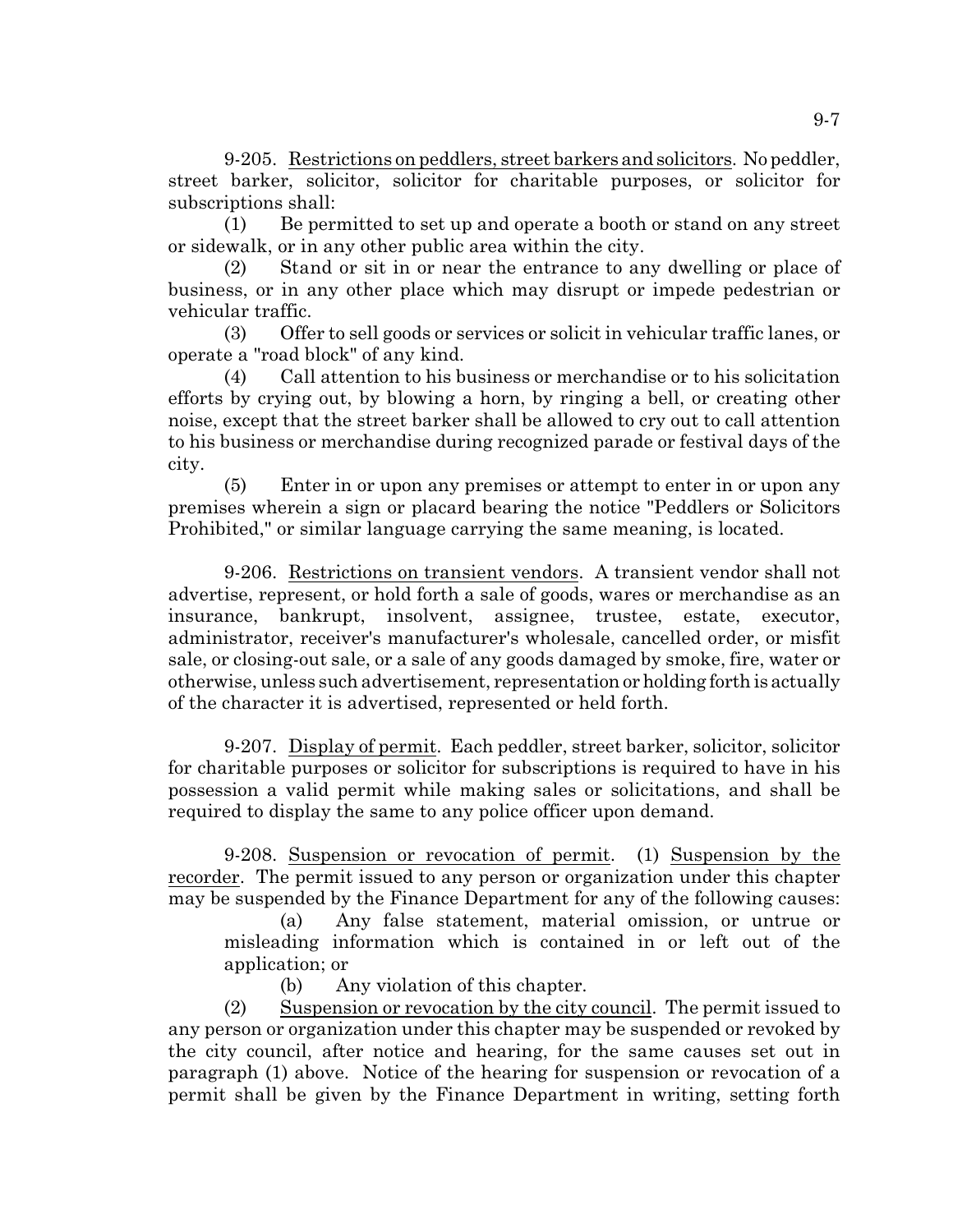9-205. Restrictions on peddlers, street barkers and solicitors. No peddler, street barker, solicitor, solicitor for charitable purposes, or solicitor for subscriptions shall:

(1) Be permitted to set up and operate a booth or stand on any street or sidewalk, or in any other public area within the city.

(2) Stand or sit in or near the entrance to any dwelling or place of business, or in any other place which may disrupt or impede pedestrian or vehicular traffic.

(3) Offer to sell goods or services or solicit in vehicular traffic lanes, or operate a "road block" of any kind.

(4) Call attention to his business or merchandise or to his solicitation efforts by crying out, by blowing a horn, by ringing a bell, or creating other noise, except that the street barker shall be allowed to cry out to call attention to his business or merchandise during recognized parade or festival days of the city.

(5) Enter in or upon any premises or attempt to enter in or upon any premises wherein a sign or placard bearing the notice "Peddlers or Solicitors Prohibited," or similar language carrying the same meaning, is located.

9-206. Restrictions on transient vendors. A transient vendor shall not advertise, represent, or hold forth a sale of goods, wares or merchandise as an insurance, bankrupt, insolvent, assignee, trustee, estate, executor, administrator, receiver's manufacturer's wholesale, cancelled order, or misfit sale, or closing-out sale, or a sale of any goods damaged by smoke, fire, water or otherwise, unless such advertisement, representation or holding forth is actually of the character it is advertised, represented or held forth.

9-207. Display of permit. Each peddler, street barker, solicitor, solicitor for charitable purposes or solicitor for subscriptions is required to have in his possession a valid permit while making sales or solicitations, and shall be required to display the same to any police officer upon demand.

9-208. Suspension or revocation of permit. (1) Suspension by the recorder. The permit issued to any person or organization under this chapter may be suspended by the Finance Department for any of the following causes:

(a) Any false statement, material omission, or untrue or misleading information which is contained in or left out of the application; or

(b) Any violation of this chapter.

(2) Suspension or revocation by the city council. The permit issued to any person or organization under this chapter may be suspended or revoked by the city council, after notice and hearing, for the same causes set out in paragraph (1) above. Notice of the hearing for suspension or revocation of a permit shall be given by the Finance Department in writing, setting forth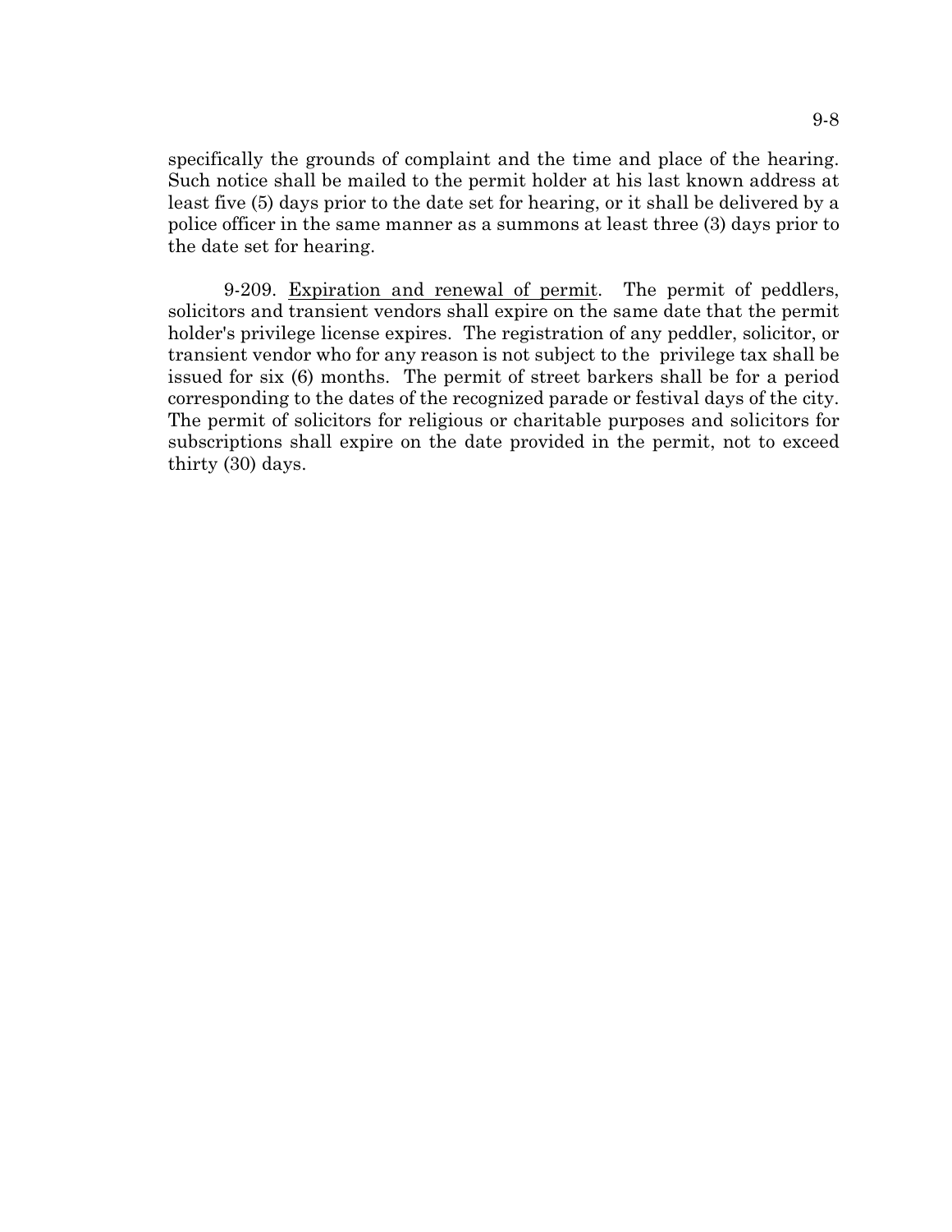specifically the grounds of complaint and the time and place of the hearing. Such notice shall be mailed to the permit holder at his last known address at least five (5) days prior to the date set for hearing, or it shall be delivered by a police officer in the same manner as a summons at least three (3) days prior to the date set for hearing.

9-209. Expiration and renewal of permit. The permit of peddlers, solicitors and transient vendors shall expire on the same date that the permit holder's privilege license expires. The registration of any peddler, solicitor, or transient vendor who for any reason is not subject to the privilege tax shall be issued for six (6) months. The permit of street barkers shall be for a period corresponding to the dates of the recognized parade or festival days of the city. The permit of solicitors for religious or charitable purposes and solicitors for subscriptions shall expire on the date provided in the permit, not to exceed thirty (30) days.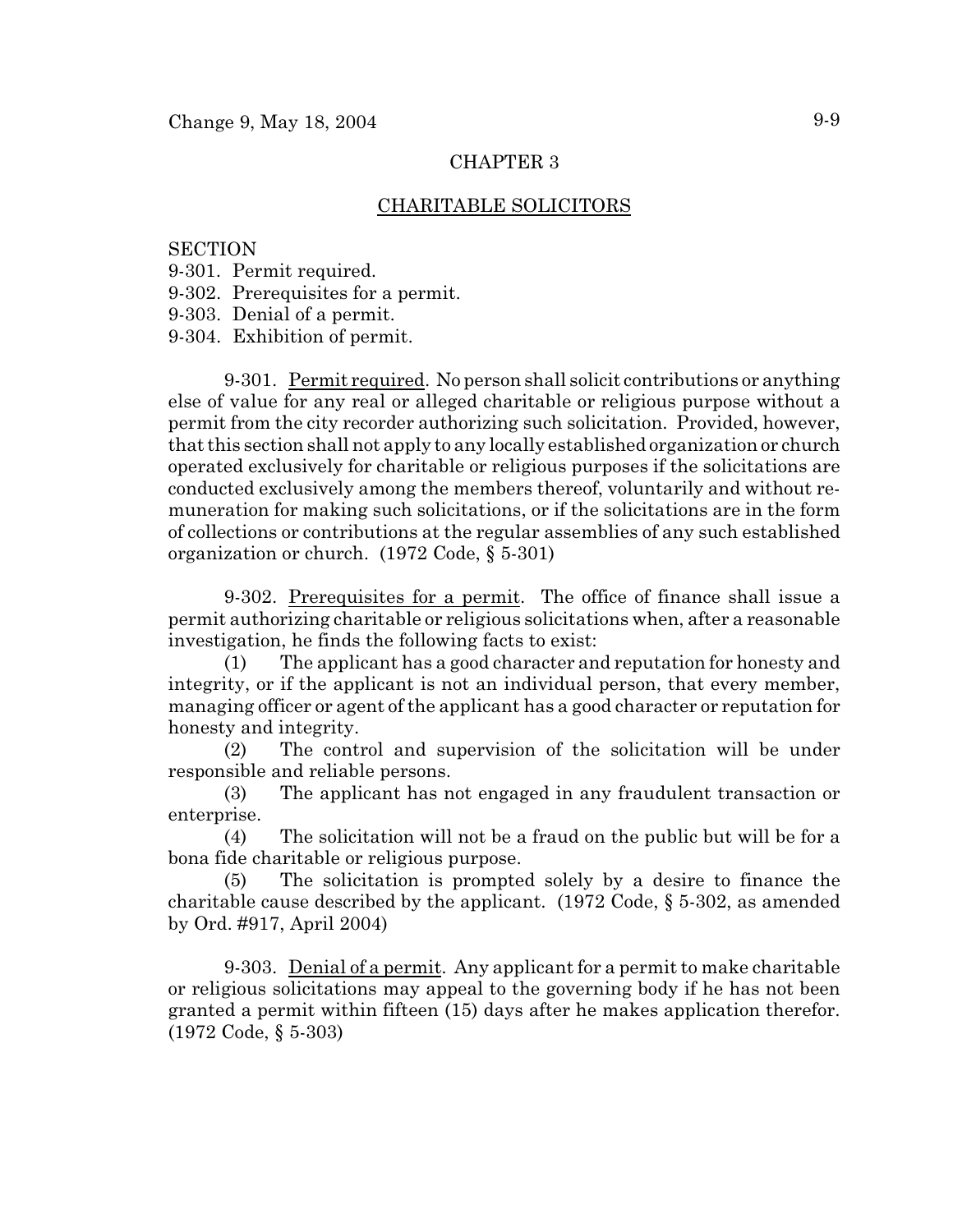# CHAPTER 3

## CHARITABLE SOLICITORS

SECTION
9-301. Permit required.
9-302. Prerequisites for a permit.
9-303. Denial of a permit.
9-304. Exhibition of permit.

9-301. Permit required. No person shall solicit contributions or anything else of value for any real or alleged charitable or religious purpose without a permit from the city recorder authorizing such solicitation. Provided, however, that this section shall not apply to any locally established organization or church operated exclusively for charitable or religious purposes if the solicitations are conducted exclusively among the members thereof, voluntarily and without remuneration for making such solicitations, or if the solicitations are in the form of collections or contributions at the regular assemblies of any such established organization or church. (1972 Code, § 5-301)

9-302. Prerequisites for a permit. The office of finance shall issue a permit authorizing charitable or religious solicitations when, after a reasonable investigation, he finds the following facts to exist:

(1) The applicant has a good character and reputation for honesty and integrity, or if the applicant is not an individual person, that every member, managing officer or agent of the applicant has a good character or reputation for honesty and integrity.

(2) The control and supervision of the solicitation will be under responsible and reliable persons.

(3) The applicant has not engaged in any fraudulent transaction or enterprise.

(4) The solicitation will not be a fraud on the public but will be for a bona fide charitable or religious purpose.

(5) The solicitation is prompted solely by a desire to finance the charitable cause described by the applicant. (1972 Code, § 5-302, as amended by Ord. #917, April 2004)

9-303. Denial of a permit. Any applicant for a permit to make charitable or religious solicitations may appeal to the governing body if he has not been granted a permit within fifteen (15) days after he makes application therefor. (1972 Code, § 5-303)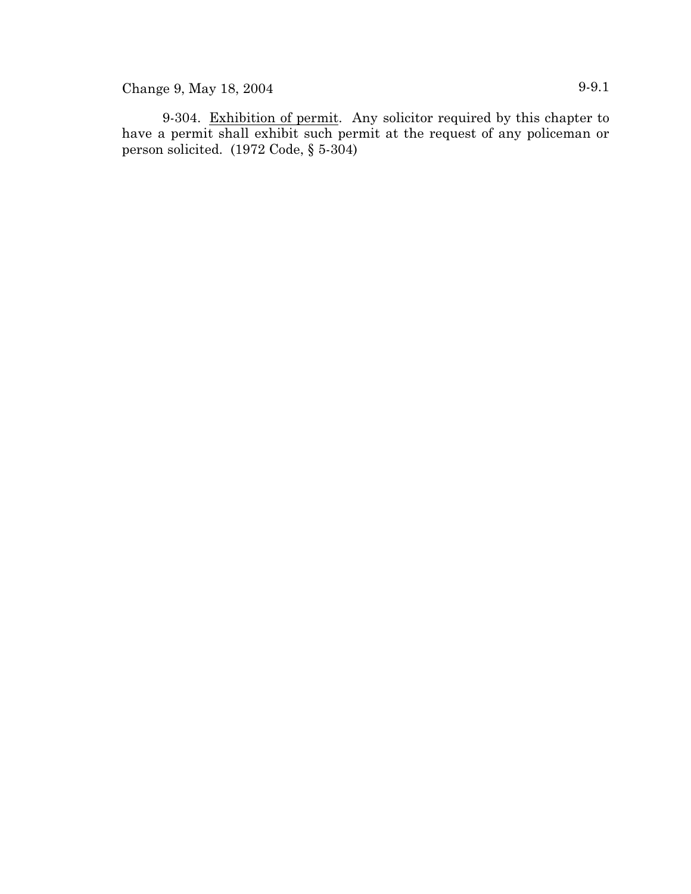9-304. Exhibition of permit. Any solicitor required by this chapter to have a permit shall exhibit such permit at the request of any policeman or person solicited. (1972 Code, § 5-304)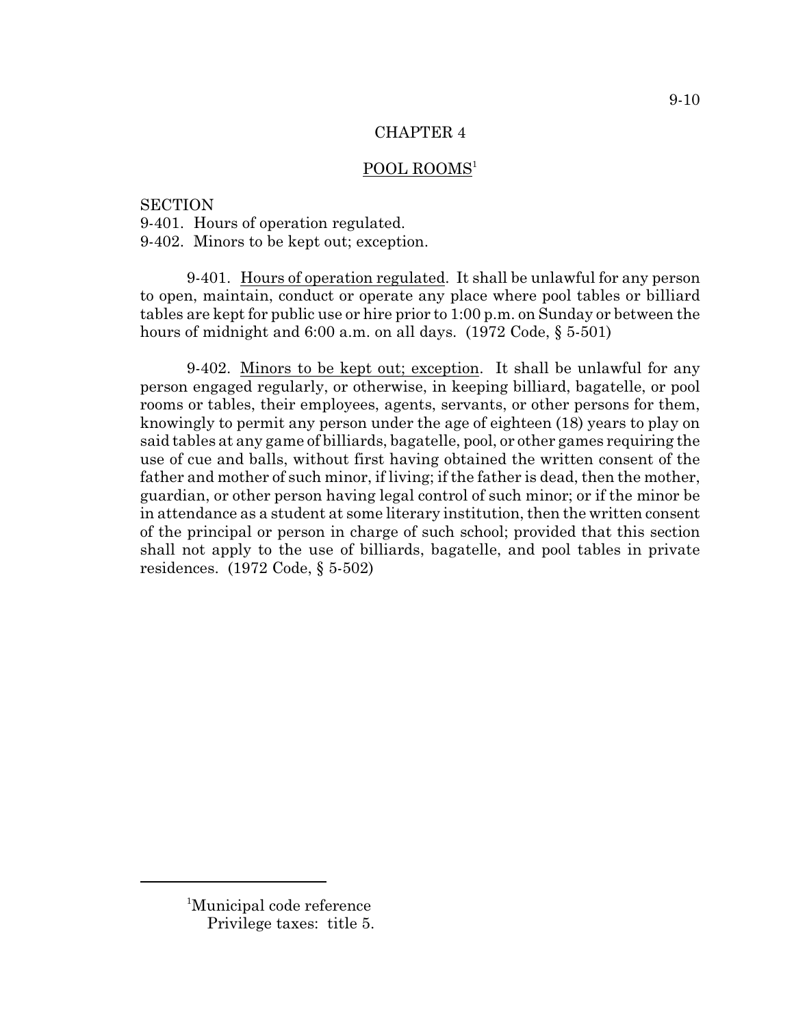# CHAPTER 4

## POOL ROOMS[1]

SECTION
9-401. Hours of operation regulated.
9-402. Minors to be kept out; exception.

9-401. Hours of operation regulated. It shall be unlawful for any person to open, maintain, conduct or operate any place where pool tables or billiard tables are kept for public use or hire prior to 1:00 p.m. on Sunday or between the hours of midnight and 6:00 a.m. on all days. (1972 Code, § 5-501)

9-402. Minors to be kept out; exception. It shall be unlawful for any person engaged regularly, or otherwise, in keeping billiard, bagatelle, or pool rooms or tables, their employees, agents, servants, or other persons for them, knowingly to permit any person under the age of eighteen (18) years to play on said tables at any game of billiards, bagatelle, pool, or other games requiring the use of cue and balls, without first having obtained the written consent of the father and mother of such minor, if living; if the father is dead, then the mother, guardian, or other person having legal control of such minor; or if the minor be in attendance as a student at some literary institution, then the written consent of the principal or person in charge of such school; provided that this section shall not apply to the use of billiards, bagatelle, and pool tables in private residences. (1972 Code, § 5-502)

---

[1] Municipal code reference
Privilege taxes: title 5.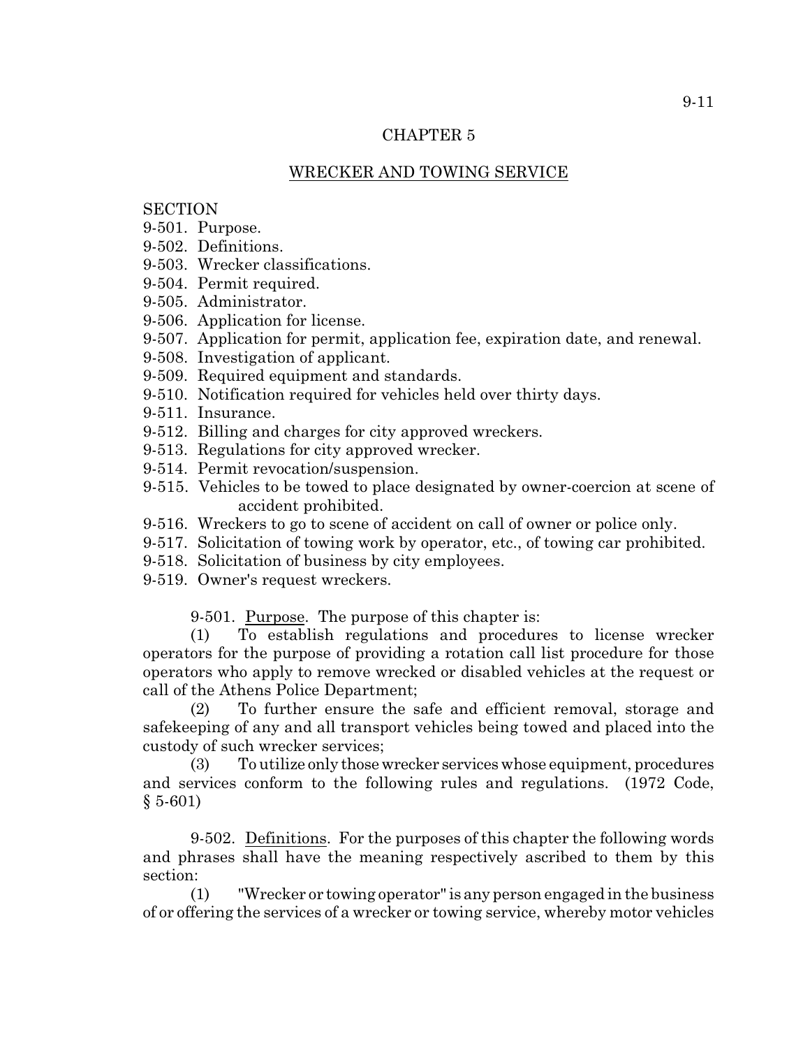# CHAPTER 5

## WRECKER AND TOWING SERVICE

SECTION

9-501. Purpose.
9-502. Definitions.
9-503. Wrecker classifications.
9-504. Permit required.
9-505. Administrator.
9-506. Application for license.
9-507. Application for permit, application fee, expiration date, and renewal.
9-508. Investigation of applicant.
9-509. Required equipment and standards.
9-510. Notification required for vehicles held over thirty days.
9-511. Insurance.
9-512. Billing and charges for city approved wreckers.
9-513. Regulations for city approved wrecker.
9-514. Permit revocation/suspension.
9-515. Vehicles to be towed to place designated by owner-coercion at scene of accident prohibited.
9-516. Wreckers to go to scene of accident on call of owner or police only.
9-517. Solicitation of towing work by operator, etc., of towing car prohibited.
9-518. Solicitation of business by city employees.
9-519. Owner's request wreckers.

9-501. Purpose. The purpose of this chapter is:

(1) To establish regulations and procedures to license wrecker operators for the purpose of providing a rotation call list procedure for those operators who apply to remove wrecked or disabled vehicles at the request or call of the Athens Police Department;

(2) To further ensure the safe and efficient removal, storage and safekeeping of any and all transport vehicles being towed and placed into the custody of such wrecker services;

(3) To utilize only those wrecker services whose equipment, procedures and services conform to the following rules and regulations. (1972 Code, § 5-601)

9-502. Definitions. For the purposes of this chapter the following words and phrases shall have the meaning respectively ascribed to them by this section:

(1) "Wrecker or towing operator" is any person engaged in the business of or offering the services of a wrecker or towing service, whereby motor vehicles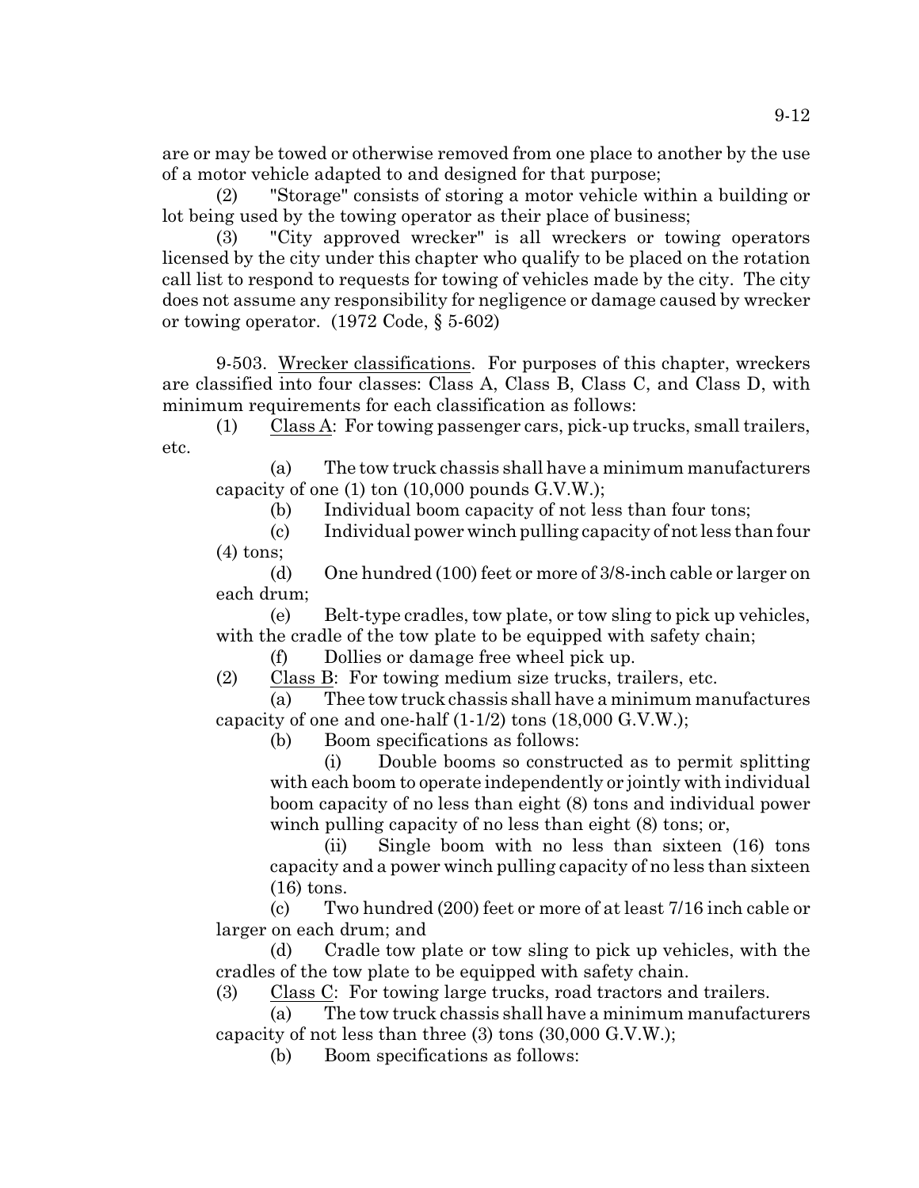are or may be towed or otherwise removed from one place to another by the use of a motor vehicle adapted to and designed for that purpose;

(2) "Storage" consists of storing a motor vehicle within a building or lot being used by the towing operator as their place of business;

(3) "City approved wrecker" is all wreckers or towing operators licensed by the city under this chapter who qualify to be placed on the rotation call list to respond to requests for towing of vehicles made by the city. The city does not assume any responsibility for negligence or damage caused by wrecker or towing operator. (1972 Code, § 5-602)

9-503. Wrecker classifications. For purposes of this chapter, wreckers are classified into four classes: Class A, Class B, Class C, and Class D, with minimum requirements for each classification as follows:

(1) Class A: For towing passenger cars, pick-up trucks, small trailers, etc.

(a) The tow truck chassis shall have a minimum manufacturers capacity of one (1) ton (10,000 pounds G.V.W.);

(b) Individual boom capacity of not less than four tons;

(c) Individual power winch pulling capacity of not less than four (4) tons;

(d) One hundred (100) feet or more of 3/8-inch cable or larger on each drum;

(e) Belt-type cradles, tow plate, or tow sling to pick up vehicles, with the cradle of the tow plate to be equipped with safety chain;

(f) Dollies or damage free wheel pick up.

(2) Class B: For towing medium size trucks, trailers, etc.

(a) Thee tow truck chassis shall have a minimum manufactures capacity of one and one-half (1-1/2) tons (18,000 G.V.W.);

(b) Boom specifications as follows:

(i) Double booms so constructed as to permit splitting with each boom to operate independently or jointly with individual boom capacity of no less than eight (8) tons and individual power winch pulling capacity of no less than eight (8) tons; or,

(ii) Single boom with no less than sixteen (16) tons capacity and a power winch pulling capacity of no less than sixteen (16) tons.

(c) Two hundred (200) feet or more of at least 7/16 inch cable or larger on each drum; and

(d) Cradle tow plate or tow sling to pick up vehicles, with the cradles of the tow plate to be equipped with safety chain.

(3) Class C: For towing large trucks, road tractors and trailers.

(a) The tow truck chassis shall have a minimum manufacturers capacity of not less than three (3) tons (30,000 G.V.W.);

(b) Boom specifications as follows: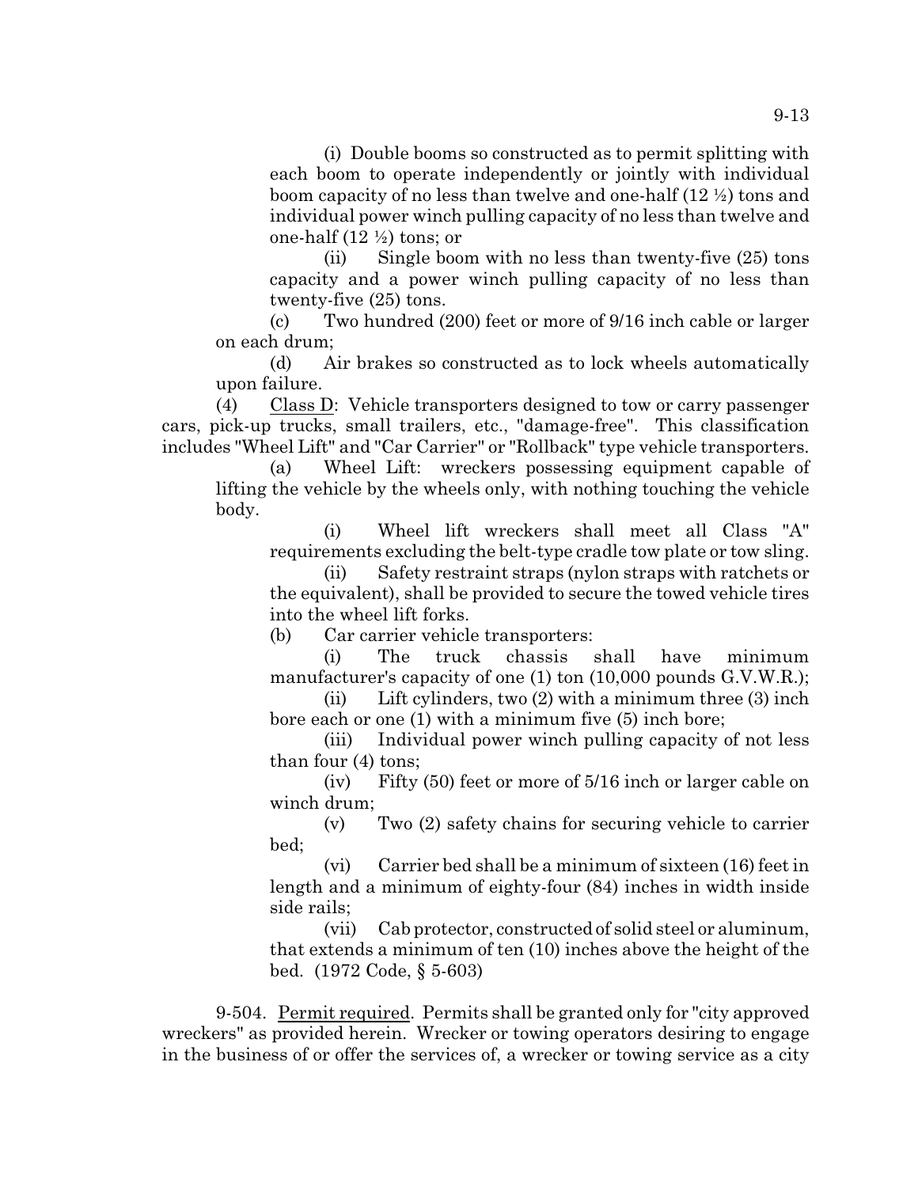(i) Double booms so constructed as to permit splitting with each boom to operate independently or jointly with individual boom capacity of no less than twelve and one-half (12 ½) tons and individual power winch pulling capacity of no less than twelve and one-half (12 ½) tons; or

(ii) Single boom with no less than twenty-five (25) tons capacity and a power winch pulling capacity of no less than twenty-five (25) tons.

(c) Two hundred (200) feet or more of 9/16 inch cable or larger on each drum;

(d) Air brakes so constructed as to lock wheels automatically upon failure.

(4) Class D: Vehicle transporters designed to tow or carry passenger cars, pick-up trucks, small trailers, etc., "damage-free". This classification includes "Wheel Lift" and "Car Carrier" or "Rollback" type vehicle transporters.

(a) Wheel Lift: wreckers possessing equipment capable of lifting the vehicle by the wheels only, with nothing touching the vehicle body.

(i) Wheel lift wreckers shall meet all Class "A" requirements excluding the belt-type cradle tow plate or tow sling.

(ii) Safety restraint straps (nylon straps with ratchets or the equivalent), shall be provided to secure the towed vehicle tires into the wheel lift forks.

(b) Car carrier vehicle transporters:

(i) The truck chassis shall have minimum manufacturer's capacity of one (1) ton (10,000 pounds G.V.W.R.);

(ii) Lift cylinders, two (2) with a minimum three (3) inch bore each or one (1) with a minimum five (5) inch bore;

(iii) Individual power winch pulling capacity of not less than four (4) tons;

(iv) Fifty (50) feet or more of 5/16 inch or larger cable on winch drum;

(v) Two (2) safety chains for securing vehicle to carrier bed;

(vi) Carrier bed shall be a minimum of sixteen (16) feet in length and a minimum of eighty-four (84) inches in width inside side rails;

(vii) Cab protector, constructed of solid steel or aluminum, that extends a minimum of ten (10) inches above the height of the bed. (1972 Code, § 5-603)

9-504. Permit required. Permits shall be granted only for "city approved wreckers" as provided herein. Wrecker or towing operators desiring to engage in the business of or offer the services of, a wrecker or towing service as a city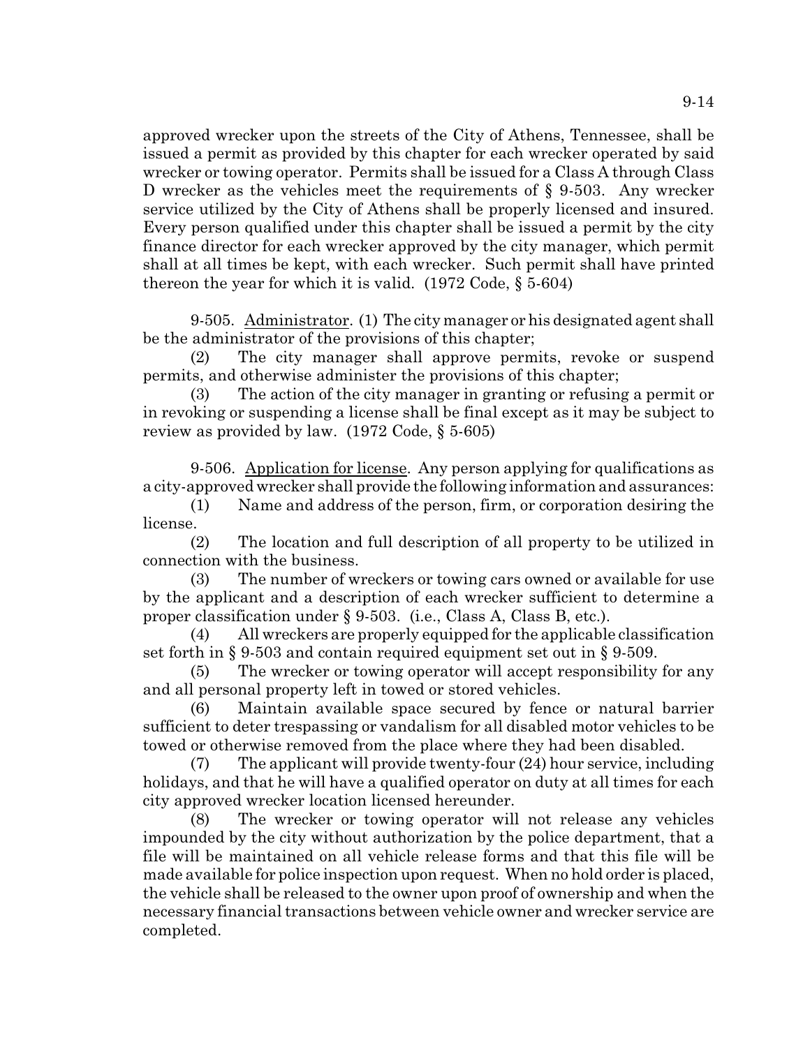approved wrecker upon the streets of the City of Athens, Tennessee, shall be issued a permit as provided by this chapter for each wrecker operated by said wrecker or towing operator. Permits shall be issued for a Class A through Class D wrecker as the vehicles meet the requirements of § 9-503. Any wrecker service utilized by the City of Athens shall be properly licensed and insured. Every person qualified under this chapter shall be issued a permit by the city finance director for each wrecker approved by the city manager, which permit shall at all times be kept, with each wrecker. Such permit shall have printed thereon the year for which it is valid. (1972 Code, § 5-604)

9-505. Administrator. (1) The city manager or his designated agent shall be the administrator of the provisions of this chapter;

(2) The city manager shall approve permits, revoke or suspend permits, and otherwise administer the provisions of this chapter;

(3) The action of the city manager in granting or refusing a permit or in revoking or suspending a license shall be final except as it may be subject to review as provided by law. (1972 Code, § 5-605)

9-506. Application for license. Any person applying for qualifications as a city-approved wrecker shall provide the following information and assurances:

(1) Name and address of the person, firm, or corporation desiring the license.

(2) The location and full description of all property to be utilized in connection with the business.

(3) The number of wreckers or towing cars owned or available for use by the applicant and a description of each wrecker sufficient to determine a proper classification under § 9-503. (i.e., Class A, Class B, etc.).

(4) All wreckers are properly equipped for the applicable classification set forth in § 9-503 and contain required equipment set out in § 9-509.

(5) The wrecker or towing operator will accept responsibility for any and all personal property left in towed or stored vehicles.

(6) Maintain available space secured by fence or natural barrier sufficient to deter trespassing or vandalism for all disabled motor vehicles to be towed or otherwise removed from the place where they had been disabled.

(7) The applicant will provide twenty-four (24) hour service, including holidays, and that he will have a qualified operator on duty at all times for each city approved wrecker location licensed hereunder.

(8) The wrecker or towing operator will not release any vehicles impounded by the city without authorization by the police department, that a file will be maintained on all vehicle release forms and that this file will be made available for police inspection upon request. When no hold order is placed, the vehicle shall be released to the owner upon proof of ownership and when the necessary financial transactions between vehicle owner and wrecker service are completed.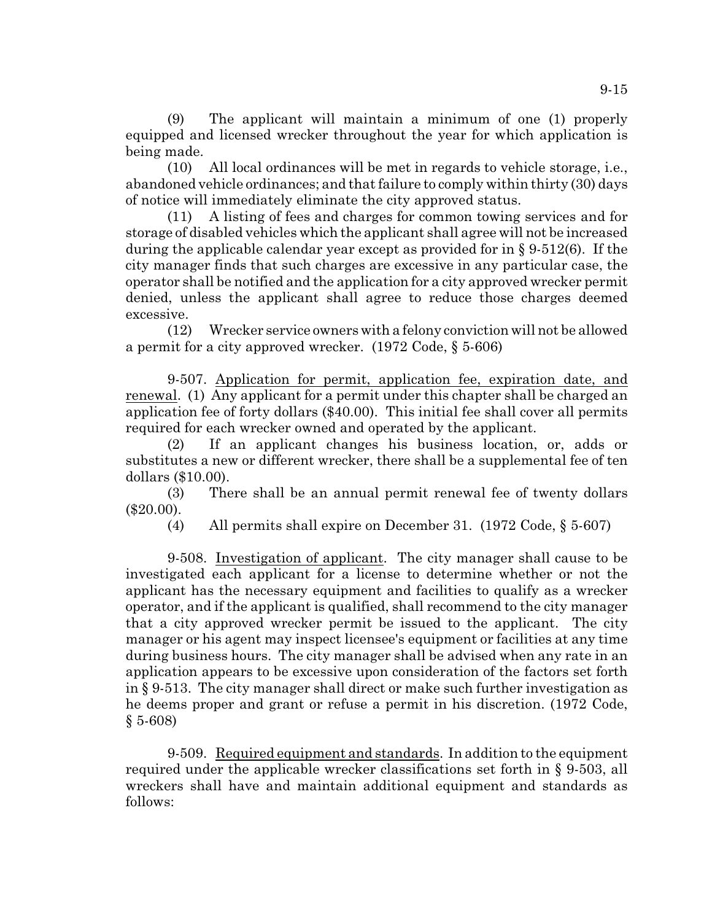(9) The applicant will maintain a minimum of one (1) properly equipped and licensed wrecker throughout the year for which application is being made.

(10) All local ordinances will be met in regards to vehicle storage, i.e., abandoned vehicle ordinances; and that failure to comply within thirty (30) days of notice will immediately eliminate the city approved status.

(11) A listing of fees and charges for common towing services and for storage of disabled vehicles which the applicant shall agree will not be increased during the applicable calendar year except as provided for in § 9-512(6). If the city manager finds that such charges are excessive in any particular case, the operator shall be notified and the application for a city approved wrecker permit denied, unless the applicant shall agree to reduce those charges deemed excessive.

(12) Wrecker service owners with a felony conviction will not be allowed a permit for a city approved wrecker. (1972 Code, § 5-606)

9-507. Application for permit, application fee, expiration date, and renewal. (1) Any applicant for a permit under this chapter shall be charged an application fee of forty dollars ($40.00). This initial fee shall cover all permits required for each wrecker owned and operated by the applicant.

(2) If an applicant changes his business location, or, adds or substitutes a new or different wrecker, there shall be a supplemental fee of ten dollars ($10.00).

(3) There shall be an annual permit renewal fee of twenty dollars ($20.00).

(4) All permits shall expire on December 31. (1972 Code, § 5-607)

9-508. Investigation of applicant. The city manager shall cause to be investigated each applicant for a license to determine whether or not the applicant has the necessary equipment and facilities to qualify as a wrecker operator, and if the applicant is qualified, shall recommend to the city manager that a city approved wrecker permit be issued to the applicant. The city manager or his agent may inspect licensee's equipment or facilities at any time during business hours. The city manager shall be advised when any rate in an application appears to be excessive upon consideration of the factors set forth in § 9-513. The city manager shall direct or make such further investigation as he deems proper and grant or refuse a permit in his discretion. (1972 Code, § 5-608)

9-509. Required equipment and standards. In addition to the equipment required under the applicable wrecker classifications set forth in § 9-503, all wreckers shall have and maintain additional equipment and standards as follows: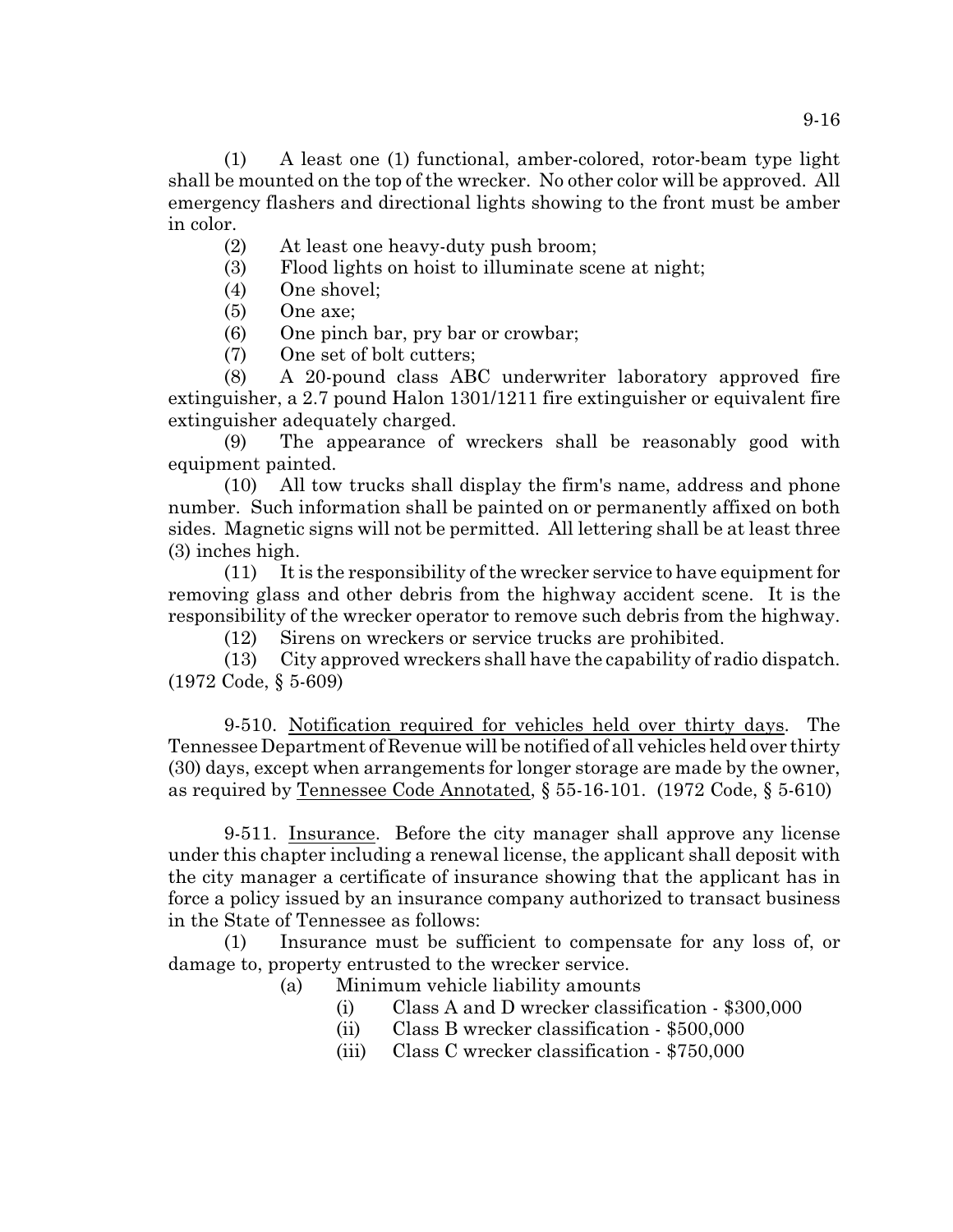(1) A least one (1) functional, amber-colored, rotor-beam type light shall be mounted on the top of the wrecker. No other color will be approved. All emergency flashers and directional lights showing to the front must be amber in color.

(2) At least one heavy-duty push broom;

(3) Flood lights on hoist to illuminate scene at night;

(4) One shovel;

(5) One axe;

(6) One pinch bar, pry bar or crowbar;

(7) One set of bolt cutters;

(8) A 20-pound class ABC underwriter laboratory approved fire extinguisher, a 2.7 pound Halon 1301/1211 fire extinguisher or equivalent fire extinguisher adequately charged.

(9) The appearance of wreckers shall be reasonably good with equipment painted.

(10) All tow trucks shall display the firm's name, address and phone number. Such information shall be painted on or permanently affixed on both sides. Magnetic signs will not be permitted. All lettering shall be at least three (3) inches high.

(11) It is the responsibility of the wrecker service to have equipment for removing glass and other debris from the highway accident scene. It is the responsibility of the wrecker operator to remove such debris from the highway.

(12) Sirens on wreckers or service trucks are prohibited.

(13) City approved wreckers shall have the capability of radio dispatch. (1972 Code, § 5-609)

9-510. Notification required for vehicles held over thirty days. The Tennessee Department of Revenue will be notified of all vehicles held over thirty (30) days, except when arrangements for longer storage are made by the owner, as required by Tennessee Code Annotated, § 55-16-101. (1972 Code, § 5-610)

9-511. Insurance. Before the city manager shall approve any license under this chapter including a renewal license, the applicant shall deposit with the city manager a certificate of insurance showing that the applicant has in force a policy issued by an insurance company authorized to transact business in the State of Tennessee as follows:

(1) Insurance must be sufficient to compensate for any loss of, or damage to, property entrusted to the wrecker service.

(a) Minimum vehicle liability amounts

(i) Class A and D wrecker classification - $300,000

(ii) Class B wrecker classification - $500,000

(iii) Class C wrecker classification - $750,000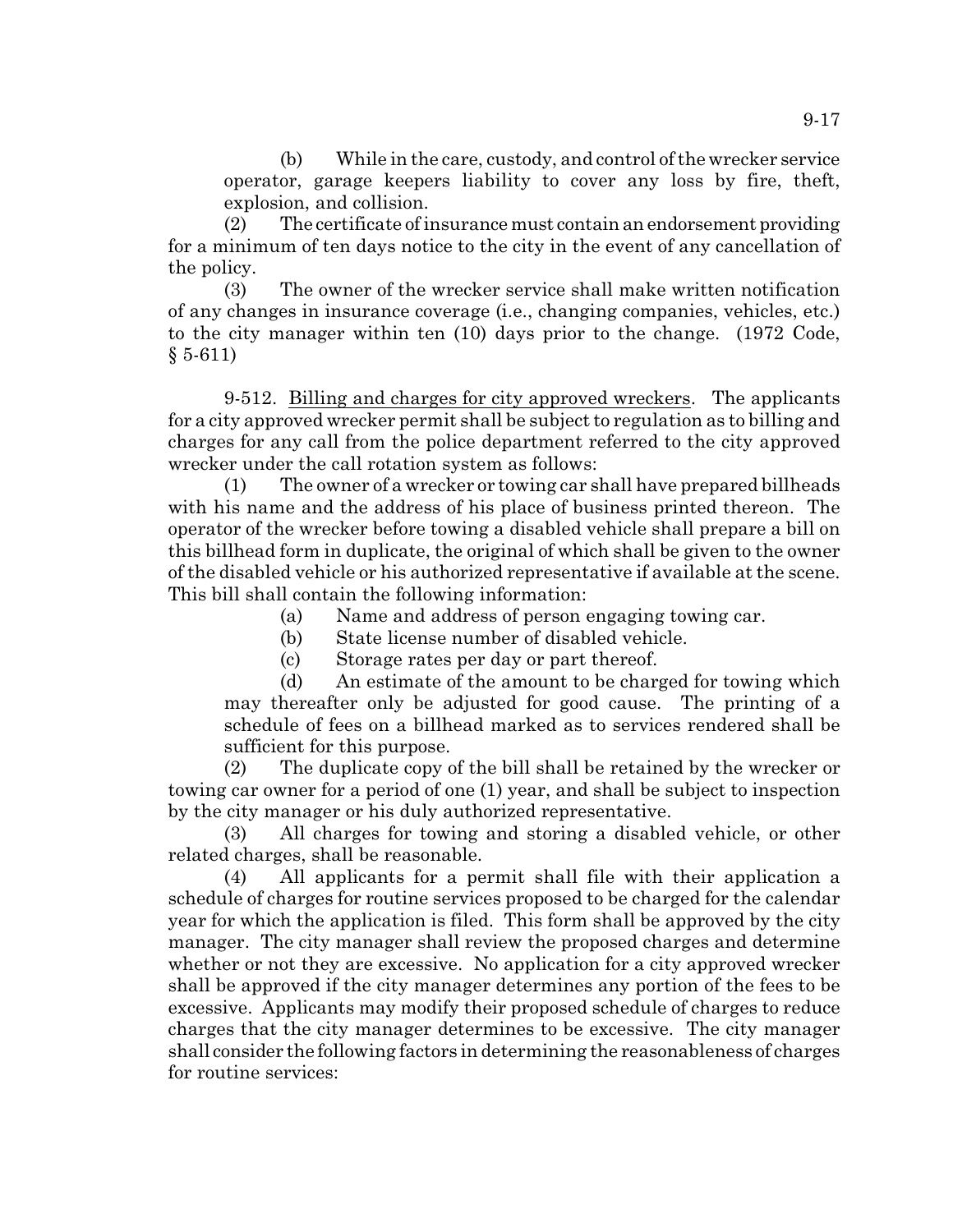(b) While in the care, custody, and control of the wrecker service operator, garage keepers liability to cover any loss by fire, theft, explosion, and collision.

(2) The certificate of insurance must contain an endorsement providing for a minimum of ten days notice to the city in the event of any cancellation of the policy.

(3) The owner of the wrecker service shall make written notification of any changes in insurance coverage (i.e., changing companies, vehicles, etc.) to the city manager within ten (10) days prior to the change. (1972 Code, § 5-611)

9-512. Billing and charges for city approved wreckers. The applicants for a city approved wrecker permit shall be subject to regulation as to billing and charges for any call from the police department referred to the city approved wrecker under the call rotation system as follows:

(1) The owner of a wrecker or towing car shall have prepared billheads with his name and the address of his place of business printed thereon. The operator of the wrecker before towing a disabled vehicle shall prepare a bill on this billhead form in duplicate, the original of which shall be given to the owner of the disabled vehicle or his authorized representative if available at the scene. This bill shall contain the following information:

(a) Name and address of person engaging towing car.

(b) State license number of disabled vehicle.

(c) Storage rates per day or part thereof.

(d) An estimate of the amount to be charged for towing which may thereafter only be adjusted for good cause. The printing of a schedule of fees on a billhead marked as to services rendered shall be sufficient for this purpose.

(2) The duplicate copy of the bill shall be retained by the wrecker or towing car owner for a period of one (1) year, and shall be subject to inspection by the city manager or his duly authorized representative.

(3) All charges for towing and storing a disabled vehicle, or other related charges, shall be reasonable.

(4) All applicants for a permit shall file with their application a schedule of charges for routine services proposed to be charged for the calendar year for which the application is filed. This form shall be approved by the city manager. The city manager shall review the proposed charges and determine whether or not they are excessive. No application for a city approved wrecker shall be approved if the city manager determines any portion of the fees to be excessive. Applicants may modify their proposed schedule of charges to reduce charges that the city manager determines to be excessive. The city manager shall consider the following factors in determining the reasonableness of charges for routine services: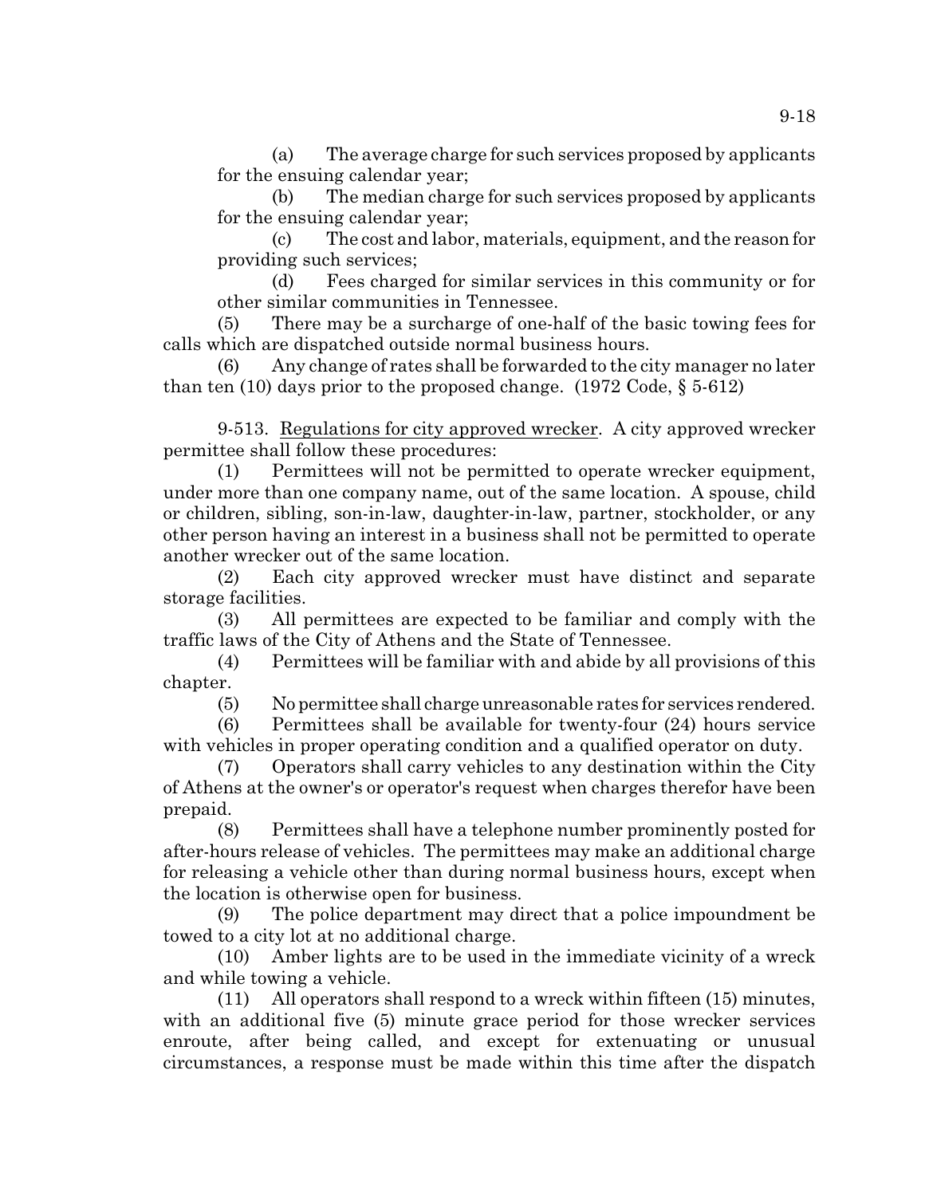(a) The average charge for such services proposed by applicants for the ensuing calendar year;

(b) The median charge for such services proposed by applicants for the ensuing calendar year;

(c) The cost and labor, materials, equipment, and the reason for providing such services;

(d) Fees charged for similar services in this community or for other similar communities in Tennessee.

(5) There may be a surcharge of one-half of the basic towing fees for calls which are dispatched outside normal business hours.

(6) Any change of rates shall be forwarded to the city manager no later than ten (10) days prior to the proposed change. (1972 Code, § 5-612)

9-513. Regulations for city approved wrecker. A city approved wrecker permittee shall follow these procedures:

(1) Permittees will not be permitted to operate wrecker equipment, under more than one company name, out of the same location. A spouse, child or children, sibling, son-in-law, daughter-in-law, partner, stockholder, or any other person having an interest in a business shall not be permitted to operate another wrecker out of the same location.

(2) Each city approved wrecker must have distinct and separate storage facilities.

(3) All permittees are expected to be familiar and comply with the traffic laws of the City of Athens and the State of Tennessee.

(4) Permittees will be familiar with and abide by all provisions of this chapter.

(5) No permittee shall charge unreasonable rates for services rendered.

(6) Permittees shall be available for twenty-four (24) hours service with vehicles in proper operating condition and a qualified operator on duty.

(7) Operators shall carry vehicles to any destination within the City of Athens at the owner's or operator's request when charges therefor have been prepaid.

(8) Permittees shall have a telephone number prominently posted for after-hours release of vehicles. The permittees may make an additional charge for releasing a vehicle other than during normal business hours, except when the location is otherwise open for business.

(9) The police department may direct that a police impoundment be towed to a city lot at no additional charge.

(10) Amber lights are to be used in the immediate vicinity of a wreck and while towing a vehicle.

(11) All operators shall respond to a wreck within fifteen (15) minutes, with an additional five (5) minute grace period for those wrecker services enroute, after being called, and except for extenuating or unusual circumstances, a response must be made within this time after the dispatch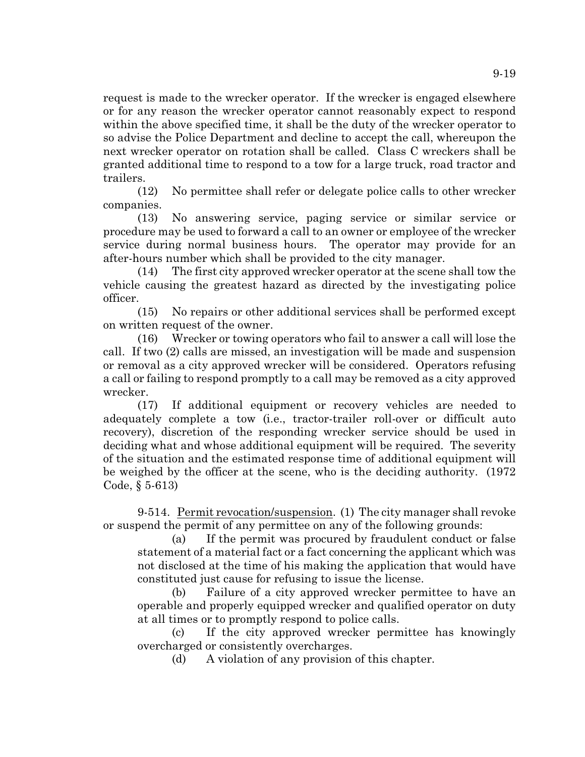request is made to the wrecker operator. If the wrecker is engaged elsewhere or for any reason the wrecker operator cannot reasonably expect to respond within the above specified time, it shall be the duty of the wrecker operator to so advise the Police Department and decline to accept the call, whereupon the next wrecker operator on rotation shall be called. Class C wreckers shall be granted additional time to respond to a tow for a large truck, road tractor and trailers.

(12) No permittee shall refer or delegate police calls to other wrecker companies.

(13) No answering service, paging service or similar service or procedure may be used to forward a call to an owner or employee of the wrecker service during normal business hours. The operator may provide for an after-hours number which shall be provided to the city manager.

(14) The first city approved wrecker operator at the scene shall tow the vehicle causing the greatest hazard as directed by the investigating police officer.

(15) No repairs or other additional services shall be performed except on written request of the owner.

(16) Wrecker or towing operators who fail to answer a call will lose the call. If two (2) calls are missed, an investigation will be made and suspension or removal as a city approved wrecker will be considered. Operators refusing a call or failing to respond promptly to a call may be removed as a city approved wrecker.

(17) If additional equipment or recovery vehicles are needed to adequately complete a tow (i.e., tractor-trailer roll-over or difficult auto recovery), discretion of the responding wrecker service should be used in deciding what and whose additional equipment will be required. The severity of the situation and the estimated response time of additional equipment will be weighed by the officer at the scene, who is the deciding authority. (1972 Code, § 5-613)

9-514. Permit revocation/suspension. (1) The city manager shall revoke or suspend the permit of any permittee on any of the following grounds:

(a) If the permit was procured by fraudulent conduct or false statement of a material fact or a fact concerning the applicant which was not disclosed at the time of his making the application that would have constituted just cause for refusing to issue the license.

(b) Failure of a city approved wrecker permittee to have an operable and properly equipped wrecker and qualified operator on duty at all times or to promptly respond to police calls.

(c) If the city approved wrecker permittee has knowingly overcharged or consistently overcharges.

(d) A violation of any provision of this chapter.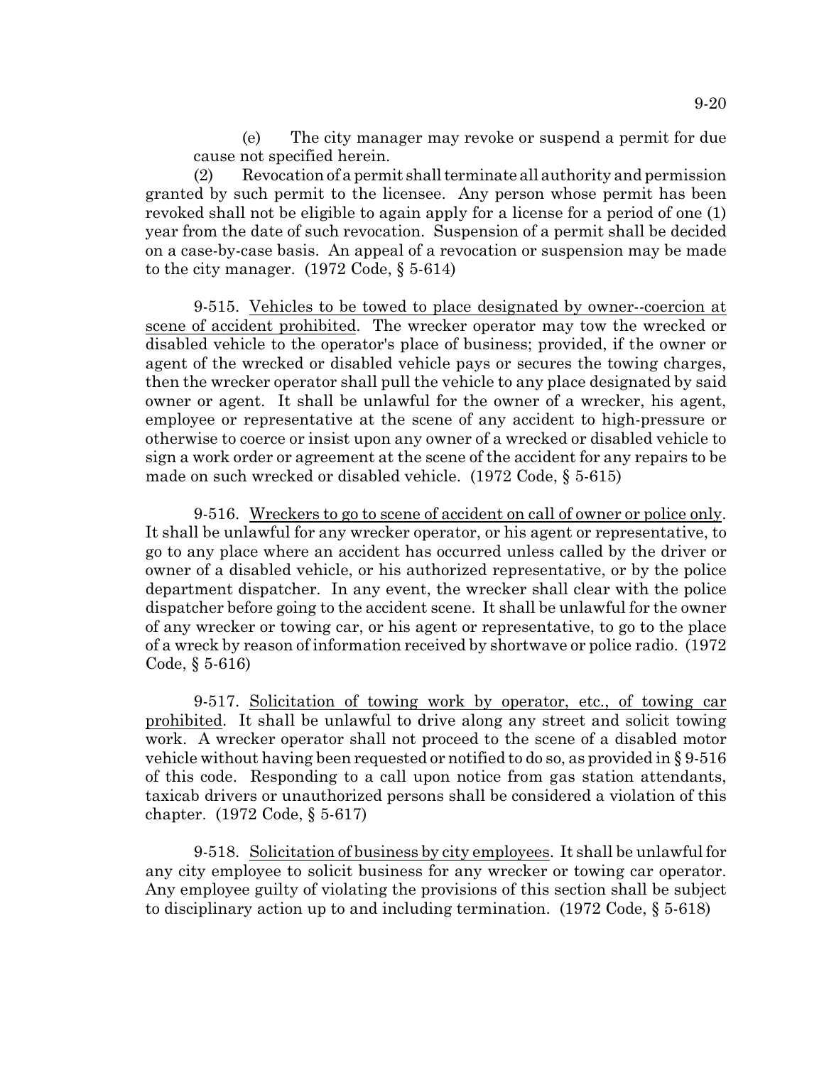(e) The city manager may revoke or suspend a permit for due cause not specified herein.

(2) Revocation of a permit shall terminate all authority and permission granted by such permit to the licensee. Any person whose permit has been revoked shall not be eligible to again apply for a license for a period of one (1) year from the date of such revocation. Suspension of a permit shall be decided on a case-by-case basis. An appeal of a revocation or suspension may be made to the city manager. (1972 Code, § 5-614)

9-515. Vehicles to be towed to place designated by owner--coercion at scene of accident prohibited. The wrecker operator may tow the wrecked or disabled vehicle to the operator's place of business; provided, if the owner or agent of the wrecked or disabled vehicle pays or secures the towing charges, then the wrecker operator shall pull the vehicle to any place designated by said owner or agent. It shall be unlawful for the owner of a wrecker, his agent, employee or representative at the scene of any accident to high-pressure or otherwise to coerce or insist upon any owner of a wrecked or disabled vehicle to sign a work order or agreement at the scene of the accident for any repairs to be made on such wrecked or disabled vehicle. (1972 Code, § 5-615)

9-516. Wreckers to go to scene of accident on call of owner or police only. It shall be unlawful for any wrecker operator, or his agent or representative, to go to any place where an accident has occurred unless called by the driver or owner of a disabled vehicle, or his authorized representative, or by the police department dispatcher. In any event, the wrecker shall clear with the police dispatcher before going to the accident scene. It shall be unlawful for the owner of any wrecker or towing car, or his agent or representative, to go to the place of a wreck by reason of information received by shortwave or police radio. (1972 Code, § 5-616)

9-517. Solicitation of towing work by operator, etc., of towing car prohibited. It shall be unlawful to drive along any street and solicit towing work. A wrecker operator shall not proceed to the scene of a disabled motor vehicle without having been requested or notified to do so, as provided in § 9-516 of this code. Responding to a call upon notice from gas station attendants, taxicab drivers or unauthorized persons shall be considered a violation of this chapter. (1972 Code, § 5-617)

9-518. Solicitation of business by city employees. It shall be unlawful for any city employee to solicit business for any wrecker or towing car operator. Any employee guilty of violating the provisions of this section shall be subject to disciplinary action up to and including termination. (1972 Code, § 5-618)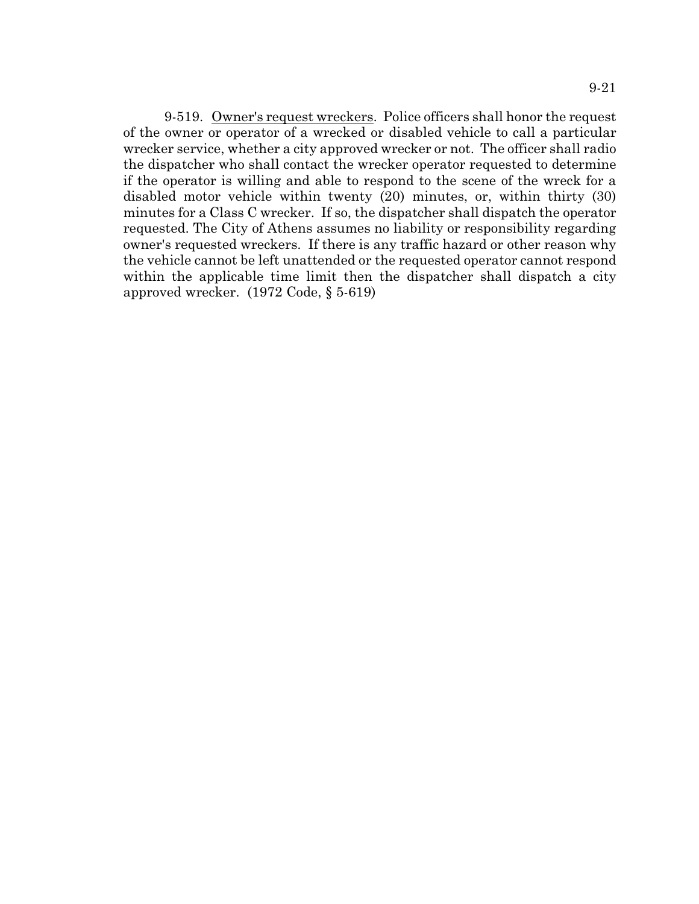9-519. <u>Owner's request wreckers</u>. Police officers shall honor the request of the owner or operator of a wrecked or disabled vehicle to call a particular wrecker service, whether a city approved wrecker or not. The officer shall radio the dispatcher who shall contact the wrecker operator requested to determine if the operator is willing and able to respond to the scene of the wreck for a disabled motor vehicle within twenty (20) minutes, or, within thirty (30) minutes for a Class C wrecker. If so, the dispatcher shall dispatch the operator requested. The City of Athens assumes no liability or responsibility regarding owner's requested wreckers. If there is any traffic hazard or other reason why the vehicle cannot be left unattended or the requested operator cannot respond within the applicable time limit then the dispatcher shall dispatch a city approved wrecker. (1972 Code, § 5-619)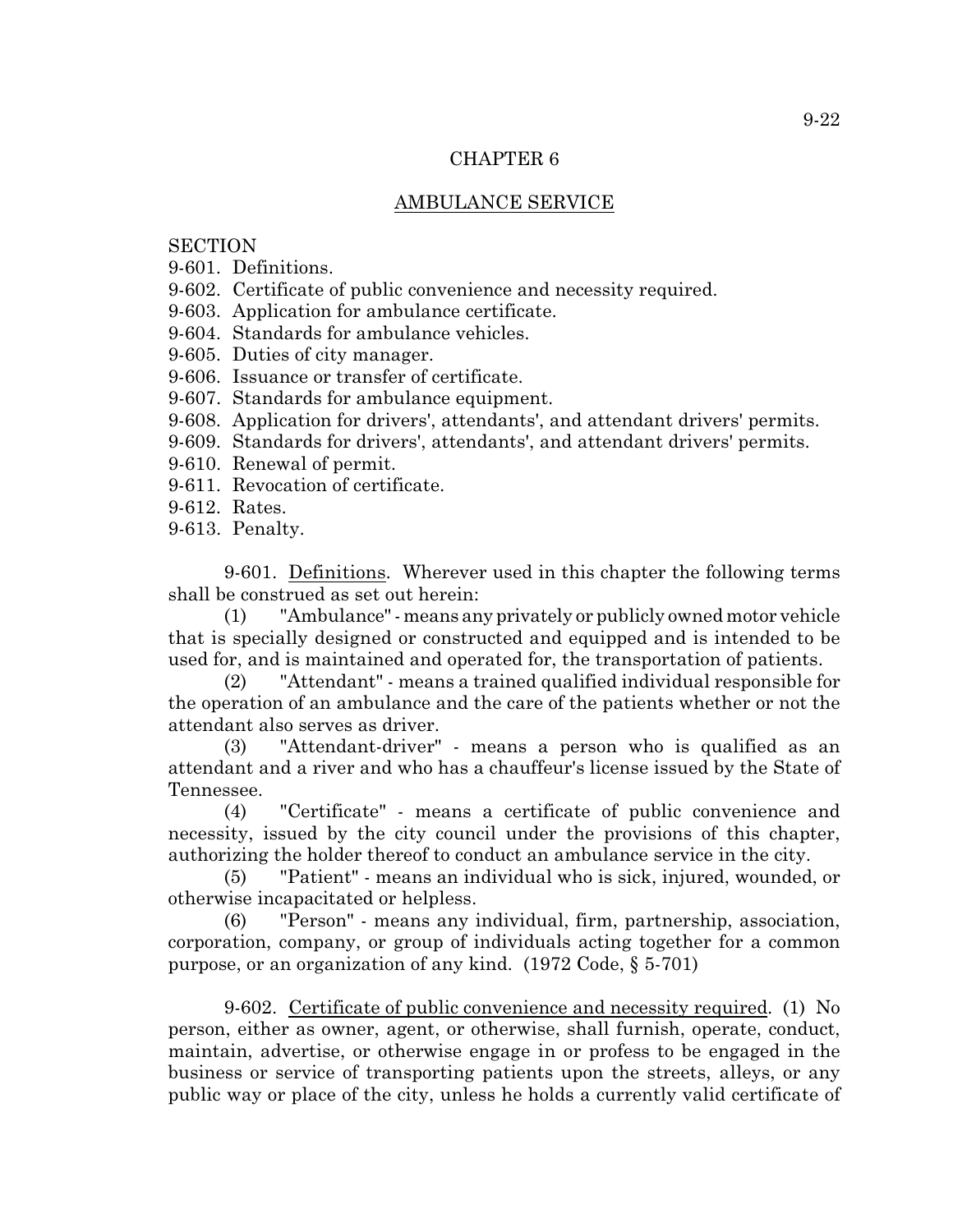# CHAPTER 6

## AMBULANCE SERVICE

SECTION

9-601. Definitions.
9-602. Certificate of public convenience and necessity required.
9-603. Application for ambulance certificate.
9-604. Standards for ambulance vehicles.
9-605. Duties of city manager.
9-606. Issuance or transfer of certificate.
9-607. Standards for ambulance equipment.
9-608. Application for drivers', attendants', and attendant drivers' permits.
9-609. Standards for drivers', attendants', and attendant drivers' permits.
9-610. Renewal of permit.
9-611. Revocation of certificate.
9-612. Rates.
9-613. Penalty.

9-601. Definitions. Wherever used in this chapter the following terms shall be construed as set out herein:

(1) "Ambulance" - means any privately or publicly owned motor vehicle that is specially designed or constructed and equipped and is intended to be used for, and is maintained and operated for, the transportation of patients.

(2) "Attendant" - means a trained qualified individual responsible for the operation of an ambulance and the care of the patients whether or not the attendant also serves as driver.

(3) "Attendant-driver" - means a person who is qualified as an attendant and a river and who has a chauffeur's license issued by the State of Tennessee.

(4) "Certificate" - means a certificate of public convenience and necessity, issued by the city council under the provisions of this chapter, authorizing the holder thereof to conduct an ambulance service in the city.

(5) "Patient" - means an individual who is sick, injured, wounded, or otherwise incapacitated or helpless.

(6) "Person" - means any individual, firm, partnership, association, corporation, company, or group of individuals acting together for a common purpose, or an organization of any kind. (1972 Code, § 5-701)

9-602. Certificate of public convenience and necessity required. (1) No person, either as owner, agent, or otherwise, shall furnish, operate, conduct, maintain, advertise, or otherwise engage in or profess to be engaged in the business or service of transporting patients upon the streets, alleys, or any public way or place of the city, unless he holds a currently valid certificate of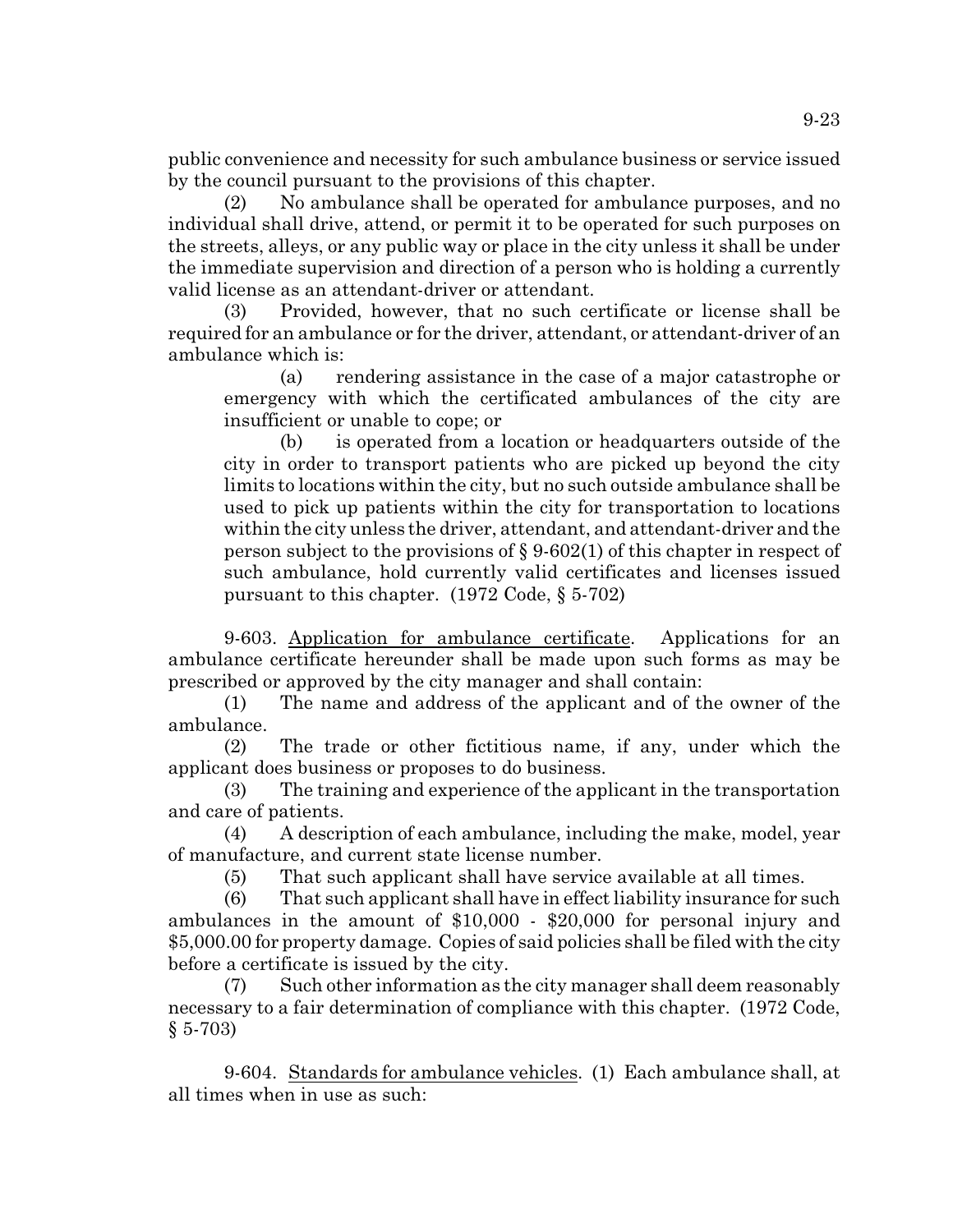public convenience and necessity for such ambulance business or service issued by the council pursuant to the provisions of this chapter.

(2) No ambulance shall be operated for ambulance purposes, and no individual shall drive, attend, or permit it to be operated for such purposes on the streets, alleys, or any public way or place in the city unless it shall be under the immediate supervision and direction of a person who is holding a currently valid license as an attendant-driver or attendant.

(3) Provided, however, that no such certificate or license shall be required for an ambulance or for the driver, attendant, or attendant-driver of an ambulance which is:

(a) rendering assistance in the case of a major catastrophe or emergency with which the certificated ambulances of the city are insufficient or unable to cope; or

(b) is operated from a location or headquarters outside of the city in order to transport patients who are picked up beyond the city limits to locations within the city, but no such outside ambulance shall be used to pick up patients within the city for transportation to locations within the city unless the driver, attendant, and attendant-driver and the person subject to the provisions of § 9-602(1) of this chapter in respect of such ambulance, hold currently valid certificates and licenses issued pursuant to this chapter. (1972 Code, § 5-702)

9-603. Application for ambulance certificate. Applications for an ambulance certificate hereunder shall be made upon such forms as may be prescribed or approved by the city manager and shall contain:

(1) The name and address of the applicant and of the owner of the ambulance.

(2) The trade or other fictitious name, if any, under which the applicant does business or proposes to do business.

(3) The training and experience of the applicant in the transportation and care of patients.

(4) A description of each ambulance, including the make, model, year of manufacture, and current state license number.

(5) That such applicant shall have service available at all times.

(6) That such applicant shall have in effect liability insurance for such ambulances in the amount of $10,000 - $20,000 for personal injury and $5,000.00 for property damage. Copies of said policies shall be filed with the city before a certificate is issued by the city.

(7) Such other information as the city manager shall deem reasonably necessary to a fair determination of compliance with this chapter. (1972 Code, § 5-703)

9-604. Standards for ambulance vehicles. (1) Each ambulance shall, at all times when in use as such: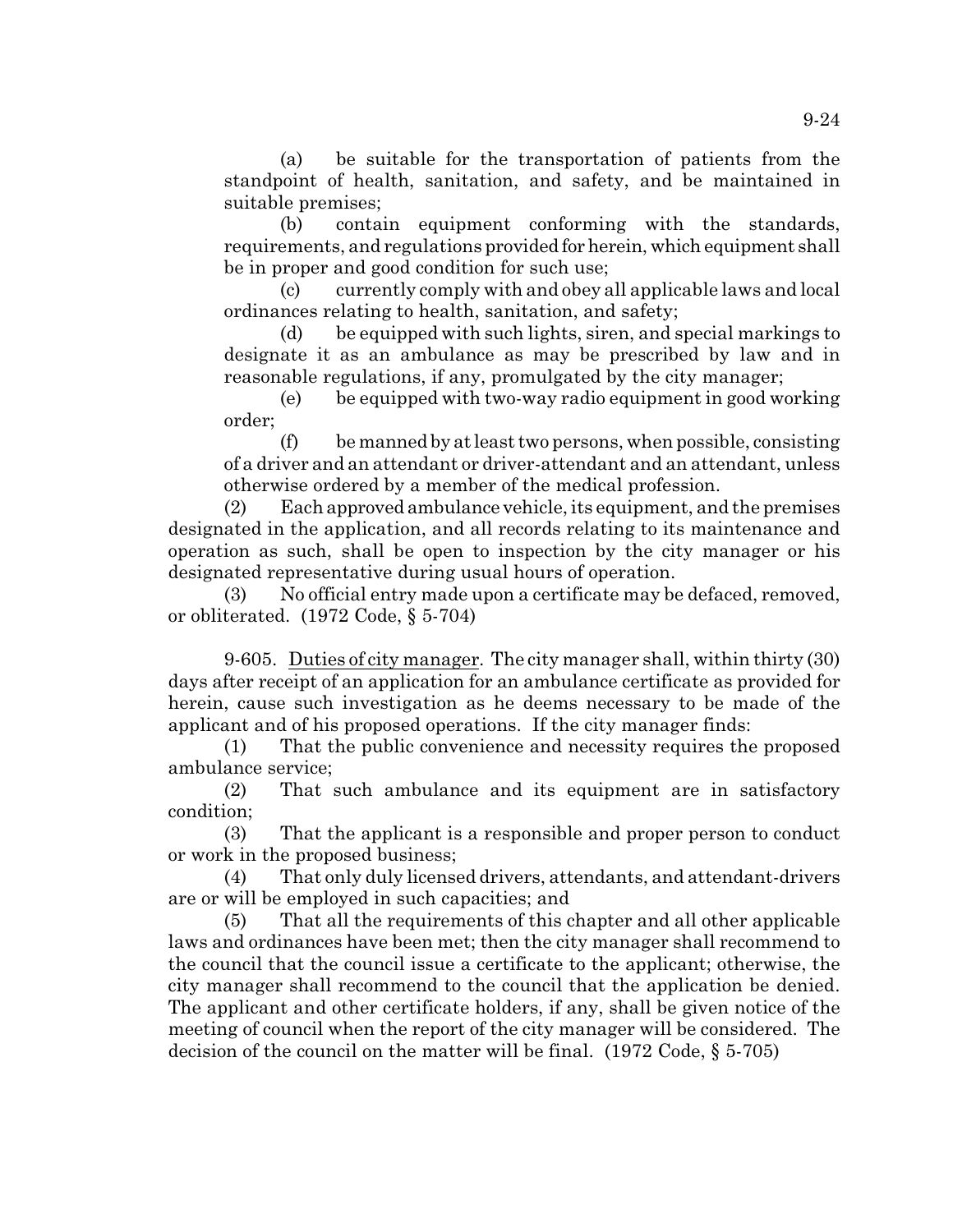(a) be suitable for the transportation of patients from the standpoint of health, sanitation, and safety, and be maintained in suitable premises;

(b) contain equipment conforming with the standards, requirements, and regulations provided for herein, which equipment shall be in proper and good condition for such use;

(c) currently comply with and obey all applicable laws and local ordinances relating to health, sanitation, and safety;

(d) be equipped with such lights, siren, and special markings to designate it as an ambulance as may be prescribed by law and in reasonable regulations, if any, promulgated by the city manager;

(e) be equipped with two-way radio equipment in good working order;

(f) be manned by at least two persons, when possible, consisting of a driver and an attendant or driver-attendant and an attendant, unless otherwise ordered by a member of the medical profession.

(2) Each approved ambulance vehicle, its equipment, and the premises designated in the application, and all records relating to its maintenance and operation as such, shall be open to inspection by the city manager or his designated representative during usual hours of operation.

(3) No official entry made upon a certificate may be defaced, removed, or obliterated. (1972 Code, § 5-704)

9-605. Duties of city manager. The city manager shall, within thirty (30) days after receipt of an application for an ambulance certificate as provided for herein, cause such investigation as he deems necessary to be made of the applicant and of his proposed operations. If the city manager finds:

(1) That the public convenience and necessity requires the proposed ambulance service;

(2) That such ambulance and its equipment are in satisfactory condition;

(3) That the applicant is a responsible and proper person to conduct or work in the proposed business;

(4) That only duly licensed drivers, attendants, and attendant-drivers are or will be employed in such capacities; and

(5) That all the requirements of this chapter and all other applicable laws and ordinances have been met; then the city manager shall recommend to the council that the council issue a certificate to the applicant; otherwise, the city manager shall recommend to the council that the application be denied. The applicant and other certificate holders, if any, shall be given notice of the meeting of council when the report of the city manager will be considered. The decision of the council on the matter will be final. (1972 Code, § 5-705)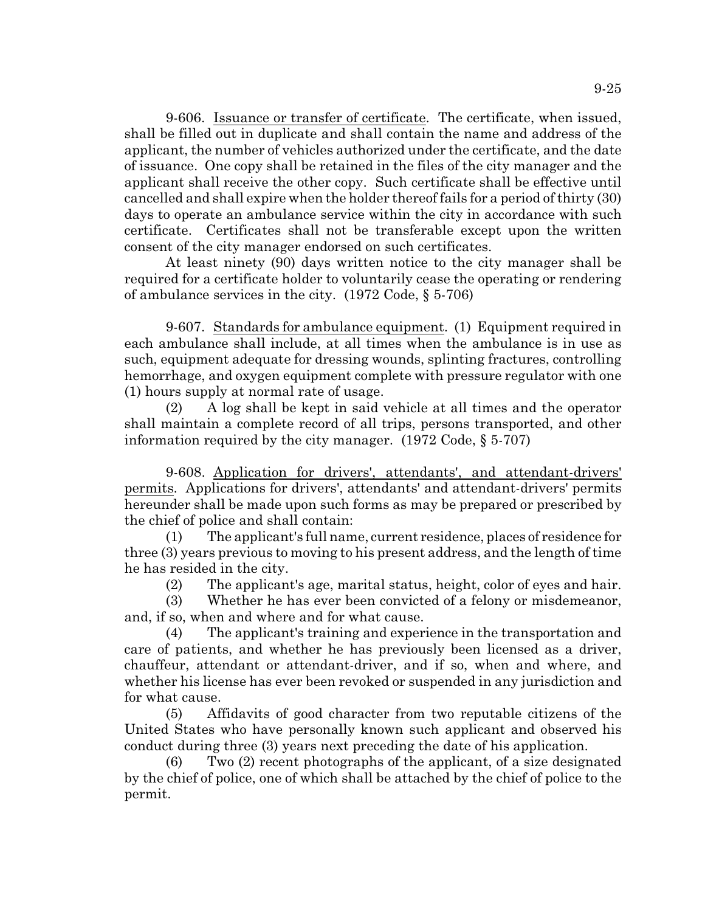9-606. Issuance or transfer of certificate. The certificate, when issued, shall be filled out in duplicate and shall contain the name and address of the applicant, the number of vehicles authorized under the certificate, and the date of issuance. One copy shall be retained in the files of the city manager and the applicant shall receive the other copy. Such certificate shall be effective until cancelled and shall expire when the holder thereof fails for a period of thirty (30) days to operate an ambulance service within the city in accordance with such certificate. Certificates shall not be transferable except upon the written consent of the city manager endorsed on such certificates.

At least ninety (90) days written notice to the city manager shall be required for a certificate holder to voluntarily cease the operating or rendering of ambulance services in the city. (1972 Code, § 5-706)

9-607. Standards for ambulance equipment. (1) Equipment required in each ambulance shall include, at all times when the ambulance is in use as such, equipment adequate for dressing wounds, splinting fractures, controlling hemorrhage, and oxygen equipment complete with pressure regulator with one (1) hours supply at normal rate of usage.

(2) A log shall be kept in said vehicle at all times and the operator shall maintain a complete record of all trips, persons transported, and other information required by the city manager. (1972 Code, § 5-707)

9-608. Application for drivers', attendants', and attendant-drivers' permits. Applications for drivers', attendants' and attendant-drivers' permits hereunder shall be made upon such forms as may be prepared or prescribed by the chief of police and shall contain:

(1) The applicant's full name, current residence, places of residence for three (3) years previous to moving to his present address, and the length of time he has resided in the city.

(2) The applicant's age, marital status, height, color of eyes and hair.

(3) Whether he has ever been convicted of a felony or misdemeanor, and, if so, when and where and for what cause.

(4) The applicant's training and experience in the transportation and care of patients, and whether he has previously been licensed as a driver, chauffeur, attendant or attendant-driver, and if so, when and where, and whether his license has ever been revoked or suspended in any jurisdiction and for what cause.

(5) Affidavits of good character from two reputable citizens of the United States who have personally known such applicant and observed his conduct during three (3) years next preceding the date of his application.

(6) Two (2) recent photographs of the applicant, of a size designated by the chief of police, one of which shall be attached by the chief of police to the permit.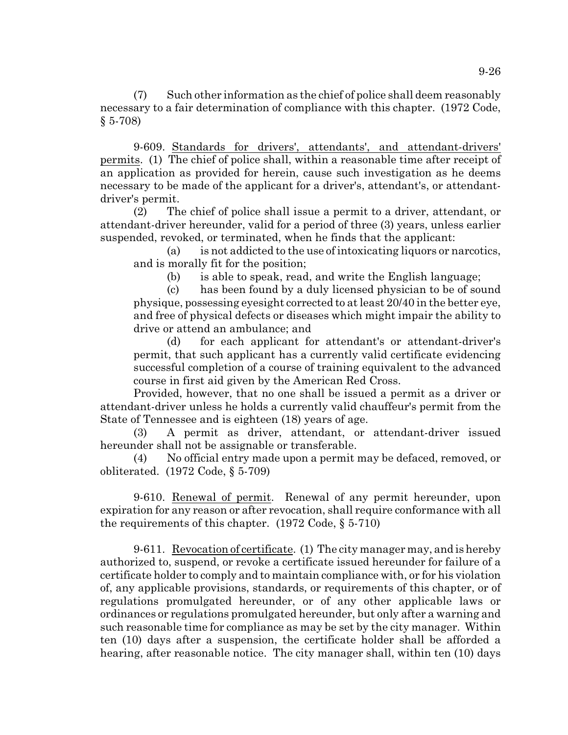(7) Such other information as the chief of police shall deem reasonably necessary to a fair determination of compliance with this chapter. (1972 Code, § 5-708)

9-609. Standards for drivers', attendants', and attendant-drivers' permits. (1) The chief of police shall, within a reasonable time after receipt of an application as provided for herein, cause such investigation as he deems necessary to be made of the applicant for a driver's, attendant's, or attendant-driver's permit.

(2) The chief of police shall issue a permit to a driver, attendant, or attendant-driver hereunder, valid for a period of three (3) years, unless earlier suspended, revoked, or terminated, when he finds that the applicant:

(a) is not addicted to the use of intoxicating liquors or narcotics, and is morally fit for the position;

(b) is able to speak, read, and write the English language;

(c) has been found by a duly licensed physician to be of sound physique, possessing eyesight corrected to at least 20/40 in the better eye, and free of physical defects or diseases which might impair the ability to drive or attend an ambulance; and

(d) for each applicant for attendant's or attendant-driver's permit, that such applicant has a currently valid certificate evidencing successful completion of a course of training equivalent to the advanced course in first aid given by the American Red Cross.

Provided, however, that no one shall be issued a permit as a driver or attendant-driver unless he holds a currently valid chauffeur's permit from the State of Tennessee and is eighteen (18) years of age.

(3) A permit as driver, attendant, or attendant-driver issued hereunder shall not be assignable or transferable.

(4) No official entry made upon a permit may be defaced, removed, or obliterated. (1972 Code, § 5-709)

9-610. Renewal of permit. Renewal of any permit hereunder, upon expiration for any reason or after revocation, shall require conformance with all the requirements of this chapter. (1972 Code, § 5-710)

9-611. Revocation of certificate. (1) The city manager may, and is hereby authorized to, suspend, or revoke a certificate issued hereunder for failure of a certificate holder to comply and to maintain compliance with, or for his violation of, any applicable provisions, standards, or requirements of this chapter, or of regulations promulgated hereunder, or of any other applicable laws or ordinances or regulations promulgated hereunder, but only after a warning and such reasonable time for compliance as may be set by the city manager. Within ten (10) days after a suspension, the certificate holder shall be afforded a hearing, after reasonable notice. The city manager shall, within ten (10) days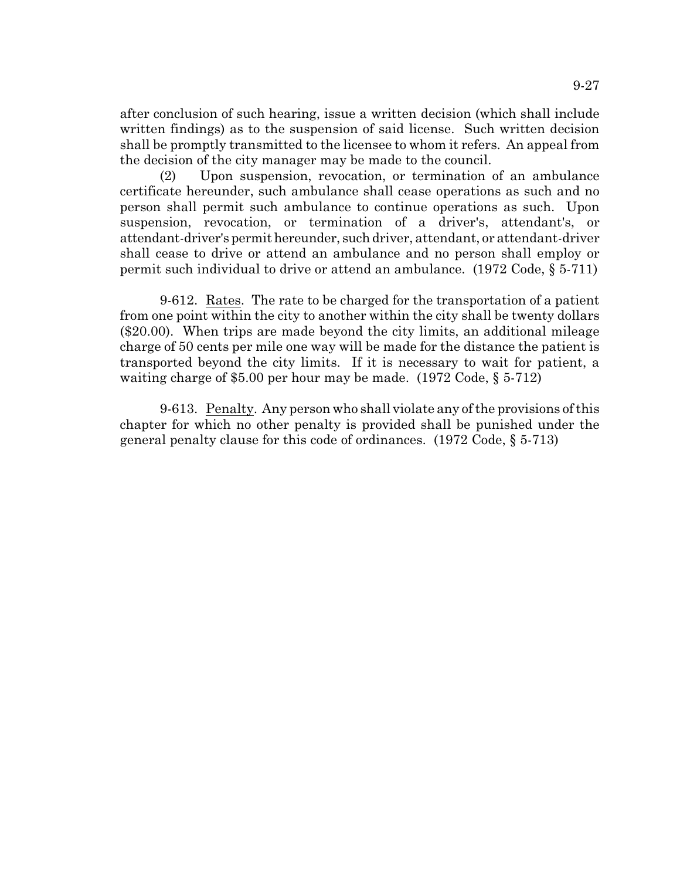after conclusion of such hearing, issue a written decision (which shall include written findings) as to the suspension of said license. Such written decision shall be promptly transmitted to the licensee to whom it refers. An appeal from the decision of the city manager may be made to the council.

(2) Upon suspension, revocation, or termination of an ambulance certificate hereunder, such ambulance shall cease operations as such and no person shall permit such ambulance to continue operations as such. Upon suspension, revocation, or termination of a driver's, attendant's, or attendant-driver's permit hereunder, such driver, attendant, or attendant-driver shall cease to drive or attend an ambulance and no person shall employ or permit such individual to drive or attend an ambulance. (1972 Code, § 5-711)

9-612. Rates. The rate to be charged for the transportation of a patient from one point within the city to another within the city shall be twenty dollars ($20.00). When trips are made beyond the city limits, an additional mileage charge of 50 cents per mile one way will be made for the distance the patient is transported beyond the city limits. If it is necessary to wait for patient, a waiting charge of $5.00 per hour may be made. (1972 Code, § 5-712)

9-613. Penalty. Any person who shall violate any of the provisions of this chapter for which no other penalty is provided shall be punished under the general penalty clause for this code of ordinances. (1972 Code, § 5-713)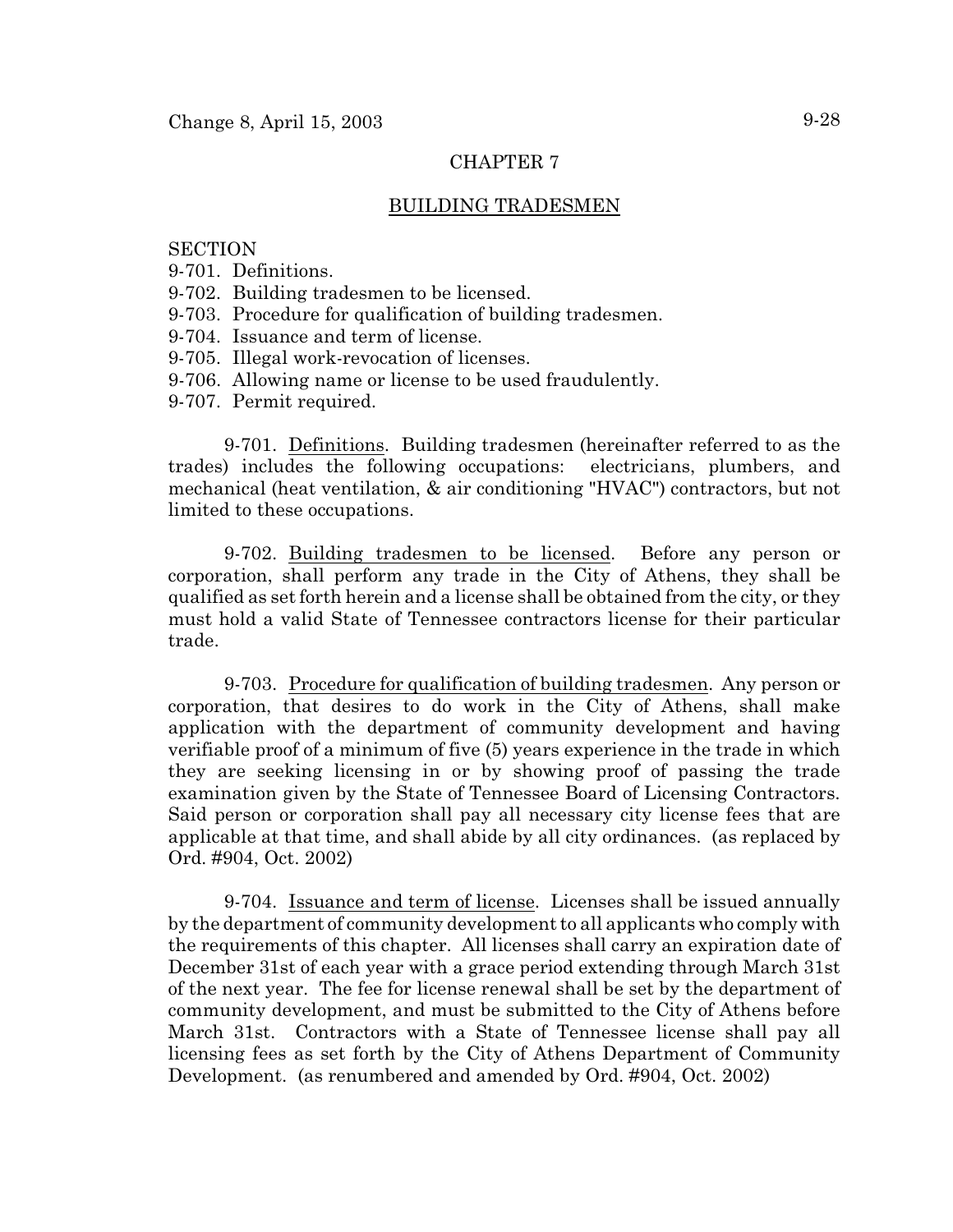## CHAPTER 7

## BUILDING TRADESMEN

SECTION
9-701. Definitions.
9-702. Building tradesmen to be licensed.
9-703. Procedure for qualification of building tradesmen.
9-704. Issuance and term of license.
9-705. Illegal work-revocation of licenses.
9-706. Allowing name or license to be used fraudulently.
9-707. Permit required.

9-701. Definitions. Building tradesmen (hereinafter referred to as the trades) includes the following occupations: electricians, plumbers, and mechanical (heat ventilation, & air conditioning "HVAC") contractors, but not limited to these occupations.

9-702. Building tradesmen to be licensed. Before any person or corporation, shall perform any trade in the City of Athens, they shall be qualified as set forth herein and a license shall be obtained from the city, or they must hold a valid State of Tennessee contractors license for their particular trade.

9-703. Procedure for qualification of building tradesmen. Any person or corporation, that desires to do work in the City of Athens, shall make application with the department of community development and having verifiable proof of a minimum of five (5) years experience in the trade in which they are seeking licensing in or by showing proof of passing the trade examination given by the State of Tennessee Board of Licensing Contractors. Said person or corporation shall pay all necessary city license fees that are applicable at that time, and shall abide by all city ordinances. (as replaced by Ord. #904, Oct. 2002)

9-704. Issuance and term of license. Licenses shall be issued annually by the department of community development to all applicants who comply with the requirements of this chapter. All licenses shall carry an expiration date of December 31st of each year with a grace period extending through March 31st of the next year. The fee for license renewal shall be set by the department of community development, and must be submitted to the City of Athens before March 31st. Contractors with a State of Tennessee license shall pay all licensing fees as set forth by the City of Athens Department of Community Development. (as renumbered and amended by Ord. #904, Oct. 2002)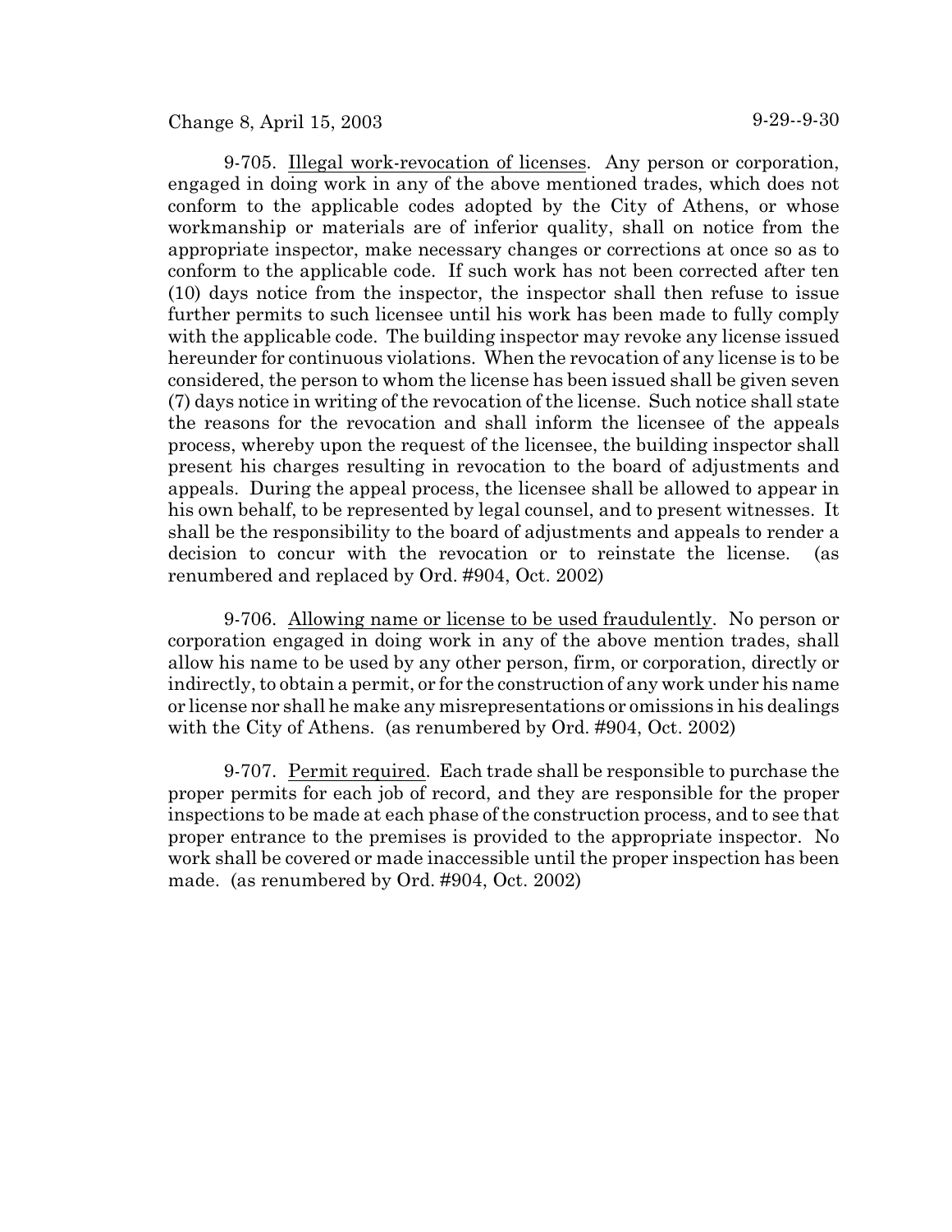9-705. Illegal work-revocation of licenses. Any person or corporation, engaged in doing work in any of the above mentioned trades, which does not conform to the applicable codes adopted by the City of Athens, or whose workmanship or materials are of inferior quality, shall on notice from the appropriate inspector, make necessary changes or corrections at once so as to conform to the applicable code. If such work has not been corrected after ten (10) days notice from the inspector, the inspector shall then refuse to issue further permits to such licensee until his work has been made to fully comply with the applicable code. The building inspector may revoke any license issued hereunder for continuous violations. When the revocation of any license is to be considered, the person to whom the license has been issued shall be given seven (7) days notice in writing of the revocation of the license. Such notice shall state the reasons for the revocation and shall inform the licensee of the appeals process, whereby upon the request of the licensee, the building inspector shall present his charges resulting in revocation to the board of adjustments and appeals. During the appeal process, the licensee shall be allowed to appear in his own behalf, to be represented by legal counsel, and to present witnesses. It shall be the responsibility to the board of adjustments and appeals to render a decision to concur with the revocation or to reinstate the license. (as renumbered and replaced by Ord. #904, Oct. 2002)

9-706. Allowing name or license to be used fraudulently. No person or corporation engaged in doing work in any of the above mention trades, shall allow his name to be used by any other person, firm, or corporation, directly or indirectly, to obtain a permit, or for the construction of any work under his name or license nor shall he make any misrepresentations or omissions in his dealings with the City of Athens. (as renumbered by Ord. #904, Oct. 2002)

9-707. Permit required. Each trade shall be responsible to purchase the proper permits for each job of record, and they are responsible for the proper inspections to be made at each phase of the construction process, and to see that proper entrance to the premises is provided to the appropriate inspector. No work shall be covered or made inaccessible until the proper inspection has been made. (as renumbered by Ord. #904, Oct. 2002)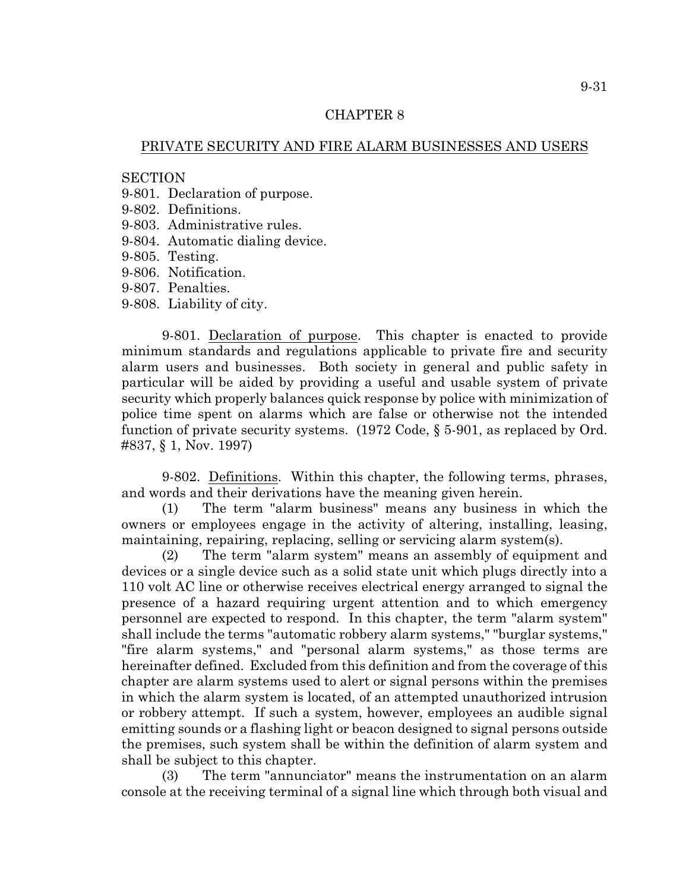# CHAPTER 8

## PRIVATE SECURITY AND FIRE ALARM BUSINESSES AND USERS

SECTION
9-801. Declaration of purpose.
9-802. Definitions.
9-803. Administrative rules.
9-804. Automatic dialing device.
9-805. Testing.
9-806. Notification.
9-807. Penalties.
9-808. Liability of city.

9-801. Declaration of purpose. This chapter is enacted to provide minimum standards and regulations applicable to private fire and security alarm users and businesses. Both society in general and public safety in particular will be aided by providing a useful and usable system of private security which properly balances quick response by police with minimization of police time spent on alarms which are false or otherwise not the intended function of private security systems. (1972 Code, § 5-901, as replaced by Ord. #837, § 1, Nov. 1997)

9-802. Definitions. Within this chapter, the following terms, phrases, and words and their derivations have the meaning given herein.

(1) The term "alarm business" means any business in which the owners or employees engage in the activity of altering, installing, leasing, maintaining, repairing, replacing, selling or servicing alarm system(s).

(2) The term "alarm system" means an assembly of equipment and devices or a single device such as a solid state unit which plugs directly into a 110 volt AC line or otherwise receives electrical energy arranged to signal the presence of a hazard requiring urgent attention and to which emergency personnel are expected to respond. In this chapter, the term "alarm system" shall include the terms "automatic robbery alarm systems," "burglar systems," "fire alarm systems," and "personal alarm systems," as those terms are hereinafter defined. Excluded from this definition and from the coverage of this chapter are alarm systems used to alert or signal persons within the premises in which the alarm system is located, of an attempted unauthorized intrusion or robbery attempt. If such a system, however, employees an audible signal emitting sounds or a flashing light or beacon designed to signal persons outside the premises, such system shall be within the definition of alarm system and shall be subject to this chapter.

(3) The term "annunciator" means the instrumentation on an alarm console at the receiving terminal of a signal line which through both visual and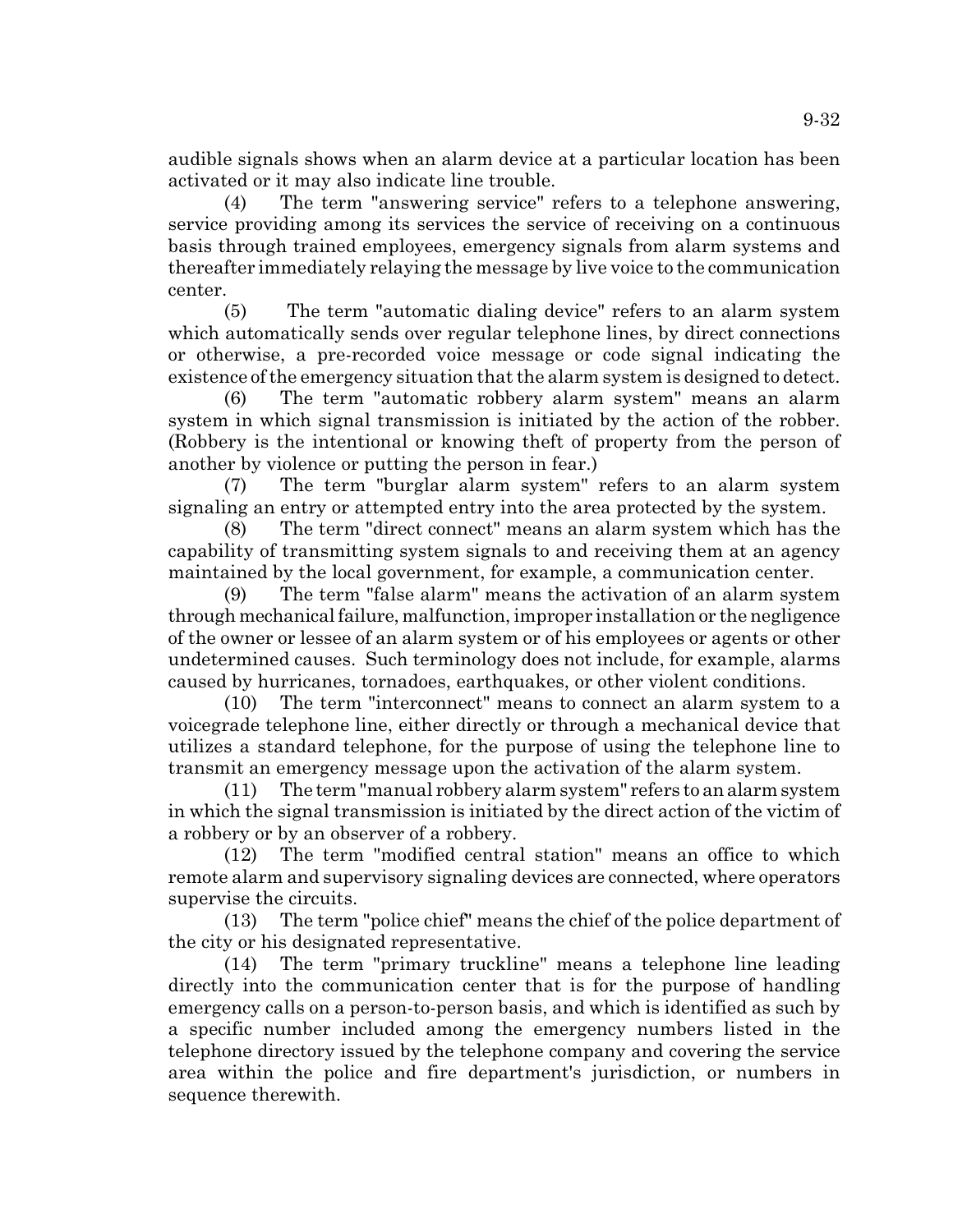audible signals shows when an alarm device at a particular location has been activated or it may also indicate line trouble.

(4) The term "answering service" refers to a telephone answering, service providing among its services the service of receiving on a continuous basis through trained employees, emergency signals from alarm systems and thereafter immediately relaying the message by live voice to the communication center.

(5) The term "automatic dialing device" refers to an alarm system which automatically sends over regular telephone lines, by direct connections or otherwise, a pre-recorded voice message or code signal indicating the existence of the emergency situation that the alarm system is designed to detect.

(6) The term "automatic robbery alarm system" means an alarm system in which signal transmission is initiated by the action of the robber. (Robbery is the intentional or knowing theft of property from the person of another by violence or putting the person in fear.)

(7) The term "burglar alarm system" refers to an alarm system signaling an entry or attempted entry into the area protected by the system.

(8) The term "direct connect" means an alarm system which has the capability of transmitting system signals to and receiving them at an agency maintained by the local government, for example, a communication center.

(9) The term "false alarm" means the activation of an alarm system through mechanical failure, malfunction, improper installation or the negligence of the owner or lessee of an alarm system or of his employees or agents or other undetermined causes. Such terminology does not include, for example, alarms caused by hurricanes, tornadoes, earthquakes, or other violent conditions.

(10) The term "interconnect" means to connect an alarm system to a voicegrade telephone line, either directly or through a mechanical device that utilizes a standard telephone, for the purpose of using the telephone line to transmit an emergency message upon the activation of the alarm system.

(11) The term "manual robbery alarm system" refers to an alarm system in which the signal transmission is initiated by the direct action of the victim of a robbery or by an observer of a robbery.

(12) The term "modified central station" means an office to which remote alarm and supervisory signaling devices are connected, where operators supervise the circuits.

(13) The term "police chief" means the chief of the police department of the city or his designated representative.

(14) The term "primary truckline" means a telephone line leading directly into the communication center that is for the purpose of handling emergency calls on a person-to-person basis, and which is identified as such by a specific number included among the emergency numbers listed in the telephone directory issued by the telephone company and covering the service area within the police and fire department's jurisdiction, or numbers in sequence therewith.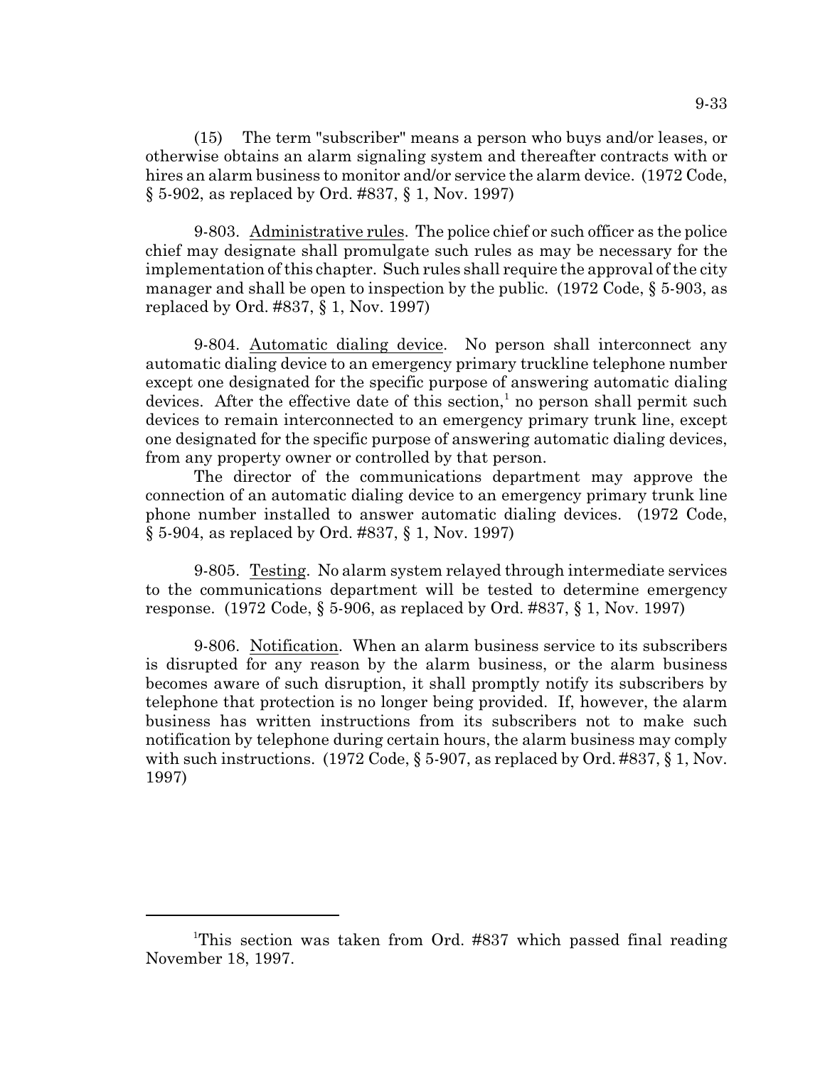(15) The term "subscriber" means a person who buys and/or leases, or otherwise obtains an alarm signaling system and thereafter contracts with or hires an alarm business to monitor and/or service the alarm device. (1972 Code, § 5-902, as replaced by Ord. #837, § 1, Nov. 1997)

9-803. Administrative rules. The police chief or such officer as the police chief may designate shall promulgate such rules as may be necessary for the implementation of this chapter. Such rules shall require the approval of the city manager and shall be open to inspection by the public. (1972 Code, § 5-903, as replaced by Ord. #837, § 1, Nov. 1997)

9-804. Automatic dialing device. No person shall interconnect any automatic dialing device to an emergency primary truckline telephone number except one designated for the specific purpose of answering automatic dialing devices. After the effective date of this section,[1] no person shall permit such devices to remain interconnected to an emergency primary trunk line, except one designated for the specific purpose of answering automatic dialing devices, from any property owner or controlled by that person.

The director of the communications department may approve the connection of an automatic dialing device to an emergency primary trunk line phone number installed to answer automatic dialing devices. (1972 Code, § 5-904, as replaced by Ord. #837, § 1, Nov. 1997)

9-805. Testing. No alarm system relayed through intermediate services to the communications department will be tested to determine emergency response. (1972 Code, § 5-906, as replaced by Ord. #837, § 1, Nov. 1997)

9-806. Notification. When an alarm business service to its subscribers is disrupted for any reason by the alarm business, or the alarm business becomes aware of such disruption, it shall promptly notify its subscribers by telephone that protection is no longer being provided. If, however, the alarm business has written instructions from its subscribers not to make such notification by telephone during certain hours, the alarm business may comply with such instructions. (1972 Code, § 5-907, as replaced by Ord. #837, § 1, Nov. 1997)

---

[1]This section was taken from Ord. #837 which passed final reading November 18, 1997.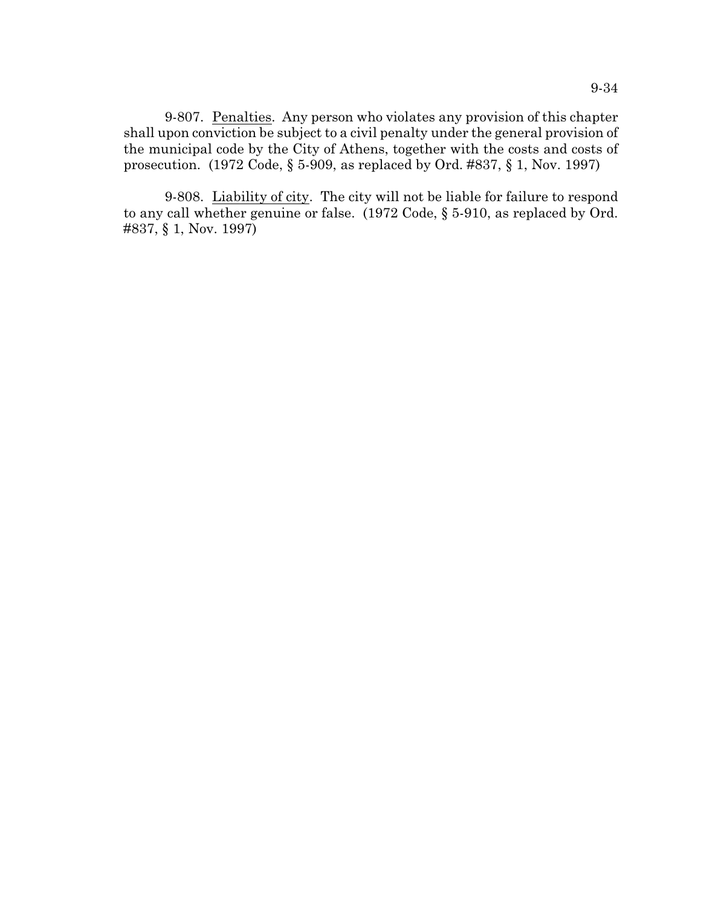9-807. Penalties. Any person who violates any provision of this chapter shall upon conviction be subject to a civil penalty under the general provision of the municipal code by the City of Athens, together with the costs and costs of prosecution. (1972 Code, § 5-909, as replaced by Ord. #837, § 1, Nov. 1997)

9-808. Liability of city. The city will not be liable for failure to respond to any call whether genuine or false. (1972 Code, § 5-910, as replaced by Ord. #837, § 1, Nov. 1997)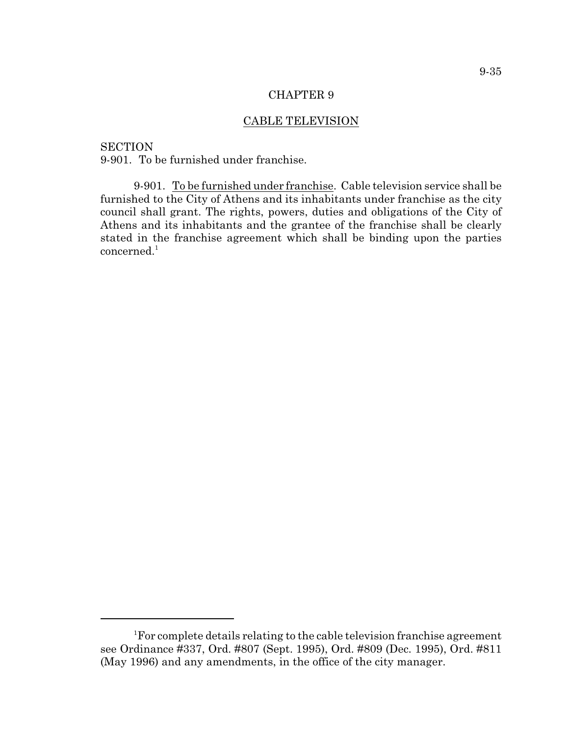# CHAPTER 9

## CABLE TELEVISION

SECTION
9-901. To be furnished under franchise.

9-901. To be furnished under franchise. Cable television service shall be furnished to the City of Athens and its inhabitants under franchise as the city council shall grant. The rights, powers, duties and obligations of the City of Athens and its inhabitants and the grantee of the franchise shall be clearly stated in the franchise agreement which shall be binding upon the parties concerned.[1]

---

[1]For complete details relating to the cable television franchise agreement see Ordinance #337, Ord. #807 (Sept. 1995), Ord. #809 (Dec. 1995), Ord. #811 (May 1996) and any amendments, in the office of the city manager.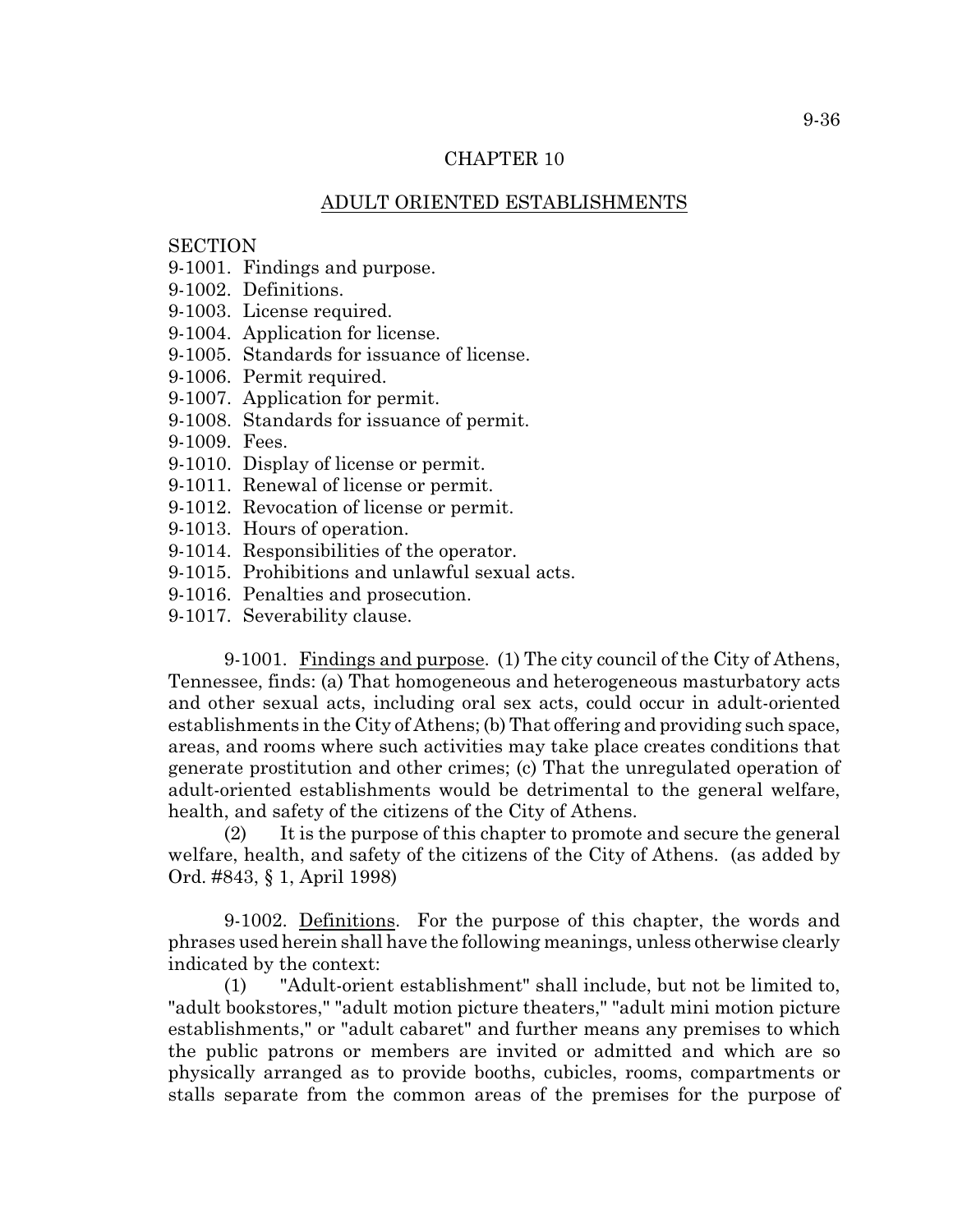## CHAPTER 10

## ADULT ORIENTED ESTABLISHMENTS

SECTION

9-1001. Findings and purpose.
9-1002. Definitions.
9-1003. License required.
9-1004. Application for license.
9-1005. Standards for issuance of license.
9-1006. Permit required.
9-1007. Application for permit.
9-1008. Standards for issuance of permit.
9-1009. Fees.
9-1010. Display of license or permit.
9-1011. Renewal of license or permit.
9-1012. Revocation of license or permit.
9-1013. Hours of operation.
9-1014. Responsibilities of the operator.
9-1015. Prohibitions and unlawful sexual acts.
9-1016. Penalties and prosecution.
9-1017. Severability clause.

9-1001. Findings and purpose. (1) The city council of the City of Athens, Tennessee, finds: (a) That homogeneous and heterogeneous masturbatory acts and other sexual acts, including oral sex acts, could occur in adult-oriented establishments in the City of Athens; (b) That offering and providing such space, areas, and rooms where such activities may take place creates conditions that generate prostitution and other crimes; (c) That the unregulated operation of adult-oriented establishments would be detrimental to the general welfare, health, and safety of the citizens of the City of Athens.

(2) It is the purpose of this chapter to promote and secure the general welfare, health, and safety of the citizens of the City of Athens. (as added by Ord. #843, § 1, April 1998)

9-1002. Definitions. For the purpose of this chapter, the words and phrases used herein shall have the following meanings, unless otherwise clearly indicated by the context:

(1) "Adult-orient establishment" shall include, but not be limited to, "adult bookstores," "adult motion picture theaters," "adult mini motion picture establishments," or "adult cabaret" and further means any premises to which the public patrons or members are invited or admitted and which are so physically arranged as to provide booths, cubicles, rooms, compartments or stalls separate from the common areas of the premises for the purpose of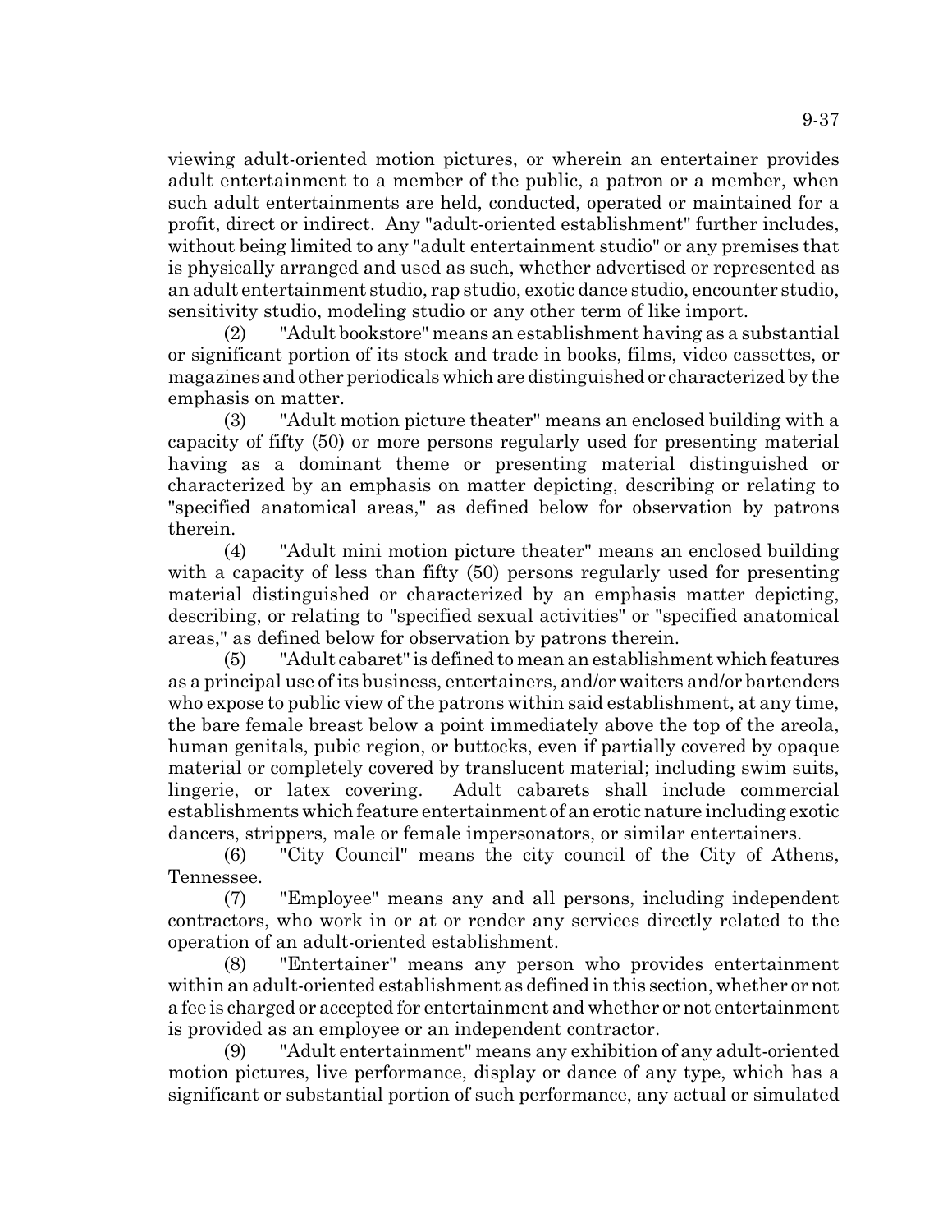viewing adult-oriented motion pictures, or wherein an entertainer provides adult entertainment to a member of the public, a patron or a member, when such adult entertainments are held, conducted, operated or maintained for a profit, direct or indirect. Any "adult-oriented establishment" further includes, without being limited to any "adult entertainment studio" or any premises that is physically arranged and used as such, whether advertised or represented as an adult entertainment studio, rap studio, exotic dance studio, encounter studio, sensitivity studio, modeling studio or any other term of like import.

(2) "Adult bookstore" means an establishment having as a substantial or significant portion of its stock and trade in books, films, video cassettes, or magazines and other periodicals which are distinguished or characterized by the emphasis on matter.

(3) "Adult motion picture theater" means an enclosed building with a capacity of fifty (50) or more persons regularly used for presenting material having as a dominant theme or presenting material distinguished or characterized by an emphasis on matter depicting, describing or relating to "specified anatomical areas," as defined below for observation by patrons therein.

(4) "Adult mini motion picture theater" means an enclosed building with a capacity of less than fifty (50) persons regularly used for presenting material distinguished or characterized by an emphasis matter depicting, describing, or relating to "specified sexual activities" or "specified anatomical areas," as defined below for observation by patrons therein.

(5) "Adult cabaret" is defined to mean an establishment which features as a principal use of its business, entertainers, and/or waiters and/or bartenders who expose to public view of the patrons within said establishment, at any time, the bare female breast below a point immediately above the top of the areola, human genitals, pubic region, or buttocks, even if partially covered by opaque material or completely covered by translucent material; including swim suits, lingerie, or latex covering. Adult cabarets shall include commercial establishments which feature entertainment of an erotic nature including exotic dancers, strippers, male or female impersonators, or similar entertainers.

(6) "City Council" means the city council of the City of Athens, Tennessee.

(7) "Employee" means any and all persons, including independent contractors, who work in or at or render any services directly related to the operation of an adult-oriented establishment.

(8) "Entertainer" means any person who provides entertainment within an adult-oriented establishment as defined in this section, whether or not a fee is charged or accepted for entertainment and whether or not entertainment is provided as an employee or an independent contractor.

(9) "Adult entertainment" means any exhibition of any adult-oriented motion pictures, live performance, display or dance of any type, which has a significant or substantial portion of such performance, any actual or simulated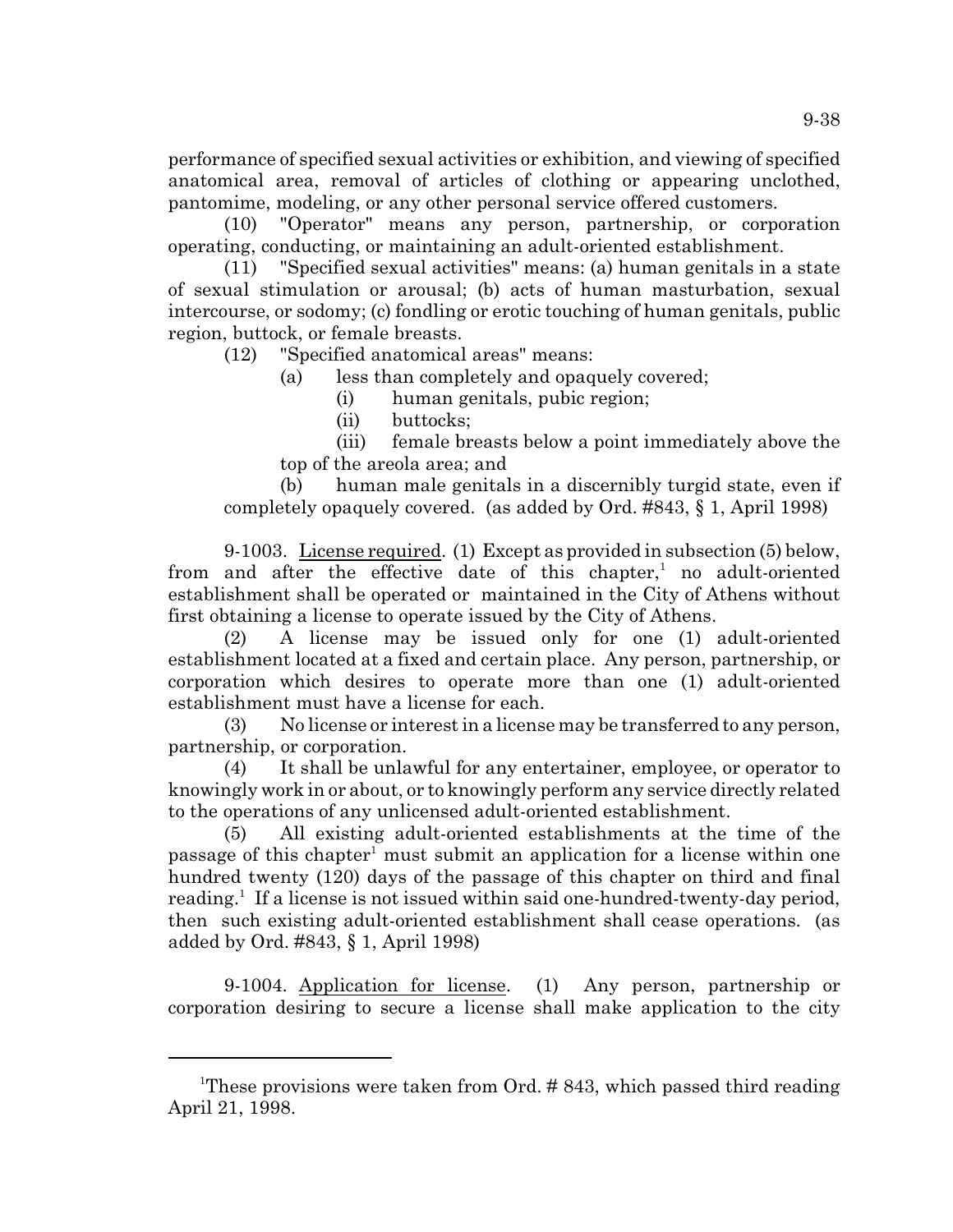performance of specified sexual activities or exhibition, and viewing of specified anatomical area, removal of articles of clothing or appearing unclothed, pantomime, modeling, or any other personal service offered customers.

(10) "Operator" means any person, partnership, or corporation operating, conducting, or maintaining an adult-oriented establishment.

(11) "Specified sexual activities" means: (a) human genitals in a state of sexual stimulation or arousal; (b) acts of human masturbation, sexual intercourse, or sodomy; (c) fondling or erotic touching of human genitals, public region, buttock, or female breasts.

(12) "Specified anatomical areas" means:

(a) less than completely and opaquely covered;

(i) human genitals, pubic region;

(ii) buttocks;

(iii) female breasts below a point immediately above the top of the areola area; and

(b) human male genitals in a discernibly turgid state, even if completely opaquely covered. (as added by Ord. #843, § 1, April 1998)

9-1003. License required. (1) Except as provided in subsection (5) below, from and after the effective date of this chapter,[1] no adult-oriented establishment shall be operated or maintained in the City of Athens without first obtaining a license to operate issued by the City of Athens.

(2) A license may be issued only for one (1) adult-oriented establishment located at a fixed and certain place. Any person, partnership, or corporation which desires to operate more than one (1) adult-oriented establishment must have a license for each.

(3) No license or interest in a license may be transferred to any person, partnership, or corporation.

(4) It shall be unlawful for any entertainer, employee, or operator to knowingly work in or about, or to knowingly perform any service directly related to the operations of any unlicensed adult-oriented establishment.

(5) All existing adult-oriented establishments at the time of the passage of this chapter[1] must submit an application for a license within one hundred twenty (120) days of the passage of this chapter on third and final reading.[1] If a license is not issued within said one-hundred-twenty-day period, then such existing adult-oriented establishment shall cease operations. (as added by Ord. #843, § 1, April 1998)

9-1004. Application for license. (1) Any person, partnership or corporation desiring to secure a license shall make application to the city

---

[1]These provisions were taken from Ord. # 843, which passed third reading April 21, 1998.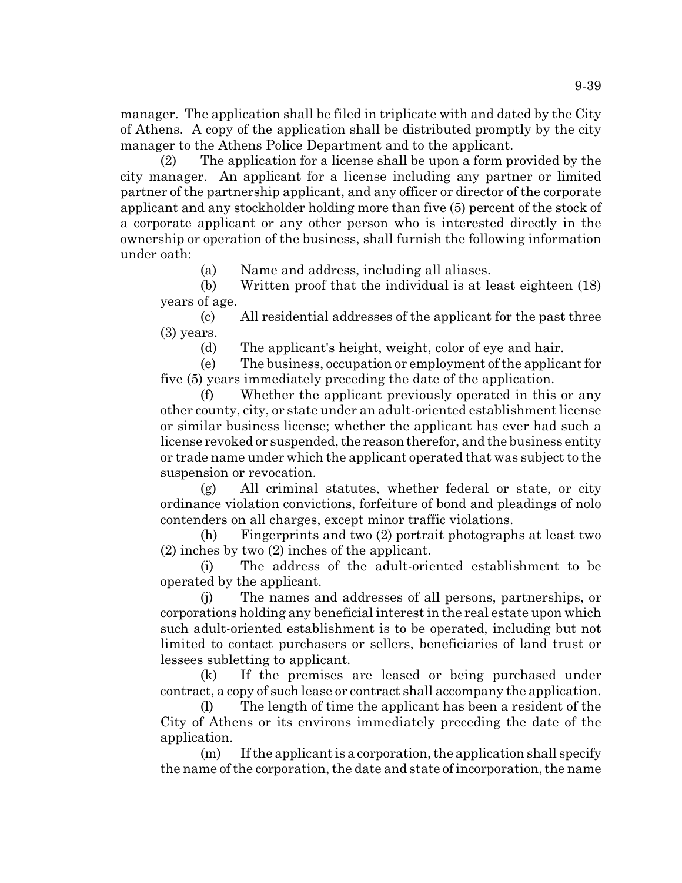manager. The application shall be filed in triplicate with and dated by the City of Athens. A copy of the application shall be distributed promptly by the city manager to the Athens Police Department and to the applicant.

(2) The application for a license shall be upon a form provided by the city manager. An applicant for a license including any partner or limited partner of the partnership applicant, and any officer or director of the corporate applicant and any stockholder holding more than five (5) percent of the stock of a corporate applicant or any other person who is interested directly in the ownership or operation of the business, shall furnish the following information under oath:

(a) Name and address, including all aliases.

(b) Written proof that the individual is at least eighteen (18) years of age.

(c) All residential addresses of the applicant for the past three (3) years.

(d) The applicant's height, weight, color of eye and hair.

(e) The business, occupation or employment of the applicant for five (5) years immediately preceding the date of the application.

(f) Whether the applicant previously operated in this or any other county, city, or state under an adult-oriented establishment license or similar business license; whether the applicant has ever had such a license revoked or suspended, the reason therefor, and the business entity or trade name under which the applicant operated that was subject to the suspension or revocation.

(g) All criminal statutes, whether federal or state, or city ordinance violation convictions, forfeiture of bond and pleadings of nolo contenders on all charges, except minor traffic violations.

(h) Fingerprints and two (2) portrait photographs at least two (2) inches by two (2) inches of the applicant.

(i) The address of the adult-oriented establishment to be operated by the applicant.

(j) The names and addresses of all persons, partnerships, or corporations holding any beneficial interest in the real estate upon which such adult-oriented establishment is to be operated, including but not limited to contact purchasers or sellers, beneficiaries of land trust or lessees subletting to applicant.

(k) If the premises are leased or being purchased under contract, a copy of such lease or contract shall accompany the application.

(l) The length of time the applicant has been a resident of the City of Athens or its environs immediately preceding the date of the application.

(m) If the applicant is a corporation, the application shall specify the name of the corporation, the date and state of incorporation, the name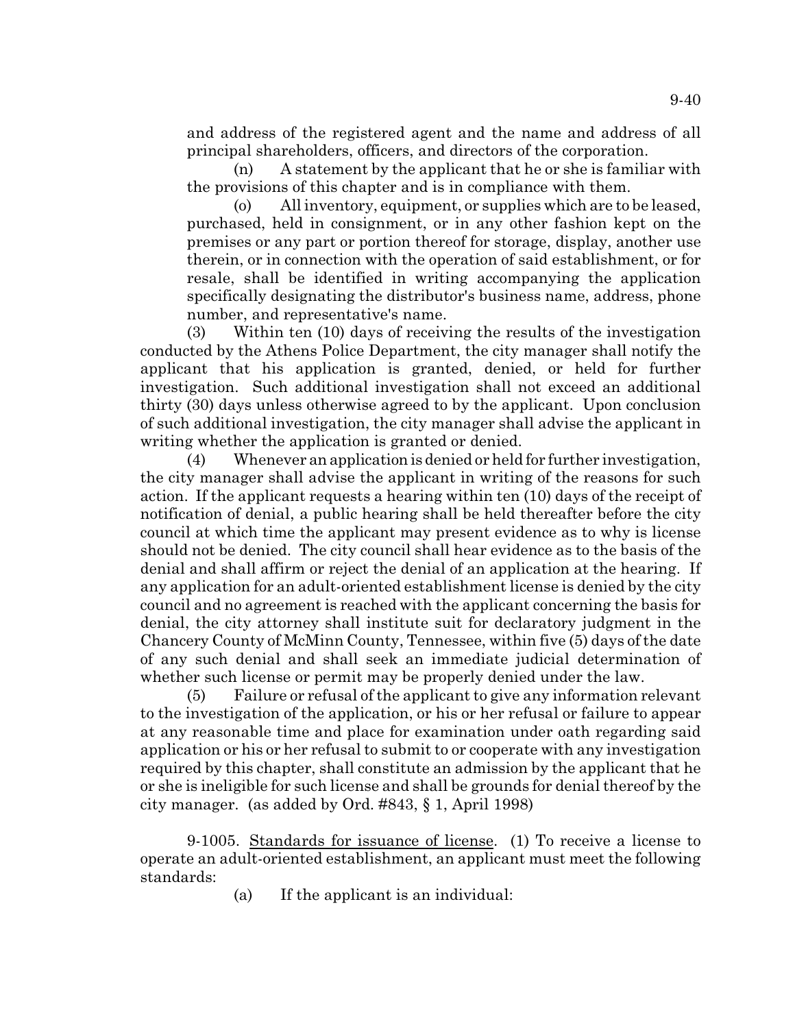and address of the registered agent and the name and address of all principal shareholders, officers, and directors of the corporation.

(n) A statement by the applicant that he or she is familiar with the provisions of this chapter and is in compliance with them.

(o) All inventory, equipment, or supplies which are to be leased, purchased, held in consignment, or in any other fashion kept on the premises or any part or portion thereof for storage, display, another use therein, or in connection with the operation of said establishment, or for resale, shall be identified in writing accompanying the application specifically designating the distributor's business name, address, phone number, and representative's name.

(3) Within ten (10) days of receiving the results of the investigation conducted by the Athens Police Department, the city manager shall notify the applicant that his application is granted, denied, or held for further investigation. Such additional investigation shall not exceed an additional thirty (30) days unless otherwise agreed to by the applicant. Upon conclusion of such additional investigation, the city manager shall advise the applicant in writing whether the application is granted or denied.

(4) Whenever an application is denied or held for further investigation, the city manager shall advise the applicant in writing of the reasons for such action. If the applicant requests a hearing within ten (10) days of the receipt of notification of denial, a public hearing shall be held thereafter before the city council at which time the applicant may present evidence as to why is license should not be denied. The city council shall hear evidence as to the basis of the denial and shall affirm or reject the denial of an application at the hearing. If any application for an adult-oriented establishment license is denied by the city council and no agreement is reached with the applicant concerning the basis for denial, the city attorney shall institute suit for declaratory judgment in the Chancery County of McMinn County, Tennessee, within five (5) days of the date of any such denial and shall seek an immediate judicial determination of whether such license or permit may be properly denied under the law.

(5) Failure or refusal of the applicant to give any information relevant to the investigation of the application, or his or her refusal or failure to appear at any reasonable time and place for examination under oath regarding said application or his or her refusal to submit to or cooperate with any investigation required by this chapter, shall constitute an admission by the applicant that he or she is ineligible for such license and shall be grounds for denial thereof by the city manager. (as added by Ord. #843, § 1, April 1998)

9-1005. Standards for issuance of license. (1) To receive a license to operate an adult-oriented establishment, an applicant must meet the following standards:

(a) If the applicant is an individual: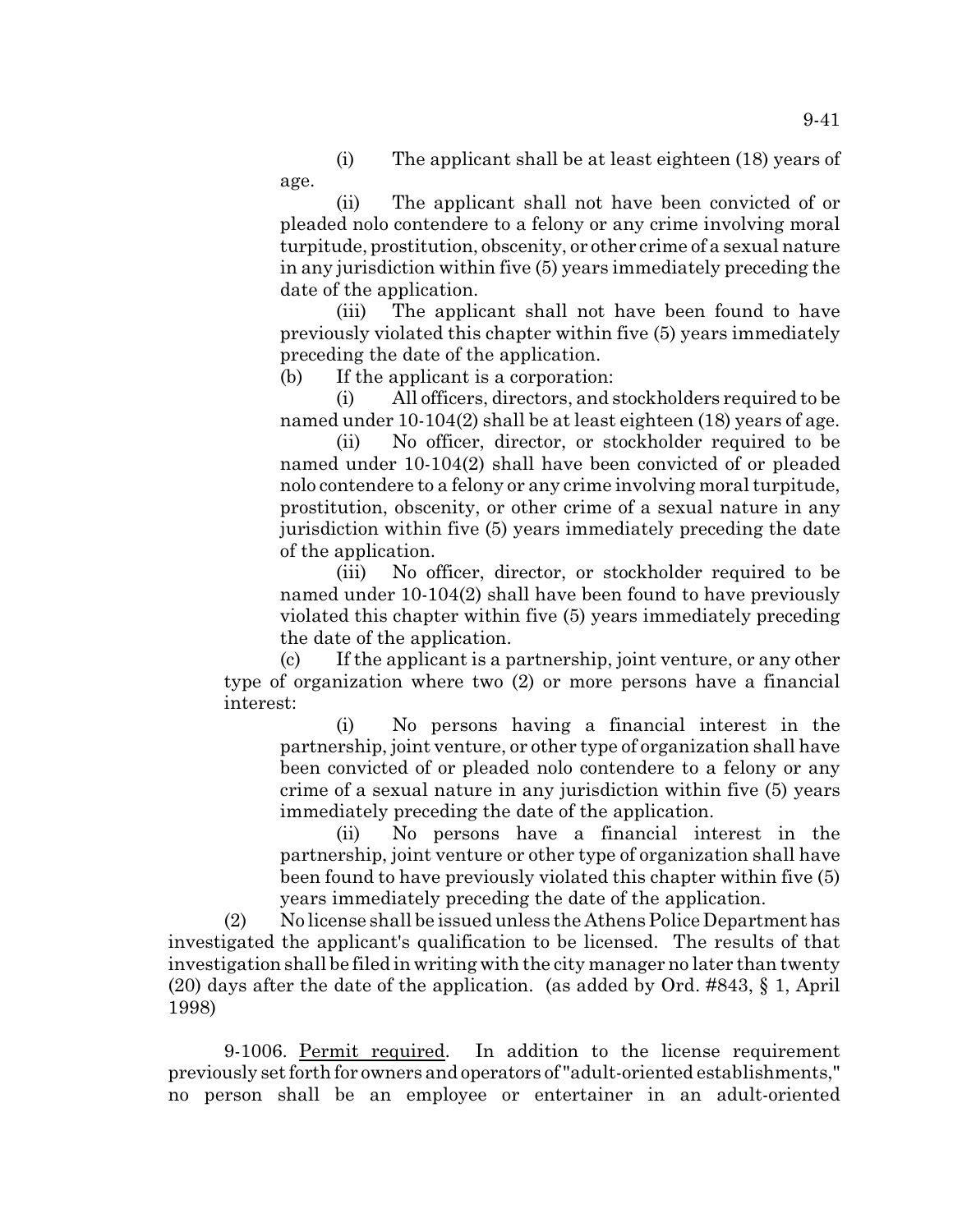(i) The applicant shall be at least eighteen (18) years of age.

(ii) The applicant shall not have been convicted of or pleaded nolo contendere to a felony or any crime involving moral turpitude, prostitution, obscenity, or other crime of a sexual nature in any jurisdiction within five (5) years immediately preceding the date of the application.

(iii) The applicant shall not have been found to have previously violated this chapter within five (5) years immediately preceding the date of the application.

(b) If the applicant is a corporation:

(i) All officers, directors, and stockholders required to be named under 10-104(2) shall be at least eighteen (18) years of age.

(ii) No officer, director, or stockholder required to be named under 10-104(2) shall have been convicted of or pleaded nolo contendere to a felony or any crime involving moral turpitude, prostitution, obscenity, or other crime of a sexual nature in any jurisdiction within five (5) years immediately preceding the date of the application.

(iii) No officer, director, or stockholder required to be named under 10-104(2) shall have been found to have previously violated this chapter within five (5) years immediately preceding the date of the application.

(c) If the applicant is a partnership, joint venture, or any other type of organization where two (2) or more persons have a financial interest:

(i) No persons having a financial interest in the partnership, joint venture, or other type of organization shall have been convicted of or pleaded nolo contendere to a felony or any crime of a sexual nature in any jurisdiction within five (5) years immediately preceding the date of the application.

(ii) No persons have a financial interest in the partnership, joint venture or other type of organization shall have been found to have previously violated this chapter within five (5) years immediately preceding the date of the application.

(2) No license shall be issued unless the Athens Police Department has investigated the applicant's qualification to be licensed. The results of that investigation shall be filed in writing with the city manager no later than twenty (20) days after the date of the application. (as added by Ord. #843, § 1, April 1998)

9-1006. Permit required. In addition to the license requirement previously set forth for owners and operators of "adult-oriented establishments," no person shall be an employee or entertainer in an adult-oriented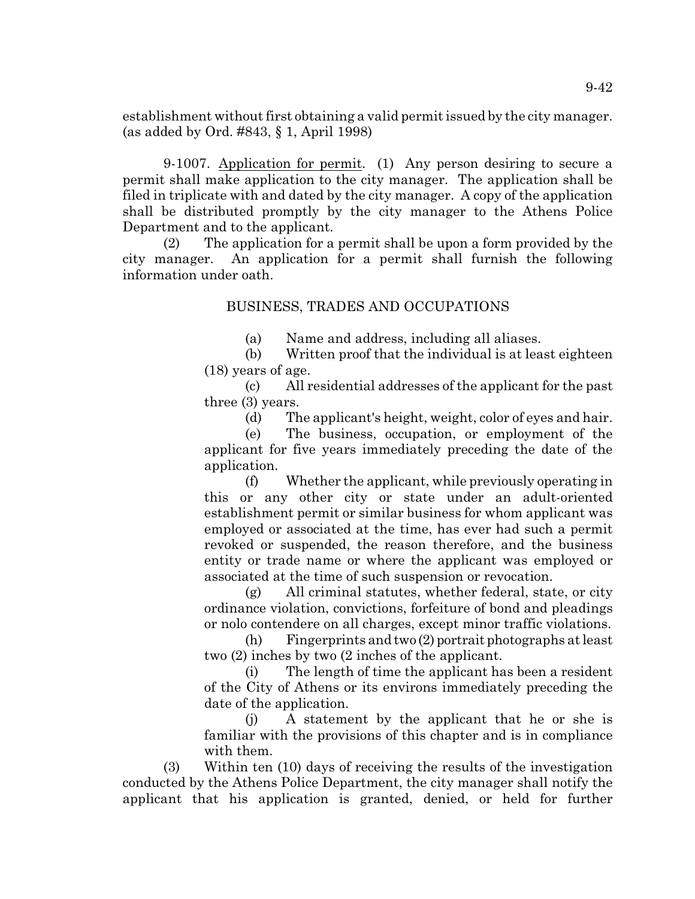establishment without first obtaining a valid permit issued by the city manager. (as added by Ord. #843, § 1, April 1998)

9-1007. Application for permit. (1) Any person desiring to secure a permit shall make application to the city manager. The application shall be filed in triplicate with and dated by the city manager. A copy of the application shall be distributed promptly by the city manager to the Athens Police Department and to the applicant.

(2) The application for a permit shall be upon a form provided by the city manager. An application for a permit shall furnish the following information under oath.

(a) Name and address, including all aliases.

(b) Written proof that the individual is at least eighteen (18) years of age.

(c) All residential addresses of the applicant for the past three (3) years.

(d) The applicant's height, weight, color of eyes and hair.

(e) The business, occupation, or employment of the applicant for five years immediately preceding the date of the application.

(f) Whether the applicant, while previously operating in this or any other city or state under an adult-oriented establishment permit or similar business for whom applicant was employed or associated at the time, has ever had such a permit revoked or suspended, the reason therefore, and the business entity or trade name or where the applicant was employed or associated at the time of such suspension or revocation.

(g) All criminal statutes, whether federal, state, or city ordinance violation, convictions, forfeiture of bond and pleadings or nolo contendere on all charges, except minor traffic violations.

(h) Fingerprints and two (2) portrait photographs at least two (2) inches by two (2 inches of the applicant.

(i) The length of time the applicant has been a resident of the City of Athens or its environs immediately preceding the date of the application.

(j) A statement by the applicant that he or she is familiar with the provisions of this chapter and is in compliance with them.

(3) Within ten (10) days of receiving the results of the investigation conducted by the Athens Police Department, the city manager shall notify the applicant that his application is granted, denied, or held for further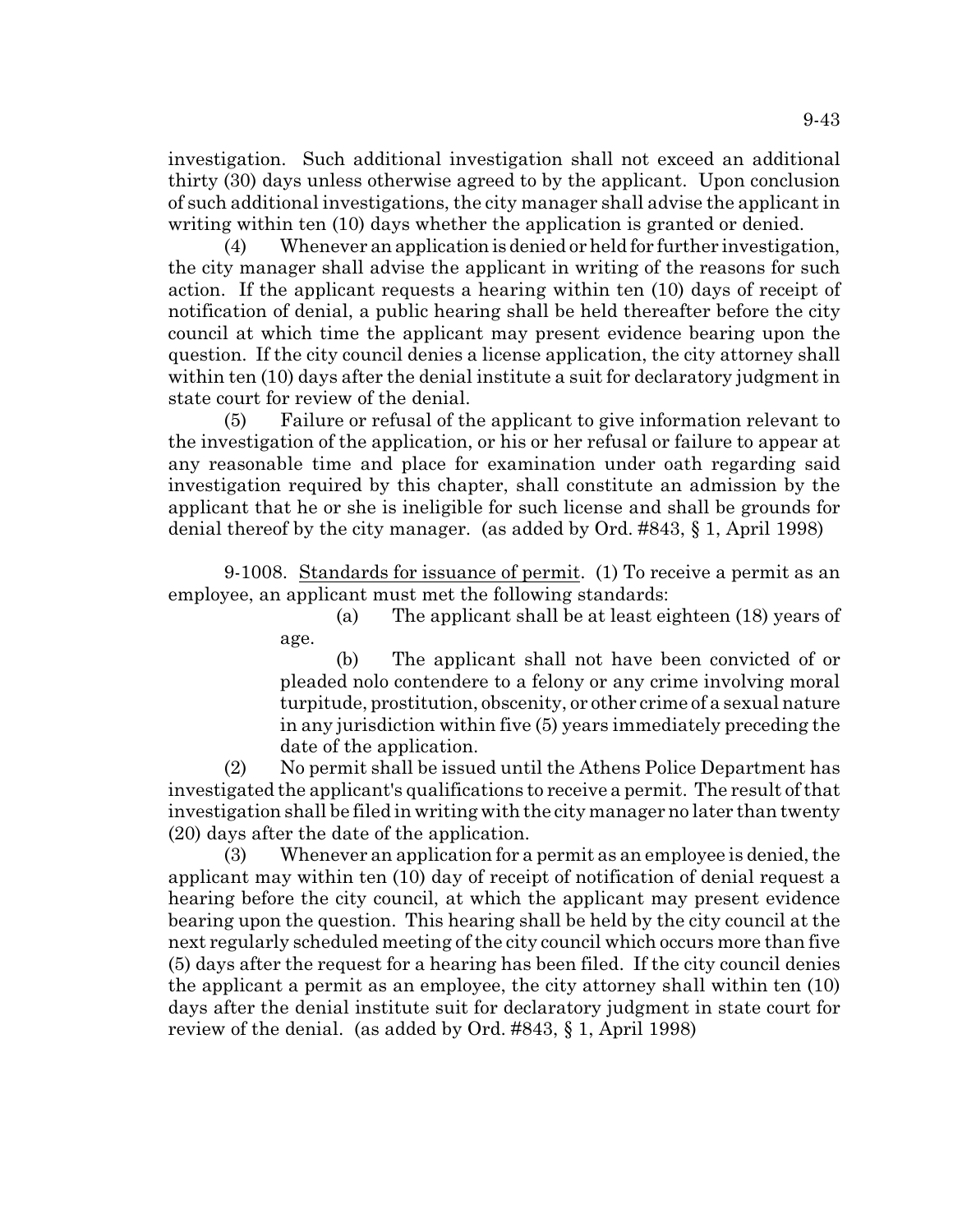investigation. Such additional investigation shall not exceed an additional thirty (30) days unless otherwise agreed to by the applicant. Upon conclusion of such additional investigations, the city manager shall advise the applicant in writing within ten (10) days whether the application is granted or denied.

(4) Whenever an application is denied or held for further investigation, the city manager shall advise the applicant in writing of the reasons for such action. If the applicant requests a hearing within ten (10) days of receipt of notification of denial, a public hearing shall be held thereafter before the city council at which time the applicant may present evidence bearing upon the question. If the city council denies a license application, the city attorney shall within ten (10) days after the denial institute a suit for declaratory judgment in state court for review of the denial.

(5) Failure or refusal of the applicant to give information relevant to the investigation of the application, or his or her refusal or failure to appear at any reasonable time and place for examination under oath regarding said investigation required by this chapter, shall constitute an admission by the applicant that he or she is ineligible for such license and shall be grounds for denial thereof by the city manager. (as added by Ord. #843, § 1, April 1998)

9-1008. Standards for issuance of permit. (1) To receive a permit as an employee, an applicant must met the following standards:

(a) The applicant shall be at least eighteen (18) years of age.

(b) The applicant shall not have been convicted of or pleaded nolo contendere to a felony or any crime involving moral turpitude, prostitution, obscenity, or other crime of a sexual nature in any jurisdiction within five (5) years immediately preceding the date of the application.

(2) No permit shall be issued until the Athens Police Department has investigated the applicant's qualifications to receive a permit. The result of that investigation shall be filed in writing with the city manager no later than twenty (20) days after the date of the application.

(3) Whenever an application for a permit as an employee is denied, the applicant may within ten (10) day of receipt of notification of denial request a hearing before the city council, at which the applicant may present evidence bearing upon the question. This hearing shall be held by the city council at the next regularly scheduled meeting of the city council which occurs more than five (5) days after the request for a hearing has been filed. If the city council denies the applicant a permit as an employee, the city attorney shall within ten (10) days after the denial institute suit for declaratory judgment in state court for review of the denial. (as added by Ord. #843, § 1, April 1998)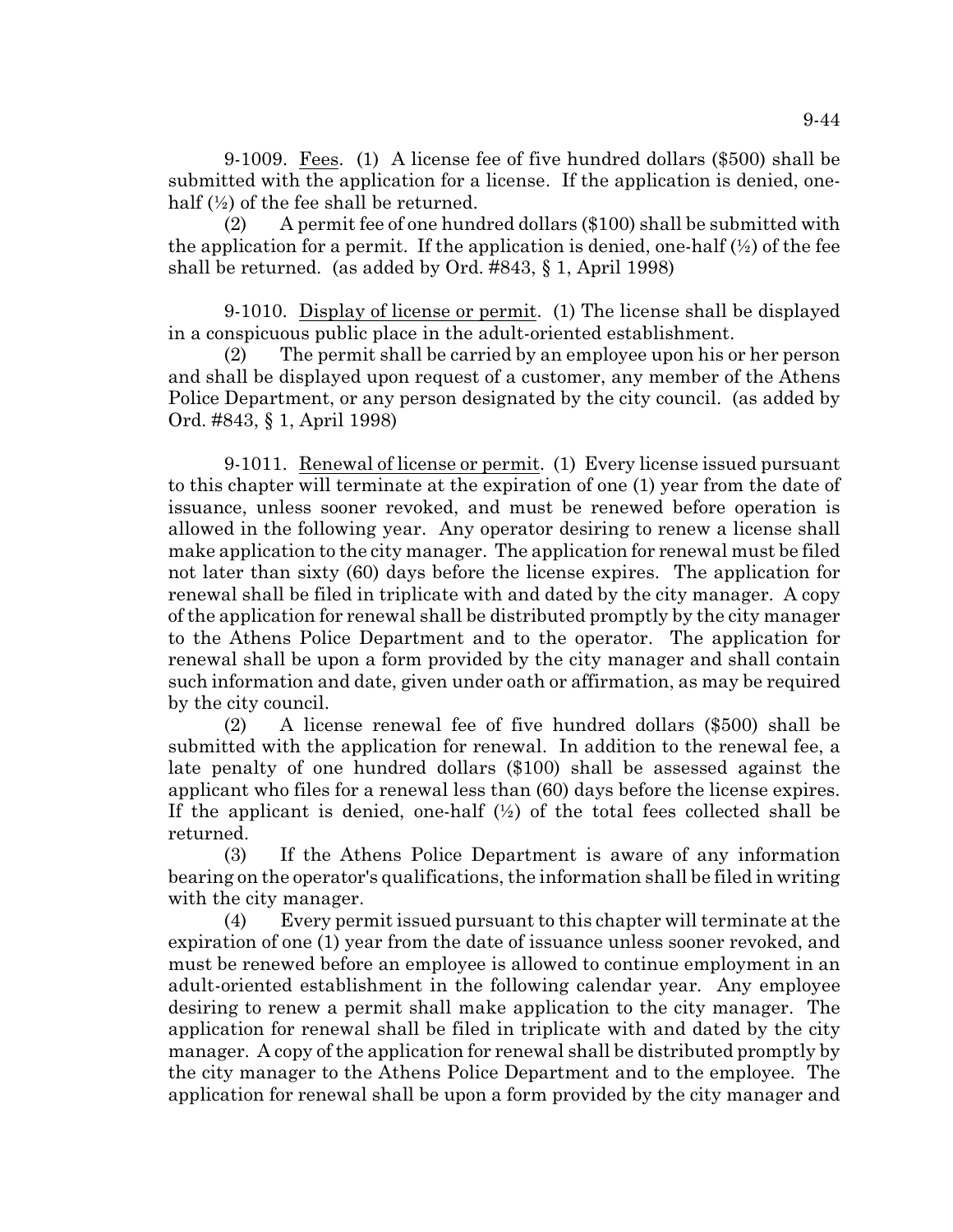9-1009. Fees. (1) A license fee of five hundred dollars ($500) shall be submitted with the application for a license. If the application is denied, one-half (½) of the fee shall be returned.

(2) A permit fee of one hundred dollars ($100) shall be submitted with the application for a permit. If the application is denied, one-half (½) of the fee shall be returned. (as added by Ord. #843, § 1, April 1998)

9-1010. Display of license or permit. (1) The license shall be displayed in a conspicuous public place in the adult-oriented establishment.

(2) The permit shall be carried by an employee upon his or her person and shall be displayed upon request of a customer, any member of the Athens Police Department, or any person designated by the city council. (as added by Ord. #843, § 1, April 1998)

9-1011. Renewal of license or permit. (1) Every license issued pursuant to this chapter will terminate at the expiration of one (1) year from the date of issuance, unless sooner revoked, and must be renewed before operation is allowed in the following year. Any operator desiring to renew a license shall make application to the city manager. The application for renewal must be filed not later than sixty (60) days before the license expires. The application for renewal shall be filed in triplicate with and dated by the city manager. A copy of the application for renewal shall be distributed promptly by the city manager to the Athens Police Department and to the operator. The application for renewal shall be upon a form provided by the city manager and shall contain such information and date, given under oath or affirmation, as may be required by the city council.

(2) A license renewal fee of five hundred dollars ($500) shall be submitted with the application for renewal. In addition to the renewal fee, a late penalty of one hundred dollars ($100) shall be assessed against the applicant who files for a renewal less than (60) days before the license expires. If the applicant is denied, one-half (½) of the total fees collected shall be returned.

(3) If the Athens Police Department is aware of any information bearing on the operator's qualifications, the information shall be filed in writing with the city manager.

(4) Every permit issued pursuant to this chapter will terminate at the expiration of one (1) year from the date of issuance unless sooner revoked, and must be renewed before an employee is allowed to continue employment in an adult-oriented establishment in the following calendar year. Any employee desiring to renew a permit shall make application to the city manager. The application for renewal shall be filed in triplicate with and dated by the city manager. A copy of the application for renewal shall be distributed promptly by the city manager to the Athens Police Department and to the employee. The application for renewal shall be upon a form provided by the city manager and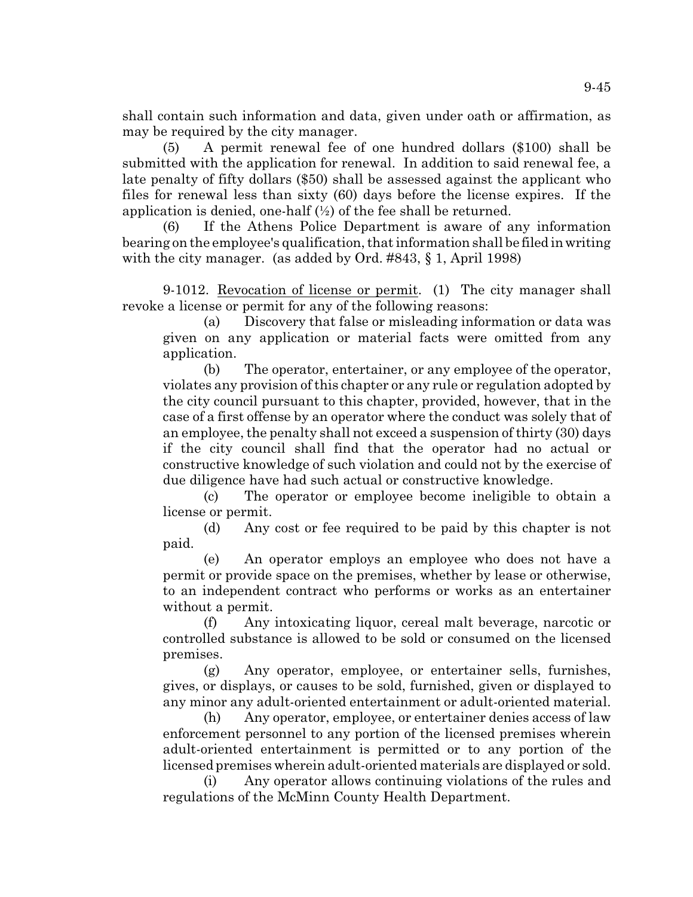shall contain such information and data, given under oath or affirmation, as may be required by the city manager.

(5) A permit renewal fee of one hundred dollars ($100) shall be submitted with the application for renewal. In addition to said renewal fee, a late penalty of fifty dollars ($50) shall be assessed against the applicant who files for renewal less than sixty (60) days before the license expires. If the application is denied, one-half (½) of the fee shall be returned.

(6) If the Athens Police Department is aware of any information bearing on the employee's qualification, that information shall be filed in writing with the city manager. (as added by Ord. #843, § 1, April 1998)

9-1012. Revocation of license or permit. (1) The city manager shall revoke a license or permit for any of the following reasons:

(a) Discovery that false or misleading information or data was given on any application or material facts were omitted from any application.

(b) The operator, entertainer, or any employee of the operator, violates any provision of this chapter or any rule or regulation adopted by the city council pursuant to this chapter, provided, however, that in the case of a first offense by an operator where the conduct was solely that of an employee, the penalty shall not exceed a suspension of thirty (30) days if the city council shall find that the operator had no actual or constructive knowledge of such violation and could not by the exercise of due diligence have had such actual or constructive knowledge.

(c) The operator or employee become ineligible to obtain a license or permit.

(d) Any cost or fee required to be paid by this chapter is not paid.

(e) An operator employs an employee who does not have a permit or provide space on the premises, whether by lease or otherwise, to an independent contract who performs or works as an entertainer without a permit.

(f) Any intoxicating liquor, cereal malt beverage, narcotic or controlled substance is allowed to be sold or consumed on the licensed premises.

(g) Any operator, employee, or entertainer sells, furnishes, gives, or displays, or causes to be sold, furnished, given or displayed to any minor any adult-oriented entertainment or adult-oriented material.

(h) Any operator, employee, or entertainer denies access of law enforcement personnel to any portion of the licensed premises wherein adult-oriented entertainment is permitted or to any portion of the licensed premises wherein adult-oriented materials are displayed or sold.

(i) Any operator allows continuing violations of the rules and regulations of the McMinn County Health Department.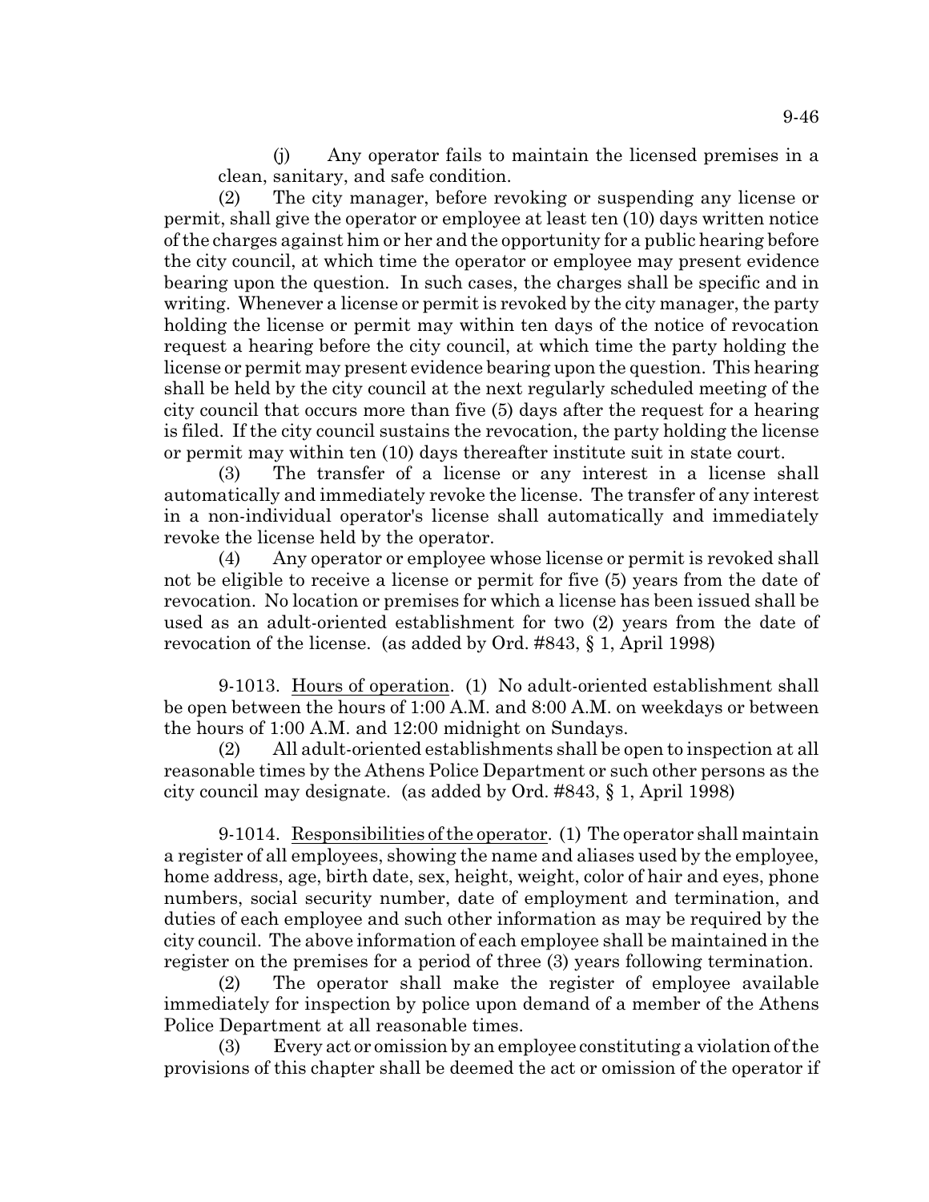(j) Any operator fails to maintain the licensed premises in a clean, sanitary, and safe condition.

(2) The city manager, before revoking or suspending any license or permit, shall give the operator or employee at least ten (10) days written notice of the charges against him or her and the opportunity for a public hearing before the city council, at which time the operator or employee may present evidence bearing upon the question. In such cases, the charges shall be specific and in writing. Whenever a license or permit is revoked by the city manager, the party holding the license or permit may within ten days of the notice of revocation request a hearing before the city council, at which time the party holding the license or permit may present evidence bearing upon the question. This hearing shall be held by the city council at the next regularly scheduled meeting of the city council that occurs more than five (5) days after the request for a hearing is filed. If the city council sustains the revocation, the party holding the license or permit may within ten (10) days thereafter institute suit in state court.

(3) The transfer of a license or any interest in a license shall automatically and immediately revoke the license. The transfer of any interest in a non-individual operator's license shall automatically and immediately revoke the license held by the operator.

(4) Any operator or employee whose license or permit is revoked shall not be eligible to receive a license or permit for five (5) years from the date of revocation. No location or premises for which a license has been issued shall be used as an adult-oriented establishment for two (2) years from the date of revocation of the license. (as added by Ord. #843, § 1, April 1998)

9-1013. Hours of operation. (1) No adult-oriented establishment shall be open between the hours of 1:00 A.M. and 8:00 A.M. on weekdays or between the hours of 1:00 A.M. and 12:00 midnight on Sundays.

(2) All adult-oriented establishments shall be open to inspection at all reasonable times by the Athens Police Department or such other persons as the city council may designate. (as added by Ord. #843, § 1, April 1998)

9-1014. Responsibilities of the operator. (1) The operator shall maintain a register of all employees, showing the name and aliases used by the employee, home address, age, birth date, sex, height, weight, color of hair and eyes, phone numbers, social security number, date of employment and termination, and duties of each employee and such other information as may be required by the city council. The above information of each employee shall be maintained in the register on the premises for a period of three (3) years following termination.

(2) The operator shall make the register of employee available immediately for inspection by police upon demand of a member of the Athens Police Department at all reasonable times.

(3) Every act or omission by an employee constituting a violation of the provisions of this chapter shall be deemed the act or omission of the operator if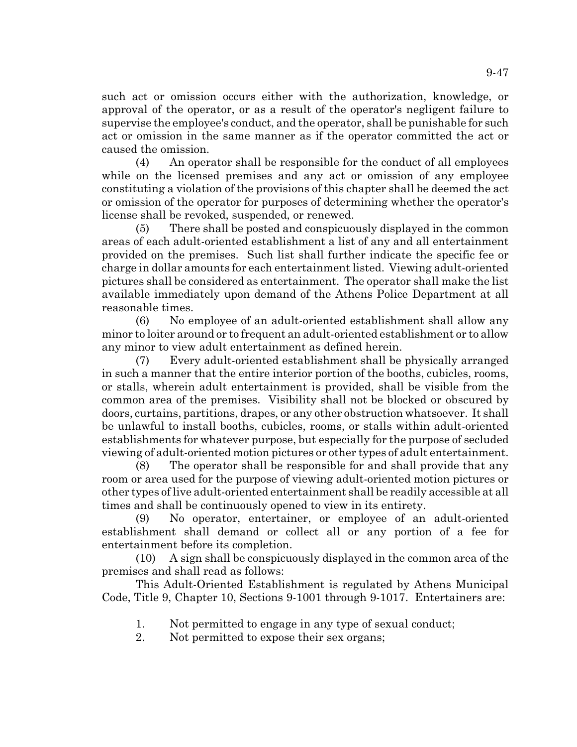such act or omission occurs either with the authorization, knowledge, or approval of the operator, or as a result of the operator's negligent failure to supervise the employee's conduct, and the operator, shall be punishable for such act or omission in the same manner as if the operator committed the act or caused the omission.

(4) An operator shall be responsible for the conduct of all employees while on the licensed premises and any act or omission of any employee constituting a violation of the provisions of this chapter shall be deemed the act or omission of the operator for purposes of determining whether the operator's license shall be revoked, suspended, or renewed.

(5) There shall be posted and conspicuously displayed in the common areas of each adult-oriented establishment a list of any and all entertainment provided on the premises. Such list shall further indicate the specific fee or charge in dollar amounts for each entertainment listed. Viewing adult-oriented pictures shall be considered as entertainment. The operator shall make the list available immediately upon demand of the Athens Police Department at all reasonable times.

(6) No employee of an adult-oriented establishment shall allow any minor to loiter around or to frequent an adult-oriented establishment or to allow any minor to view adult entertainment as defined herein.

(7) Every adult-oriented establishment shall be physically arranged in such a manner that the entire interior portion of the booths, cubicles, rooms, or stalls, wherein adult entertainment is provided, shall be visible from the common area of the premises. Visibility shall not be blocked or obscured by doors, curtains, partitions, drapes, or any other obstruction whatsoever. It shall be unlawful to install booths, cubicles, rooms, or stalls within adult-oriented establishments for whatever purpose, but especially for the purpose of secluded viewing of adult-oriented motion pictures or other types of adult entertainment.

(8) The operator shall be responsible for and shall provide that any room or area used for the purpose of viewing adult-oriented motion pictures or other types of live adult-oriented entertainment shall be readily accessible at all times and shall be continuously opened to view in its entirety.

(9) No operator, entertainer, or employee of an adult-oriented establishment shall demand or collect all or any portion of a fee for entertainment before its completion.

(10) A sign shall be conspicuously displayed in the common area of the premises and shall read as follows:

This Adult-Oriented Establishment is regulated by Athens Municipal Code, Title 9, Chapter 10, Sections 9-1001 through 9-1017. Entertainers are:

1. Not permitted to engage in any type of sexual conduct;
2. Not permitted to expose their sex organs;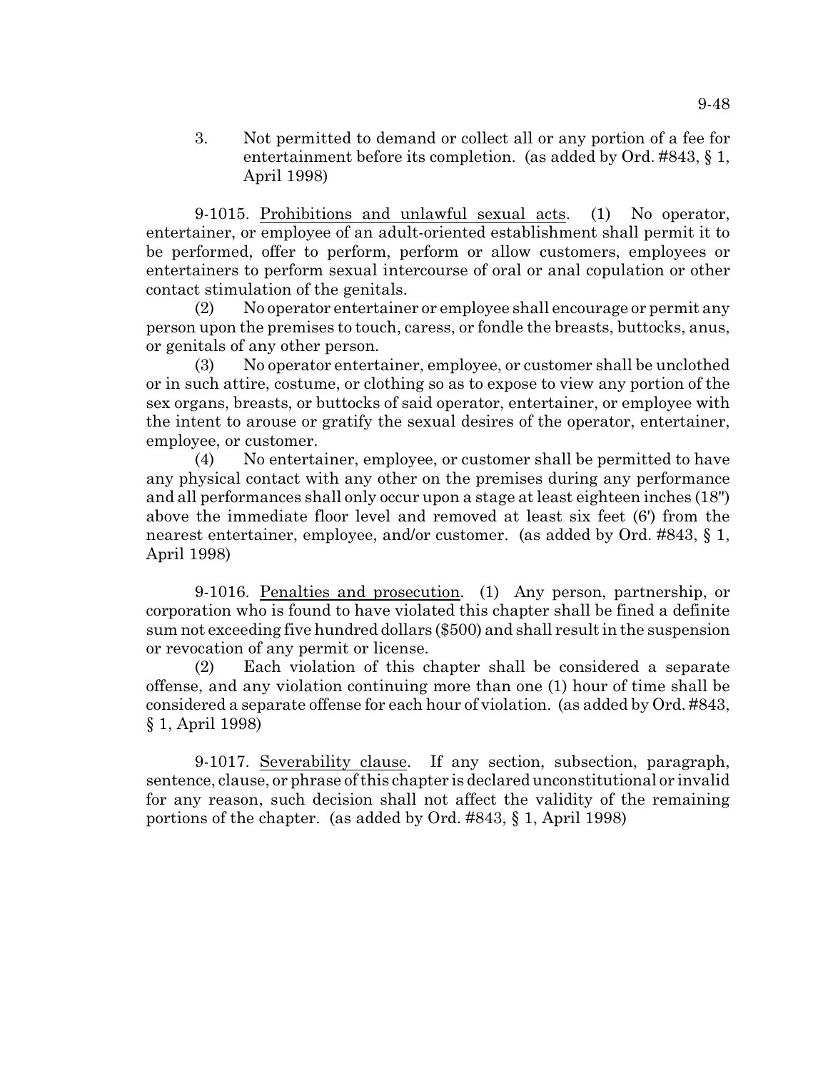3. Not permitted to demand or collect all or any portion of a fee for entertainment before its completion. (as added by Ord. #843, § 1, April 1998)

9-1015. Prohibitions and unlawful sexual acts. (1) No operator, entertainer, or employee of an adult-oriented establishment shall permit it to be performed, offer to perform, perform or allow customers, employees or entertainers to perform sexual intercourse of oral or anal copulation or other contact stimulation of the genitals.

(2) No operator entertainer or employee shall encourage or permit any person upon the premises to touch, caress, or fondle the breasts, buttocks, anus, or genitals of any other person.

(3) No operator entertainer, employee, or customer shall be unclothed or in such attire, costume, or clothing so as to expose to view any portion of the sex organs, breasts, or buttocks of said operator, entertainer, or employee with the intent to arouse or gratify the sexual desires of the operator, entertainer, employee, or customer.

(4) No entertainer, employee, or customer shall be permitted to have any physical contact with any other on the premises during any performance and all performances shall only occur upon a stage at least eighteen inches (18") above the immediate floor level and removed at least six feet (6') from the nearest entertainer, employee, and/or customer. (as added by Ord. #843, § 1, April 1998)

9-1016. Penalties and prosecution. (1) Any person, partnership, or corporation who is found to have violated this chapter shall be fined a definite sum not exceeding five hundred dollars ($500) and shall result in the suspension or revocation of any permit or license.

(2) Each violation of this chapter shall be considered a separate offense, and any violation continuing more than one (1) hour of time shall be considered a separate offense for each hour of violation. (as added by Ord. #843, § 1, April 1998)

9-1017. Severability clause. If any section, subsection, paragraph, sentence, clause, or phrase of this chapter is declared unconstitutional or invalid for any reason, such decision shall not affect the validity of the remaining portions of the chapter. (as added by Ord. #843, § 1, April 1998)